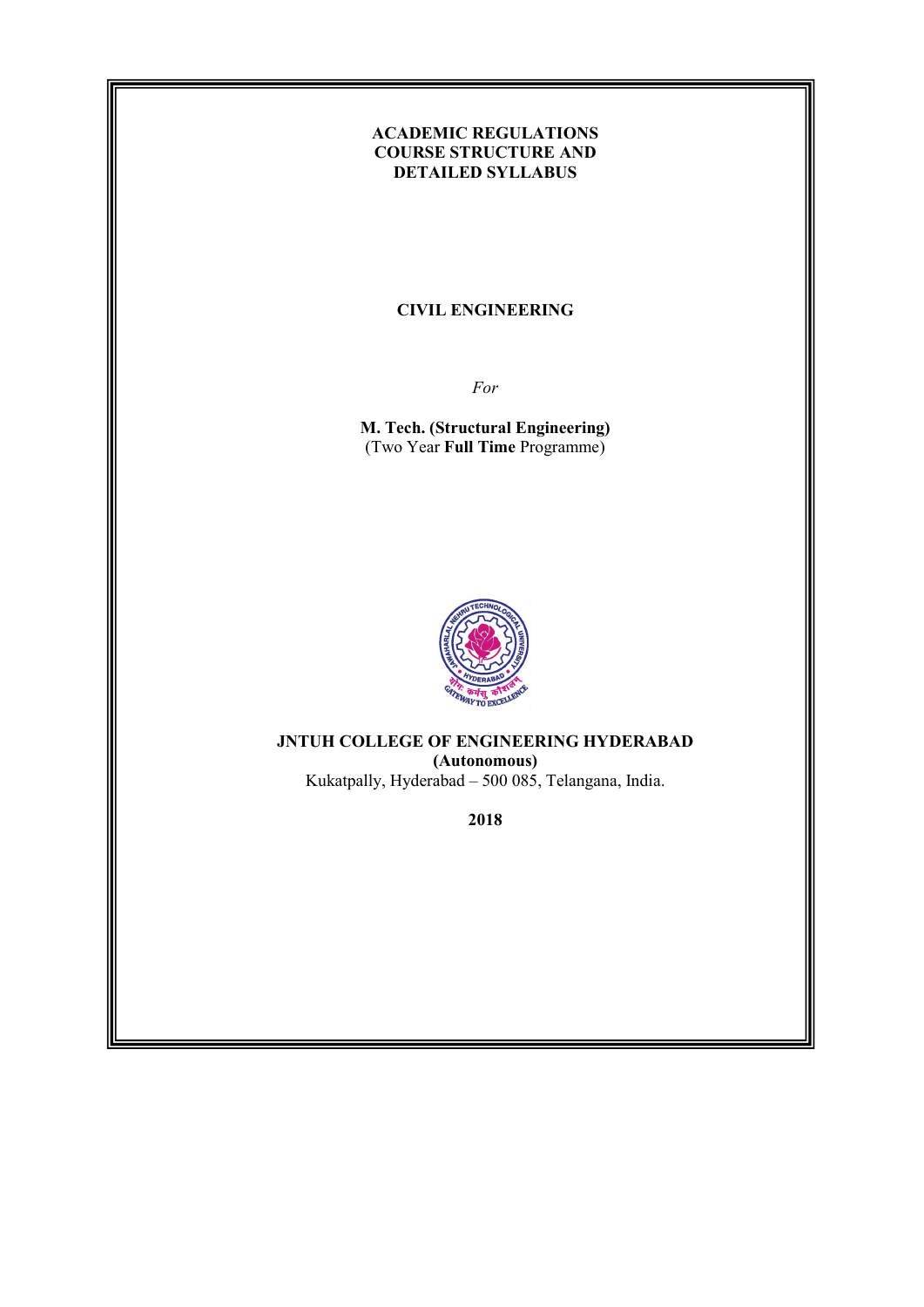# ACADEMIC REGULATIONS
# COURSE STRUCTURE AND
# DETAILED SYLLABUS

## CIVIL ENGINEERING

*For*

**M. Tech. (Structural Engineering)**
(Two Year **Full Time** Programme)

**JNTUH COLLEGE OF ENGINEERING HYDERABAD**
**(Autonomous)**
Kukatpally, Hyderabad – 500 085, Telangana, India.

**2018**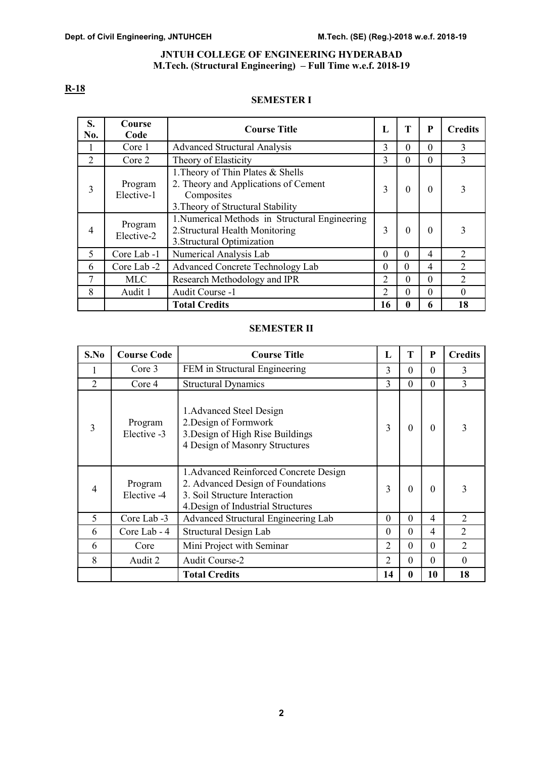## JNTUH COLLEGE OF ENGINEERING HYDERABAD
## M.Tech. (Structural Engineering) – Full Time w.e.f. 2018-19

**R-18**

### SEMESTER I

| S. No. | Course Code | Course Title | L | T | P | Credits |
|---|---|---|---|---|---|---|
| 1 | Core 1 | Advanced Structural Analysis | 3 | 0 | 0 | 3 |
| 2 | Core 2 | Theory of Elasticity | 3 | 0 | 0 | 3 |
| 3 | Program Elective-1 | 1.Theory of Thin Plates & Shells<br>2. Theory and Applications of Cement Composites<br>3.Theory of Structural Stability | 3 | 0 | 0 | 3 |
| 4 | Program Elective-2 | 1.Numerical Methods in Structural Engineering<br>2.Structural Health Monitoring<br>3.Structural Optimization | 3 | 0 | 0 | 3 |
| 5 | Core Lab -1 | Numerical Analysis Lab | 0 | 0 | 4 | 2 |
| 6 | Core Lab -2 | Advanced Concrete Technology Lab | 0 | 0 | 4 | 2 |
| 7 | MLC | Research Methodology and IPR | 2 | 0 | 0 | 2 |
| 8 | Audit 1 | Audit Course -1 | 2 | 0 | 0 | 0 |
| | | **Total Credits** | **16** | **0** | **6** | **18** |

### SEMESTER II

| S.No | Course Code | Course Title | L | T | P | Credits |
|---|---|---|---|---|---|---|
| 1 | Core 3 | FEM in Structural Engineering | 3 | 0 | 0 | 3 |
| 2 | Core 4 | Structural Dynamics | 3 | 0 | 0 | 3 |
| 3 | Program Elective -3 | 1.Advanced Steel Design<br>2.Design of Formwork<br>3.Design of High Rise Buildings<br>4 Design of Masonry Structures | 3 | 0 | 0 | 3 |
| 4 | Program Elective -4 | 1.Advanced Reinforced Concrete Design<br>2. Advanced Design of Foundations<br>3. Soil Structure Interaction<br>4.Design of Industrial Structures | 3 | 0 | 0 | 3 |
| 5 | Core Lab -3 | Advanced Structural Engineering Lab | 0 | 0 | 4 | 2 |
| 6 | Core Lab - 4 | Structural Design Lab | 0 | 0 | 4 | 2 |
| 6 | Core | Mini Project with Seminar | 2 | 0 | 0 | 2 |
| 8 | Audit 2 | Audit Course-2 | 2 | 0 | 0 | 0 |
| | | **Total Credits** | **14** | **0** | **10** | **18** |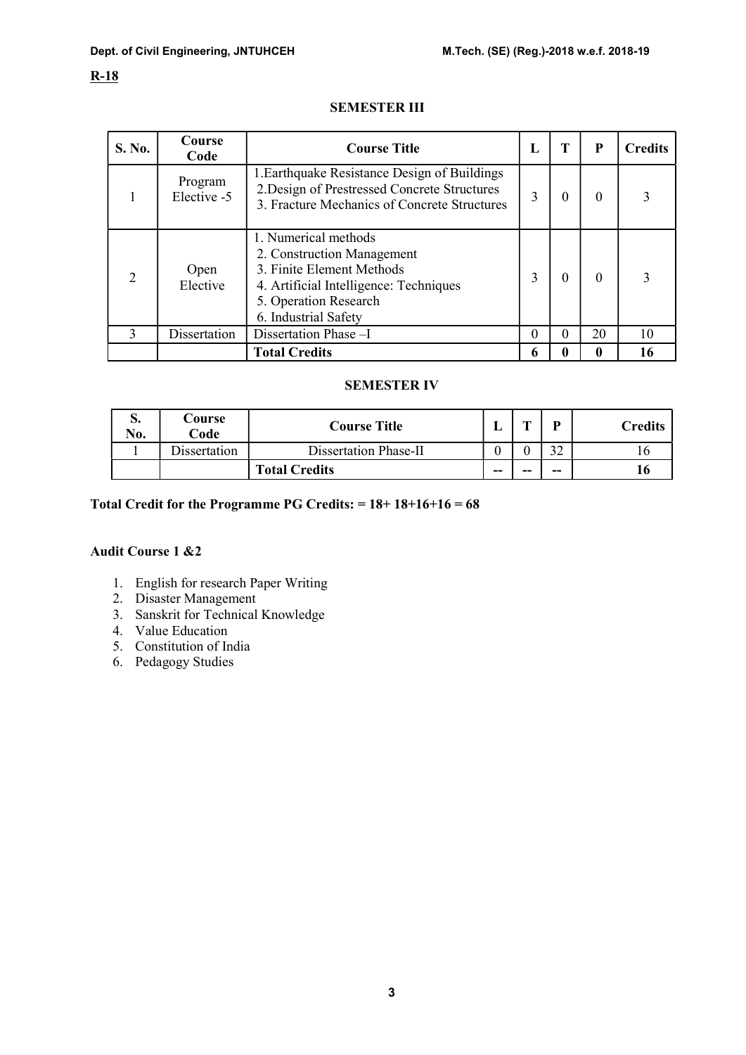**R-18**

## SEMESTER III

| S. No. | Course Code | Course Title | L | T | P | Credits |
|---|---|---|---|---|---|---|
| 1 | Program Elective -5 | 1.Earthquake Resistance Design of Buildings<br>2.Design of Prestressed Concrete Structures<br>3. Fracture Mechanics of Concrete Structures | 3 | 0 | 0 | 3 |
| 2 | Open Elective | 1. Numerical methods<br>2. Construction Management<br>3. Finite Element Methods<br>4. Artificial Intelligence: Techniques<br>5. Operation Research<br>6. Industrial Safety | 3 | 0 | 0 | 3 |
| 3 | Dissertation | Dissertation Phase –I | 0 | 0 | 20 | 10 |
| | | **Total Credits** | **6** | **0** | **0** | **16** |

## SEMESTER IV

| S. No. | Course Code | Course Title | L | T | P | Credits |
|---|---|---|---|---|---|---|
| 1 | Dissertation | Dissertation Phase-II | 0 | 0 | 32 | 16 |
| | | **Total Credits** | -- | -- | -- | **16** |

**Total Credit for the Programme PG Credits: = 18+ 18+16+16 = 68**

**Audit Course 1 &2**

1. English for research Paper Writing
2. Disaster Management
3. Sanskrit for Technical Knowledge
4. Value Education
5. Constitution of India
6. Pedagogy Studies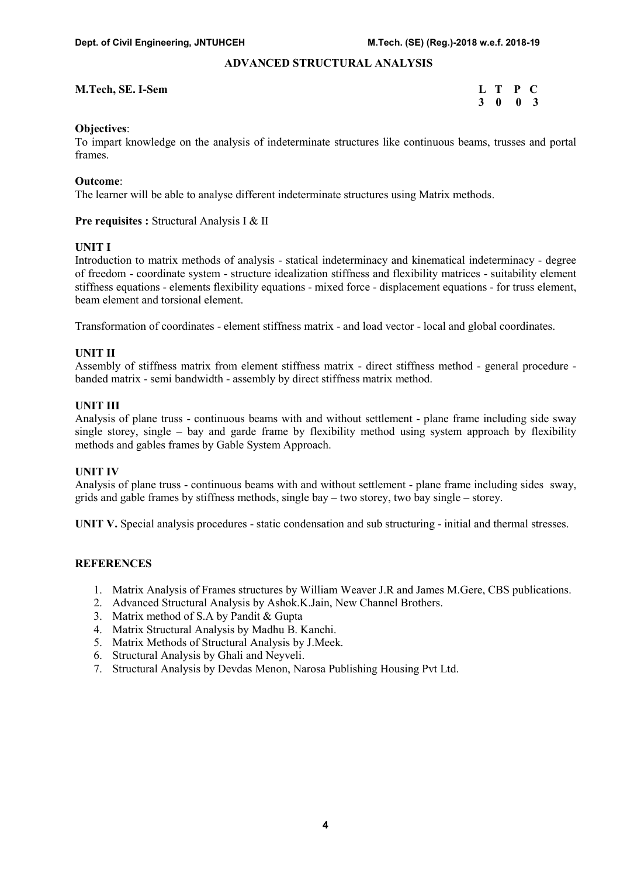# ADVANCED STRUCTURAL ANALYSIS

**M.Tech, SE. I-Sem**

| L | T | P | C |
|---|---|---|---|
| 3 | 0 | 0 | 3 |

**Objectives**:
To impart knowledge on the analysis of indeterminate structures like continuous beams, trusses and portal frames.

**Outcome**:
The learner will be able to analyse different indeterminate structures using Matrix methods.

**Pre requisites :** Structural Analysis I & II

**UNIT I**
Introduction to matrix methods of analysis - statical indeterminacy and kinematical indeterminacy - degree of freedom - coordinate system - structure idealization stiffness and flexibility matrices - suitability element stiffness equations - elements flexibility equations - mixed force - displacement equations - for truss element, beam element and torsional element.

Transformation of coordinates - element stiffness matrix - and load vector - local and global coordinates.

**UNIT II**
Assembly of stiffness matrix from element stiffness matrix - direct stiffness method - general procedure - banded matrix - semi bandwidth - assembly by direct stiffness matrix method.

**UNIT III**
Analysis of plane truss - continuous beams with and without settlement - plane frame including side sway single storey, single – bay and garde frame by flexibility method using system approach by flexibility methods and gables frames by Gable System Approach.

**UNIT IV**
Analysis of plane truss - continuous beams with and without settlement - plane frame including sides sway, grids and gable frames by stiffness methods, single bay – two storey, two bay single – storey.

**UNIT V.** Special analysis procedures - static condensation and sub structuring - initial and thermal stresses.

**REFERENCES**

1. Matrix Analysis of Frames structures by William Weaver J.R and James M.Gere, CBS publications.
2. Advanced Structural Analysis by Ashok.K.Jain, New Channel Brothers.
3. Matrix method of S.A by Pandit & Gupta
4. Matrix Structural Analysis by Madhu B. Kanchi.
5. Matrix Methods of Structural Analysis by J.Meek.
6. Structural Analysis by Ghali and Neyveli.
7. Structural Analysis by Devdas Menon, Narosa Publishing Housing Pvt Ltd.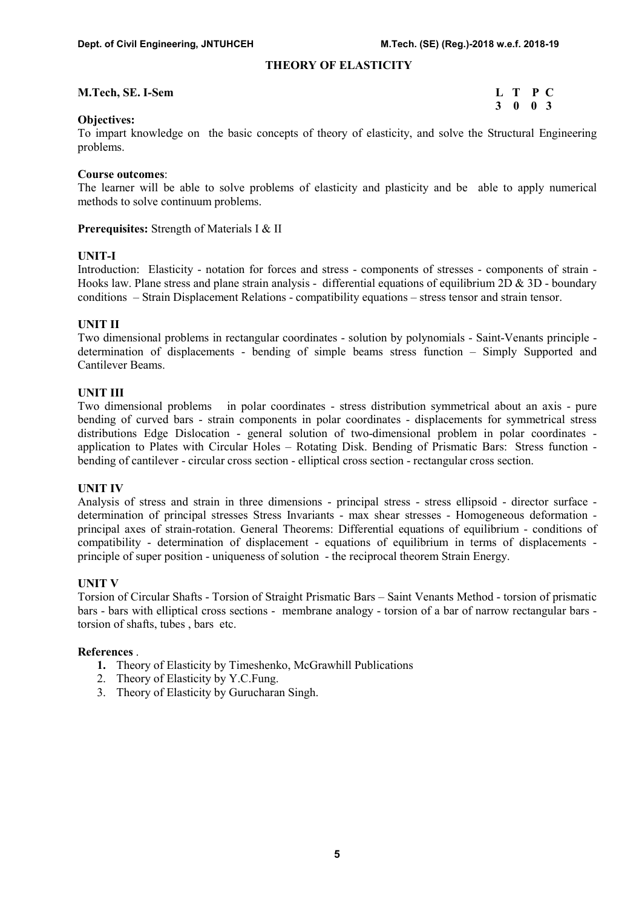# THEORY OF ELASTICITY

**M.Tech, SE. I-Sem**

| L | T | P | C |
|---|---|---|---|
| 3 | 0 | 0 | 3 |

**Objectives:**
To impart knowledge on the basic concepts of theory of elasticity, and solve the Structural Engineering problems.

**Course outcomes**:
The learner will be able to solve problems of elasticity and plasticity and be able to apply numerical methods to solve continuum problems.

**Prerequisites:** Strength of Materials I & II

**UNIT-I**
Introduction: Elasticity - notation for forces and stress - components of stresses - components of strain - Hooks law. Plane stress and plane strain analysis - differential equations of equilibrium 2D & 3D - boundary conditions – Strain Displacement Relations - compatibility equations – stress tensor and strain tensor.

**UNIT II**
Two dimensional problems in rectangular coordinates - solution by polynomials - Saint-Venants principle - determination of displacements - bending of simple beams stress function – Simply Supported and Cantilever Beams.

**UNIT III**
Two dimensional problems in polar coordinates - stress distribution symmetrical about an axis - pure bending of curved bars - strain components in polar coordinates - displacements for symmetrical stress distributions Edge Dislocation - general solution of two-dimensional problem in polar coordinates - application to Plates with Circular Holes – Rotating Disk. Bending of Prismatic Bars: Stress function - bending of cantilever - circular cross section - elliptical cross section - rectangular cross section.

**UNIT IV**
Analysis of stress and strain in three dimensions - principal stress - stress ellipsoid - director surface - determination of principal stresses Stress Invariants - max shear stresses - Homogeneous deformation - principal axes of strain-rotation. General Theorems: Differential equations of equilibrium - conditions of compatibility - determination of displacement - equations of equilibrium in terms of displacements - principle of super position - uniqueness of solution - the reciprocal theorem Strain Energy.

**UNIT V**
Torsion of Circular Shafts - Torsion of Straight Prismatic Bars – Saint Venants Method - torsion of prismatic bars - bars with elliptical cross sections - membrane analogy - torsion of a bar of narrow rectangular bars - torsion of shafts, tubes , bars etc.

**References** .

1. Theory of Elasticity by Timeshenko, McGrawhill Publications
2. Theory of Elasticity by Y.C.Fung.
3. Theory of Elasticity by Gurucharan Singh.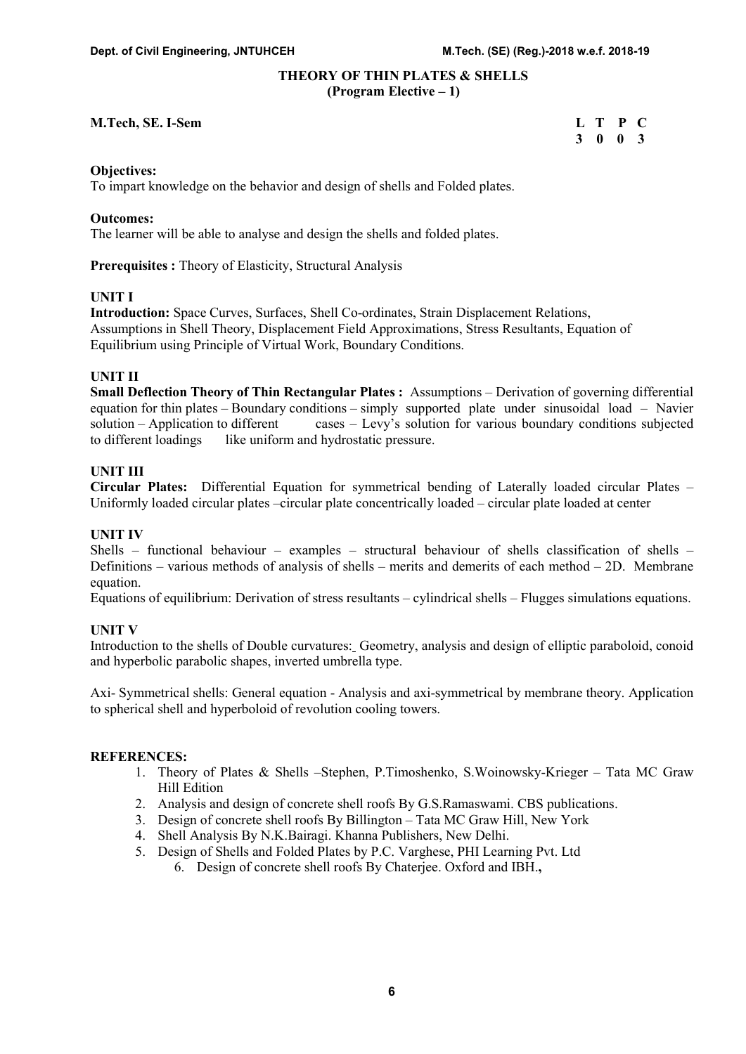# THEORY OF THIN PLATES & SHELLS
## (Program Elective – 1)

**M.Tech, SE. I-Sem**

| L | T | P | C |
|---|---|---|---|
| 3 | 0 | 0 | 3 |

**Objectives:**
To impart knowledge on the behavior and design of shells and Folded plates.

**Outcomes:**
The learner will be able to analyse and design the shells and folded plates.

**Prerequisites :** Theory of Elasticity, Structural Analysis

**UNIT I**
**Introduction:** Space Curves, Surfaces, Shell Co-ordinates, Strain Displacement Relations, Assumptions in Shell Theory, Displacement Field Approximations, Stress Resultants, Equation of Equilibrium using Principle of Virtual Work, Boundary Conditions.

**UNIT II**
**Small Deflection Theory of Thin Rectangular Plates :** Assumptions – Derivation of governing differential equation for thin plates – Boundary conditions – simply supported plate under sinusoidal load – Navier solution – Application to different cases – Levy's solution for various boundary conditions subjected to different loadings like uniform and hydrostatic pressure.

**UNIT III**
**Circular Plates:** Differential Equation for symmetrical bending of Laterally loaded circular Plates – Uniformly loaded circular plates –circular plate concentrically loaded – circular plate loaded at center

**UNIT IV**
Shells – functional behaviour – examples – structural behaviour of shells classification of shells – Definitions – various methods of analysis of shells – merits and demerits of each method – 2D. Membrane equation.
Equations of equilibrium: Derivation of stress resultants – cylindrical shells – Flugges simulations equations.

**UNIT V**
Introduction to the shells of Double curvatures: Geometry, analysis and design of elliptic paraboloid, conoid and hyperbolic parabolic shapes, inverted umbrella type.

Axi- Symmetrical shells: General equation - Analysis and axi-symmetrical by membrane theory. Application to spherical shell and hyperboloid of revolution cooling towers.

**REFERENCES:**
1. Theory of Plates & Shells –Stephen, P.Timoshenko, S.Woinowsky-Krieger – Tata MC Graw Hill Edition
2. Analysis and design of concrete shell roofs By G.S.Ramaswami. CBS publications.
3. Design of concrete shell roofs By Billington – Tata MC Graw Hill, New York
4. Shell Analysis By N.K.Bairagi. Khanna Publishers, New Delhi.
5. Design of Shells and Folded Plates by P.C. Varghese, PHI Learning Pvt. Ltd
6. Design of concrete shell roofs By Chaterjee. Oxford and IBH.,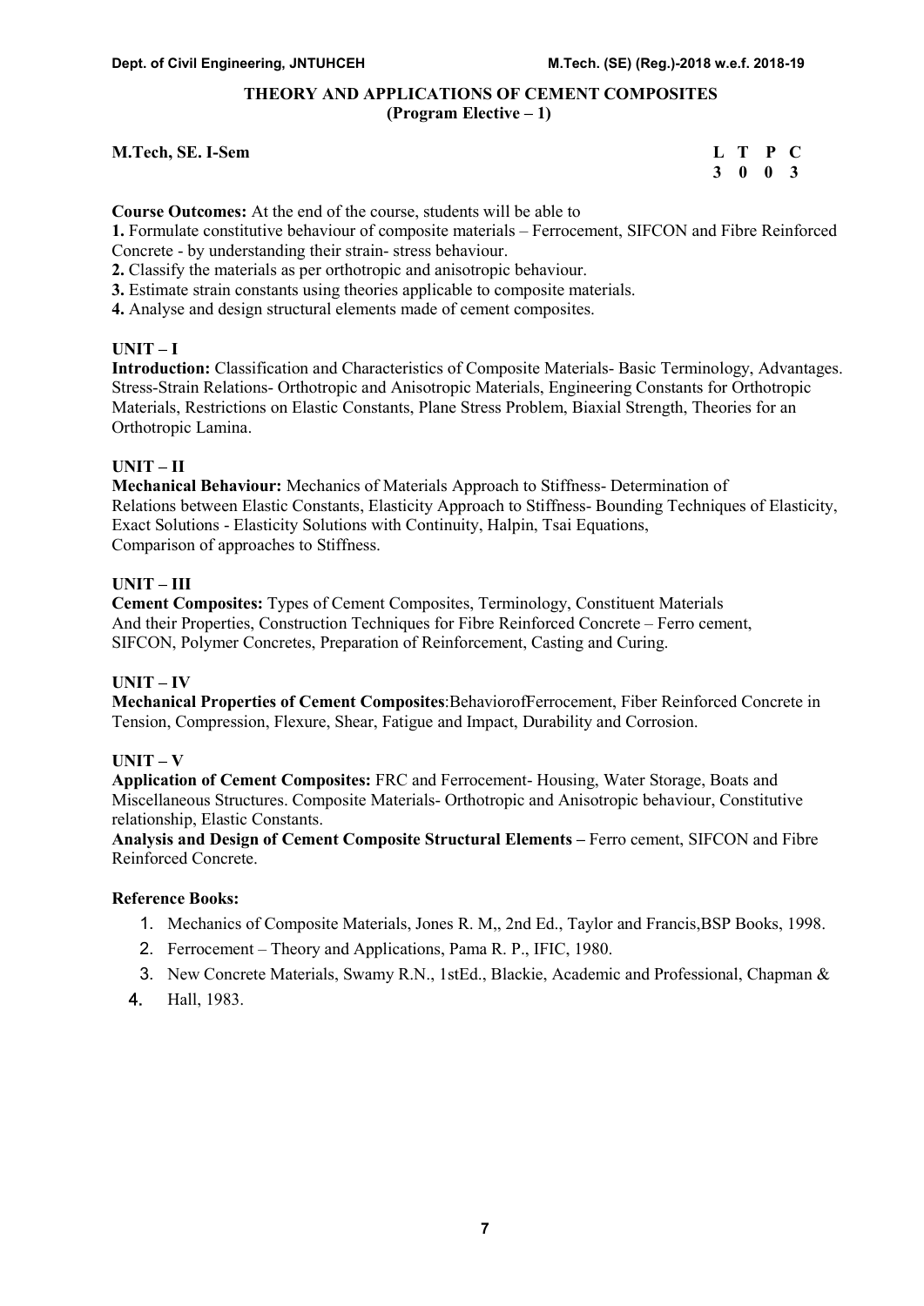## THEORY AND APPLICATIONS OF CEMENT COMPOSITES
### (Program Elective – 1)

**M.Tech, SE. I-Sem**

| L | T | P | C |
|---|---|---|---|
| 3 | 0 | 0 | 3 |

**Course Outcomes:** At the end of the course, students will be able to

**1.** Formulate constitutive behaviour of composite materials – Ferrocement, SIFCON and Fibre Reinforced Concrete - by understanding their strain- stress behaviour.

**2.** Classify the materials as per orthotropic and anisotropic behaviour.

**3.** Estimate strain constants using theories applicable to composite materials.

**4.** Analyse and design structural elements made of cement composites.

**UNIT – I**

**Introduction:** Classification and Characteristics of Composite Materials- Basic Terminology, Advantages. Stress-Strain Relations- Orthotropic and Anisotropic Materials, Engineering Constants for Orthotropic Materials, Restrictions on Elastic Constants, Plane Stress Problem, Biaxial Strength, Theories for an Orthotropic Lamina.

**UNIT – II**

**Mechanical Behaviour:** Mechanics of Materials Approach to Stiffness- Determination of Relations between Elastic Constants, Elasticity Approach to Stiffness- Bounding Techniques of Elasticity, Exact Solutions - Elasticity Solutions with Continuity, Halpin, Tsai Equations, Comparison of approaches to Stiffness.

**UNIT – III**

**Cement Composites:** Types of Cement Composites, Terminology, Constituent Materials And their Properties, Construction Techniques for Fibre Reinforced Concrete – Ferro cement, SIFCON, Polymer Concretes, Preparation of Reinforcement, Casting and Curing.

**UNIT – IV**

**Mechanical Properties of Cement Composites**:BehaviorofFerrocement, Fiber Reinforced Concrete in Tension, Compression, Flexure, Shear, Fatigue and Impact, Durability and Corrosion.

**UNIT – V**

**Application of Cement Composites:** FRC and Ferrocement- Housing, Water Storage, Boats and Miscellaneous Structures. Composite Materials- Orthotropic and Anisotropic behaviour, Constitutive relationship, Elastic Constants.

**Analysis and Design of Cement Composite Structural Elements –** Ferro cement, SIFCON and Fibre Reinforced Concrete.

**Reference Books:**

1. Mechanics of Composite Materials, Jones R. M,, 2nd Ed., Taylor and Francis,BSP Books, 1998.
2. Ferrocement – Theory and Applications, Pama R. P., IFIC, 1980.
3. New Concrete Materials, Swamy R.N., 1stEd., Blackie, Academic and Professional, Chapman &
4. Hall, 1983.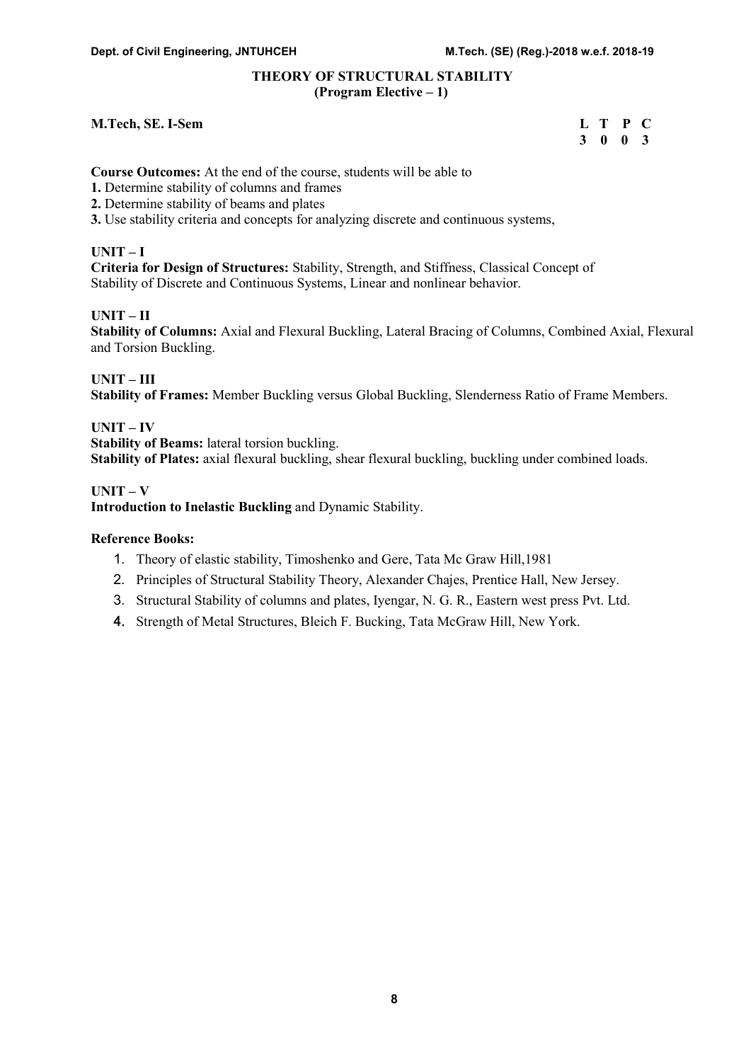## THEORY OF STRUCTURAL STABILITY
### (Program Elective – 1)

**M.Tech, SE. I-Sem**

| L | T | P | C |
|---|---|---|---|
| 3 | 0 | 0 | 3 |

**Course Outcomes:** At the end of the course, students will be able to

**1.** Determine stability of columns and frames

**2.** Determine stability of beams and plates

**3.** Use stability criteria and concepts for analyzing discrete and continuous systems,

**UNIT – I**

**Criteria for Design of Structures:** Stability, Strength, and Stiffness, Classical Concept of Stability of Discrete and Continuous Systems, Linear and nonlinear behavior.

**UNIT – II**

**Stability of Columns:** Axial and Flexural Buckling, Lateral Bracing of Columns, Combined Axial, Flexural and Torsion Buckling.

**UNIT – III**

**Stability of Frames:** Member Buckling versus Global Buckling, Slenderness Ratio of Frame Members.

**UNIT – IV**

**Stability of Beams:** lateral torsion buckling.

**Stability of Plates:** axial flexural buckling, shear flexural buckling, buckling under combined loads.

**UNIT – V**

**Introduction to Inelastic Buckling** and Dynamic Stability.

**Reference Books:**

1. Theory of elastic stability, Timoshenko and Gere, Tata Mc Graw Hill,1981
2. Principles of Structural Stability Theory, Alexander Chajes, Prentice Hall, New Jersey.
3. Structural Stability of columns and plates, Iyengar, N. G. R., Eastern west press Pvt. Ltd.
4. Strength of Metal Structures, Bleich F. Bucking, Tata McGraw Hill, New York.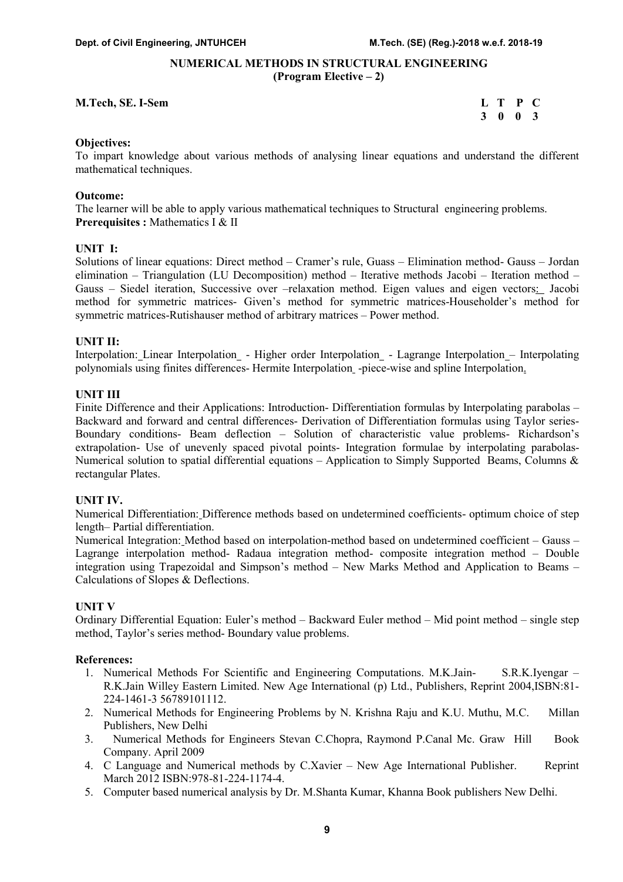## NUMERICAL METHODS IN STRUCTURAL ENGINEERING
**(Program Elective – 2)**

**M.Tech, SE. I-Sem**

| L | T | P | C |
|---|---|---|---|
| 3 | 0 | 0 | 3 |

**Objectives:**
To impart knowledge about various methods of analysing linear equations and understand the different mathematical techniques.

**Outcome:**
The learner will be able to apply various mathematical techniques to Structural engineering problems.
**Prerequisites :** Mathematics I & II

**UNIT I:**
Solutions of linear equations: Direct method – Cramer's rule, Guass – Elimination method- Gauss – Jordan elimination – Triangulation (LU Decomposition) method – Iterative methods Jacobi – Iteration method – Gauss – Siedel iteration, Successive over –relaxation method. Eigen values and eigen vectors: Jacobi method for symmetric matrices- Given's method for symmetric matrices-Householder's method for symmetric matrices-Rutishauser method of arbitrary matrices – Power method.

**UNIT II:**
Interpolation: Linear Interpolation - Higher order Interpolation - Lagrange Interpolation – Interpolating polynomials using finites differences- Hermite Interpolation -piece-wise and spline Interpolation.

**UNIT III**
Finite Difference and their Applications: Introduction- Differentiation formulas by Interpolating parabolas – Backward and forward and central differences- Derivation of Differentiation formulas using Taylor series- Boundary conditions- Beam deflection – Solution of characteristic value problems- Richardson's extrapolation- Use of unevenly spaced pivotal points- Integration formulae by interpolating parabolas- Numerical solution to spatial differential equations – Application to Simply Supported Beams, Columns & rectangular Plates.

**UNIT IV.**
Numerical Differentiation: Difference methods based on undetermined coefficients- optimum choice of step length– Partial differentiation.
Numerical Integration: Method based on interpolation-method based on undetermined coefficient – Gauss – Lagrange interpolation method- Radaua integration method- composite integration method – Double integration using Trapezoidal and Simpson's method – New Marks Method and Application to Beams – Calculations of Slopes & Deflections.

**UNIT V**
Ordinary Differential Equation: Euler's method – Backward Euler method – Mid point method – single step method, Taylor's series method- Boundary value problems.

**References:**
1. Numerical Methods For Scientific and Engineering Computations. M.K.Jain- S.R.K.Iyengar – R.K.Jain Willey Eastern Limited. New Age International (p) Ltd., Publishers, Reprint 2004,ISBN:81-224-1461-3 56789101112.
2. Numerical Methods for Engineering Problems by N. Krishna Raju and K.U. Muthu, M.C. Millan Publishers, New Delhi
3. Numerical Methods for Engineers Stevan C.Chopra, Raymond P.Canal Mc. Graw Hill Book Company. April 2009
4. C Language and Numerical methods by C.Xavier – New Age International Publisher. Reprint March 2012 ISBN:978-81-224-1174-4.
5. Computer based numerical analysis by Dr. M.Shanta Kumar, Khanna Book publishers New Delhi.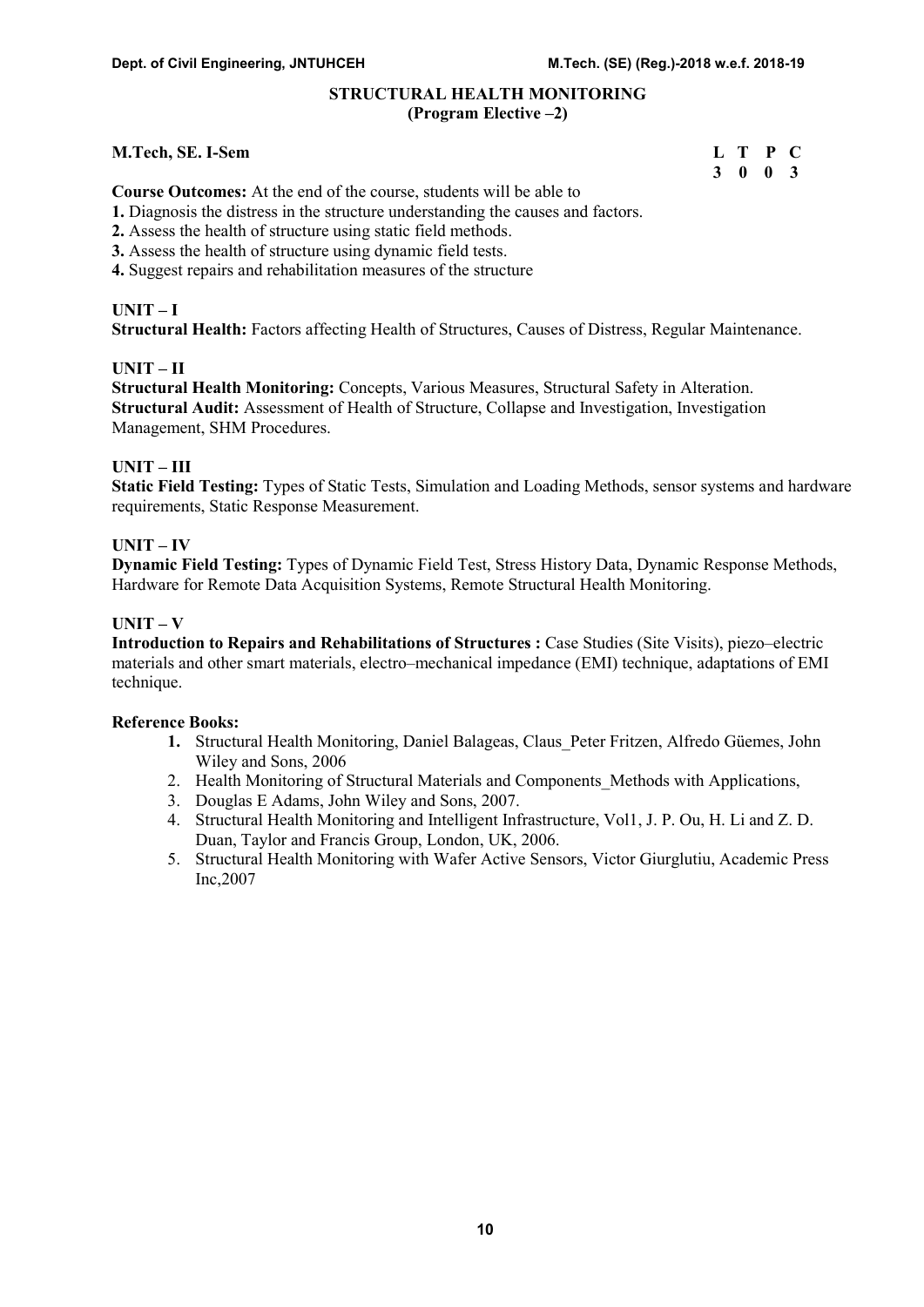# STRUCTURAL HEALTH MONITORING
## (Program Elective –2)

**M.Tech, SE. I-Sem**

| L | T | P | C |
|---|---|---|---|
| 3 | 0 | 0 | 3 |

**Course Outcomes:** At the end of the course, students will be able to

**1.** Diagnosis the distress in the structure understanding the causes and factors.
**2.** Assess the health of structure using static field methods.
**3.** Assess the health of structure using dynamic field tests.
**4.** Suggest repairs and rehabilitation measures of the structure

### UNIT – I

**Structural Health:** Factors affecting Health of Structures, Causes of Distress, Regular Maintenance.

### UNIT – II

**Structural Health Monitoring:** Concepts, Various Measures, Structural Safety in Alteration.
**Structural Audit:** Assessment of Health of Structure, Collapse and Investigation, Investigation Management, SHM Procedures.

### UNIT – III

**Static Field Testing:** Types of Static Tests, Simulation and Loading Methods, sensor systems and hardware requirements, Static Response Measurement.

### UNIT – IV

**Dynamic Field Testing:** Types of Dynamic Field Test, Stress History Data, Dynamic Response Methods, Hardware for Remote Data Acquisition Systems, Remote Structural Health Monitoring.

### UNIT – V

**Introduction to Repairs and Rehabilitations of Structures :** Case Studies (Site Visits), piezo–electric materials and other smart materials, electro–mechanical impedance (EMI) technique, adaptations of EMI technique.

**Reference Books:**

1. Structural Health Monitoring, Daniel Balageas, Claus_Peter Fritzen, Alfredo Güemes, John Wiley and Sons, 2006
2. Health Monitoring of Structural Materials and Components_Methods with Applications,
3. Douglas E Adams, John Wiley and Sons, 2007.
4. Structural Health Monitoring and Intelligent Infrastructure, Vol1, J. P. Ou, H. Li and Z. D. Duan, Taylor and Francis Group, London, UK, 2006.
5. Structural Health Monitoring with Wafer Active Sensors, Victor Giurglutiu, Academic Press Inc,2007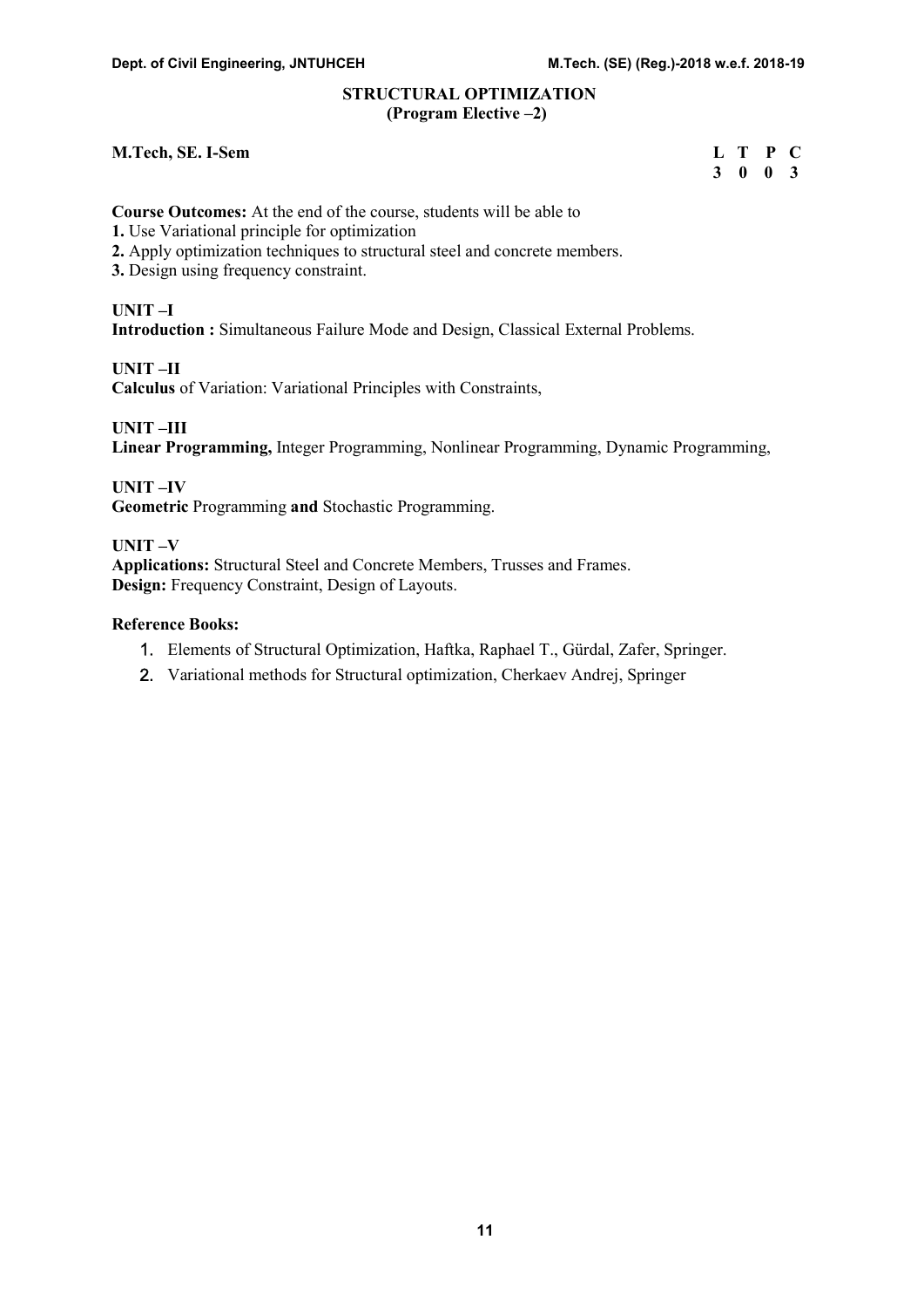## STRUCTURAL OPTIMIZATION
### (Program Elective –2)

**M.Tech, SE. I-Sem**

| L | T | P | C |
|---|---|---|---|
| 3 | 0 | 0 | 3 |

**Course Outcomes:** At the end of the course, students will be able to

**1.** Use Variational principle for optimization

**2.** Apply optimization techniques to structural steel and concrete members.

**3.** Design using frequency constraint.

**UNIT –I**

**Introduction :** Simultaneous Failure Mode and Design, Classical External Problems.

**UNIT –II**

**Calculus** of Variation: Variational Principles with Constraints,

**UNIT –III**

**Linear Programming,** Integer Programming, Nonlinear Programming, Dynamic Programming,

**UNIT –IV**

**Geometric** Programming **and** Stochastic Programming.

**UNIT –V**

**Applications:** Structural Steel and Concrete Members, Trusses and Frames.

**Design:** Frequency Constraint, Design of Layouts.

**Reference Books:**

1. Elements of Structural Optimization, Haftka, Raphael T., Gürdal, Zafer, Springer.
2. Variational methods for Structural optimization, Cherkaev Andrej, Springer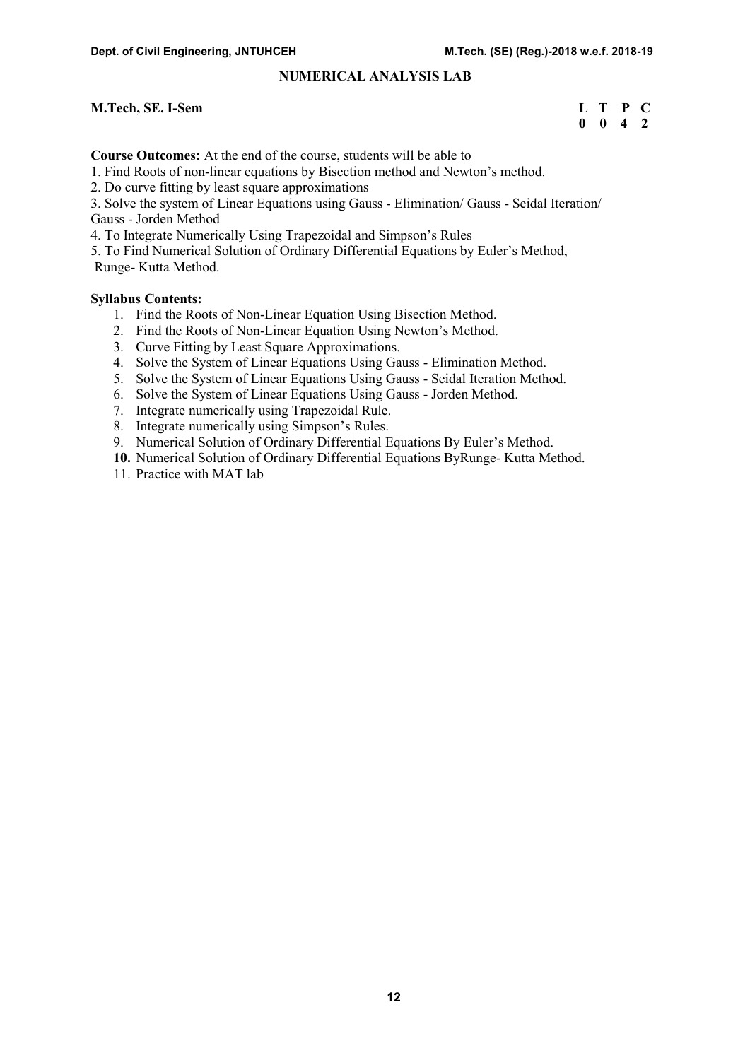## NUMERICAL ANALYSIS LAB

**M.Tech, SE. I-Sem**

| L | T | P | C |
|---|---|---|---|
| 0 | 0 | 4 | 2 |

**Course Outcomes:** At the end of the course, students will be able to

1. Find Roots of non-linear equations by Bisection method and Newton's method.
2. Do curve fitting by least square approximations
3. Solve the system of Linear Equations using Gauss - Elimination/ Gauss - Seidal Iteration/ Gauss - Jorden Method
4. To Integrate Numerically Using Trapezoidal and Simpson's Rules
5. To Find Numerical Solution of Ordinary Differential Equations by Euler's Method, Runge- Kutta Method.

**Syllabus Contents:**

1. Find the Roots of Non-Linear Equation Using Bisection Method.
2. Find the Roots of Non-Linear Equation Using Newton's Method.
3. Curve Fitting by Least Square Approximations.
4. Solve the System of Linear Equations Using Gauss - Elimination Method.
5. Solve the System of Linear Equations Using Gauss - Seidal Iteration Method.
6. Solve the System of Linear Equations Using Gauss - Jorden Method.
7. Integrate numerically using Trapezoidal Rule.
8. Integrate numerically using Simpson's Rules.
9. Numerical Solution of Ordinary Differential Equations By Euler's Method.
10. Numerical Solution of Ordinary Differential Equations ByRunge- Kutta Method.
11. Practice with MAT lab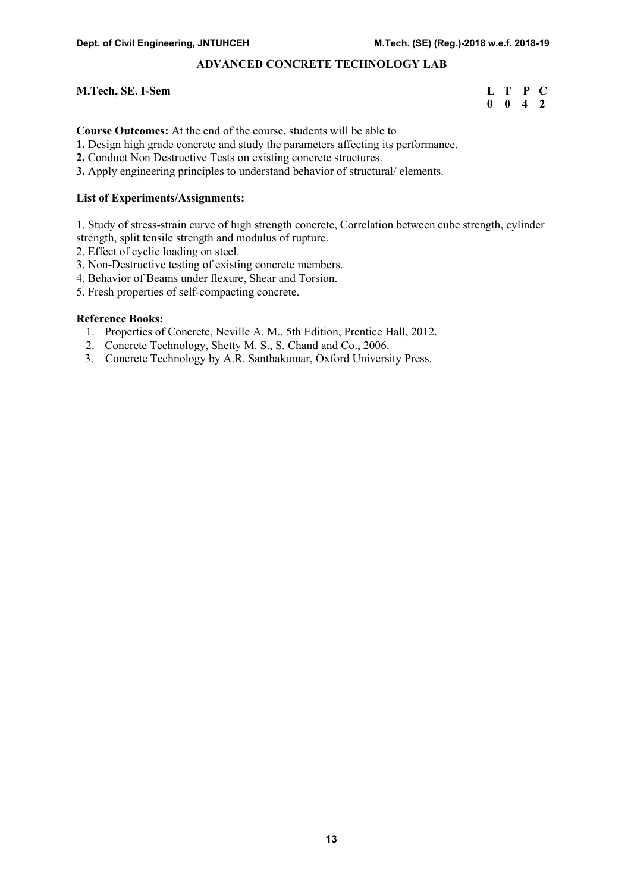## ADVANCED CONCRETE TECHNOLOGY LAB

**M.Tech, SE. I-Sem**

| L | T | P | C |
|---|---|---|---|
| 0 | 0 | 4 | 2 |

**Course Outcomes:** At the end of the course, students will be able to

**1.** Design high grade concrete and study the parameters affecting its performance.
**2.** Conduct Non Destructive Tests on existing concrete structures.
**3.** Apply engineering principles to understand behavior of structural/ elements.

**List of Experiments/Assignments:**

1. Study of stress-strain curve of high strength concrete, Correlation between cube strength, cylinder strength, split tensile strength and modulus of rupture.
2. Effect of cyclic loading on steel.
3. Non-Destructive testing of existing concrete members.
4. Behavior of Beams under flexure, Shear and Torsion.
5. Fresh properties of self-compacting concrete.

**Reference Books:**

1. Properties of Concrete, Neville A. M., 5th Edition, Prentice Hall, 2012.
2. Concrete Technology, Shetty M. S., S. Chand and Co., 2006.
3. Concrete Technology by A.R. Santhakumar, Oxford University Press.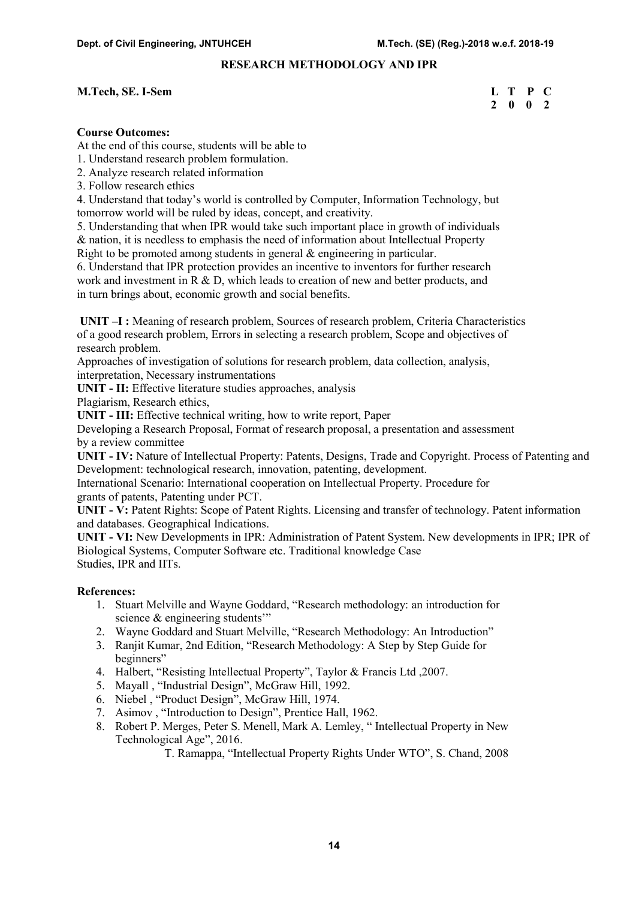## RESEARCH METHODOLOGY AND IPR

**M.Tech, SE. I-Sem**

| L | T | P | C |
|---|---|---|---|
| 2 | 0 | 0 | 2 |

**Course Outcomes:**

At the end of this course, students will be able to

1. Understand research problem formulation.
2. Analyze research related information
3. Follow research ethics
4. Understand that today's world is controlled by Computer, Information Technology, but tomorrow world will be ruled by ideas, concept, and creativity.
5. Understanding that when IPR would take such important place in growth of individuals & nation, it is needless to emphasis the need of information about Intellectual Property Right to be promoted among students in general & engineering in particular.
6. Understand that IPR protection provides an incentive to inventors for further research work and investment in R & D, which leads to creation of new and better products, and in turn brings about, economic growth and social benefits.

**UNIT –I :** Meaning of research problem, Sources of research problem, Criteria Characteristics of a good research problem, Errors in selecting a research problem, Scope and objectives of research problem.

Approaches of investigation of solutions for research problem, data collection, analysis, interpretation, Necessary instrumentations

**UNIT - II:** Effective literature studies approaches, analysis

Plagiarism, Research ethics,

**UNIT - III:** Effective technical writing, how to write report, Paper

Developing a Research Proposal, Format of research proposal, a presentation and assessment by a review committee

**UNIT - IV:** Nature of Intellectual Property: Patents, Designs, Trade and Copyright. Process of Patenting and Development: technological research, innovation, patenting, development.

International Scenario: International cooperation on Intellectual Property. Procedure for grants of patents, Patenting under PCT.

**UNIT - V:** Patent Rights: Scope of Patent Rights. Licensing and transfer of technology. Patent information and databases. Geographical Indications.

**UNIT - VI:** New Developments in IPR: Administration of Patent System. New developments in IPR; IPR of Biological Systems, Computer Software etc. Traditional knowledge Case Studies, IPR and IITs.

**References:**

1. Stuart Melville and Wayne Goddard, "Research methodology: an introduction for science & engineering students'"
2. Wayne Goddard and Stuart Melville, "Research Methodology: An Introduction"
3. Ranjit Kumar, 2nd Edition, "Research Methodology: A Step by Step Guide for beginners"
4. Halbert, "Resisting Intellectual Property", Taylor & Francis Ltd ,2007.
5. Mayall , "Industrial Design", McGraw Hill, 1992.
6. Niebel , "Product Design", McGraw Hill, 1974.
7. Asimov , "Introduction to Design", Prentice Hall, 1962.
8. Robert P. Merges, Peter S. Menell, Mark A. Lemley, " Intellectual Property in New Technological Age", 2016.

   T. Ramappa, "Intellectual Property Rights Under WTO", S. Chand, 2008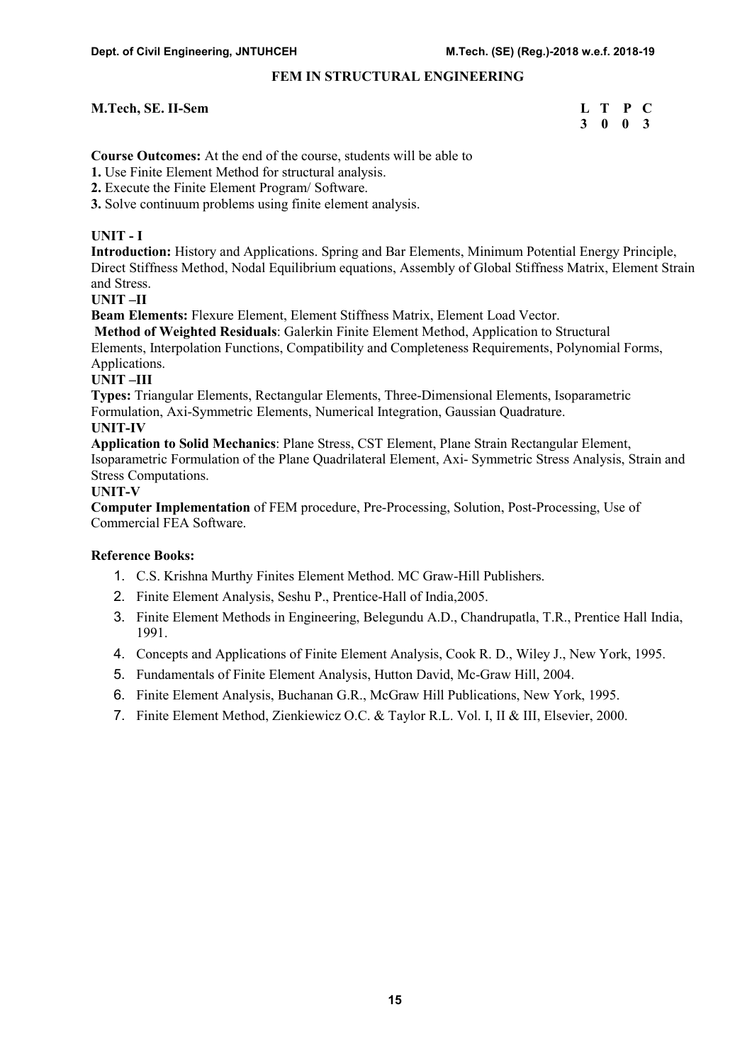## FEM IN STRUCTURAL ENGINEERING

**M.Tech, SE. II-Sem**

| L | T | P | C |
|---|---|---|---|
| 3 | 0 | 0 | 3 |

**Course Outcomes:** At the end of the course, students will be able to

**1.** Use Finite Element Method for structural analysis.

**2.** Execute the Finite Element Program/ Software.

**3.** Solve continuum problems using finite element analysis.

**UNIT - I**

**Introduction:** History and Applications. Spring and Bar Elements, Minimum Potential Energy Principle, Direct Stiffness Method, Nodal Equilibrium equations, Assembly of Global Stiffness Matrix, Element Strain and Stress.

**UNIT –II**

**Beam Elements:** Flexure Element, Element Stiffness Matrix, Element Load Vector.

**Method of Weighted Residuals**: Galerkin Finite Element Method, Application to Structural Elements, Interpolation Functions, Compatibility and Completeness Requirements, Polynomial Forms, Applications.

**UNIT –III**

**Types:** Triangular Elements, Rectangular Elements, Three-Dimensional Elements, Isoparametric Formulation, Axi-Symmetric Elements, Numerical Integration, Gaussian Quadrature.

**UNIT-IV**

**Application to Solid Mechanics**: Plane Stress, CST Element, Plane Strain Rectangular Element, Isoparametric Formulation of the Plane Quadrilateral Element, Axi- Symmetric Stress Analysis, Strain and Stress Computations.

**UNIT-V**

**Computer Implementation** of FEM procedure, Pre-Processing, Solution, Post-Processing, Use of Commercial FEA Software.

**Reference Books:**

1. C.S. Krishna Murthy Finites Element Method. MC Graw-Hill Publishers.
2. Finite Element Analysis, Seshu P., Prentice-Hall of India,2005.
3. Finite Element Methods in Engineering, Belegundu A.D., Chandrupatla, T.R., Prentice Hall India, 1991.
4. Concepts and Applications of Finite Element Analysis, Cook R. D., Wiley J., New York, 1995.
5. Fundamentals of Finite Element Analysis, Hutton David, Mc-Graw Hill, 2004.
6. Finite Element Analysis, Buchanan G.R., McGraw Hill Publications, New York, 1995.
7. Finite Element Method, Zienkiewicz O.C. & Taylor R.L. Vol. I, II & III, Elsevier, 2000.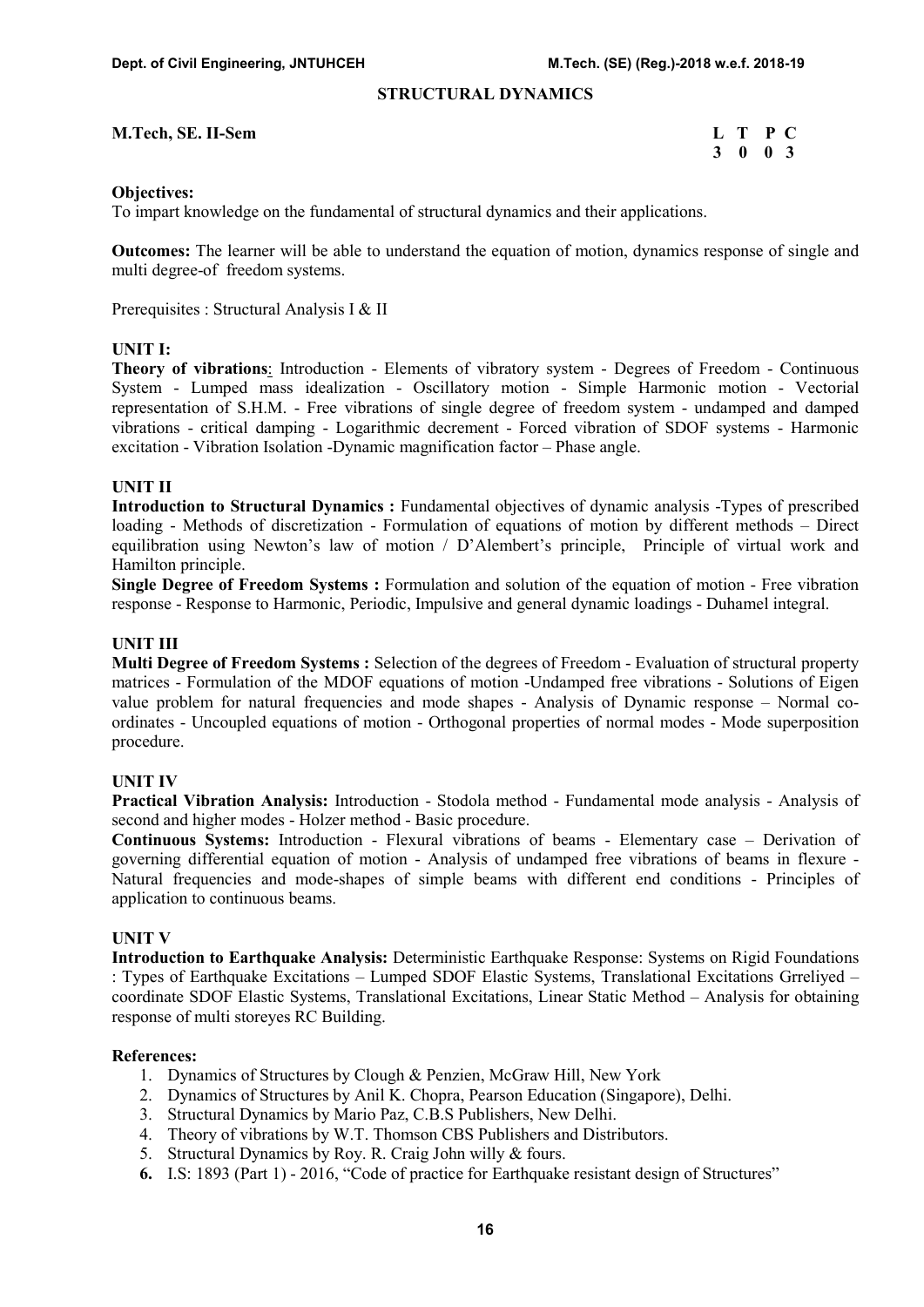# STRUCTURAL DYNAMICS

**M.Tech, SE. II-Sem**

| L | T | P | C |
|---|---|---|---|
| 3 | 0 | 0 | 3 |

**Objectives:**
To impart knowledge on the fundamental of structural dynamics and their applications.

**Outcomes:** The learner will be able to understand the equation of motion, dynamics response of single and multi degree-of freedom systems.

Prerequisites : Structural Analysis I & II

**UNIT I:**
**Theory of vibrations**: Introduction - Elements of vibratory system - Degrees of Freedom - Continuous System - Lumped mass idealization - Oscillatory motion - Simple Harmonic motion - Vectorial representation of S.H.M. - Free vibrations of single degree of freedom system - undamped and damped vibrations - critical damping - Logarithmic decrement - Forced vibration of SDOF systems - Harmonic excitation - Vibration Isolation -Dynamic magnification factor – Phase angle.

**UNIT II**
**Introduction to Structural Dynamics :** Fundamental objectives of dynamic analysis -Types of prescribed loading - Methods of discretization - Formulation of equations of motion by different methods – Direct equilibration using Newton's law of motion / D'Alembert's principle, Principle of virtual work and Hamilton principle.
**Single Degree of Freedom Systems :** Formulation and solution of the equation of motion - Free vibration response - Response to Harmonic, Periodic, Impulsive and general dynamic loadings - Duhamel integral.

**UNIT III**
**Multi Degree of Freedom Systems :** Selection of the degrees of Freedom - Evaluation of structural property matrices - Formulation of the MDOF equations of motion -Undamped free vibrations - Solutions of Eigen value problem for natural frequencies and mode shapes - Analysis of Dynamic response – Normal co-ordinates - Uncoupled equations of motion - Orthogonal properties of normal modes - Mode superposition procedure.

**UNIT IV**
**Practical Vibration Analysis:** Introduction - Stodola method - Fundamental mode analysis - Analysis of second and higher modes - Holzer method - Basic procedure.
**Continuous Systems:** Introduction - Flexural vibrations of beams - Elementary case – Derivation of governing differential equation of motion - Analysis of undamped free vibrations of beams in flexure - Natural frequencies and mode-shapes of simple beams with different end conditions - Principles of application to continuous beams.

**UNIT V**
**Introduction to Earthquake Analysis:** Deterministic Earthquake Response: Systems on Rigid Foundations : Types of Earthquake Excitations – Lumped SDOF Elastic Systems, Translational Excitations Grreliyed – coordinate SDOF Elastic Systems, Translational Excitations, Linear Static Method – Analysis for obtaining response of multi storeyes RC Building.

**References:**
1. Dynamics of Structures by Clough & Penzien, McGraw Hill, New York
2. Dynamics of Structures by Anil K. Chopra, Pearson Education (Singapore), Delhi.
3. Structural Dynamics by Mario Paz, C.B.S Publishers, New Delhi.
4. Theory of vibrations by W.T. Thomson CBS Publishers and Distributors.
5. Structural Dynamics by Roy. R. Craig John willy & fours.
6. I.S: 1893 (Part 1) - 2016, "Code of practice for Earthquake resistant design of Structures"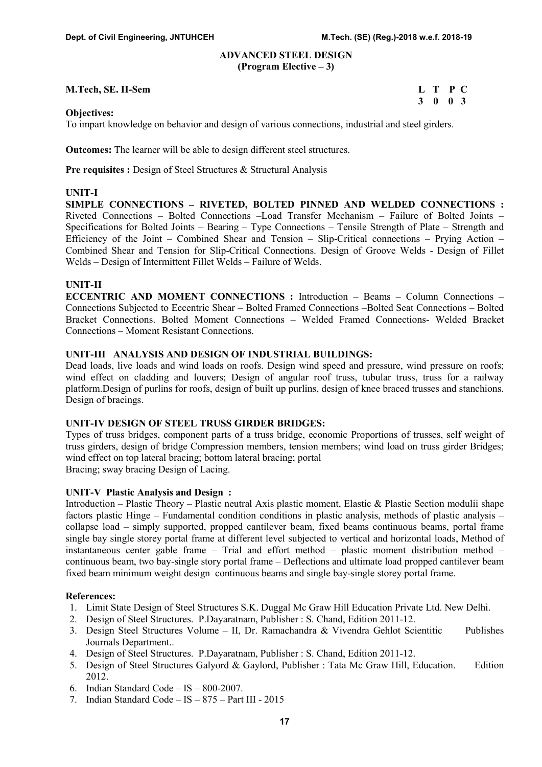## ADVANCED STEEL DESIGN
**(Program Elective – 3)**

**M.Tech, SE. II-Sem**

| L | T | P | C |
|---|---|---|---|
| 3 | 0 | 0 | 3 |

**Objectives:**
To impart knowledge on behavior and design of various connections, industrial and steel girders.

**Outcomes:** The learner will be able to design different steel structures.

**Pre requisites :** Design of Steel Structures & Structural Analysis

### UNIT-I

**SIMPLE CONNECTIONS – RIVETED, BOLTED PINNED AND WELDED CONNECTIONS :** Riveted Connections – Bolted Connections –Load Transfer Mechanism – Failure of Bolted Joints – Specifications for Bolted Joints – Bearing – Type Connections – Tensile Strength of Plate – Strength and Efficiency of the Joint – Combined Shear and Tension – Slip-Critical connections – Prying Action – Combined Shear and Tension for Slip-Critical Connections. Design of Groove Welds - Design of Fillet Welds – Design of Intermittent Fillet Welds – Failure of Welds.

### UNIT-II

**ECCENTRIC AND MOMENT CONNECTIONS :** Introduction – Beams – Column Connections – Connections Subjected to Eccentric Shear – Bolted Framed Connections –Bolted Seat Connections – Bolted Bracket Connections. Bolted Moment Connections – Welded Framed Connections- Welded Bracket Connections – Moment Resistant Connections.

### UNIT-III ANALYSIS AND DESIGN OF INDUSTRIAL BUILDINGS:

Dead loads, live loads and wind loads on roofs. Design wind speed and pressure, wind pressure on roofs; wind effect on cladding and louvers; Design of angular roof truss, tubular truss, truss for a railway platform.Design of purlins for roofs, design of built up purlins, design of knee braced trusses and stanchions. Design of bracings.

### UNIT-IV DESIGN OF STEEL TRUSS GIRDER BRIDGES:

Types of truss bridges, component parts of a truss bridge, economic Proportions of trusses, self weight of truss girders, design of bridge Compression members, tension members; wind load on truss girder Bridges; wind effect on top lateral bracing; bottom lateral bracing; portal
Bracing; sway bracing Design of Lacing.

### UNIT-V Plastic Analysis and Design :

Introduction – Plastic Theory – Plastic neutral Axis plastic moment, Elastic & Plastic Section modulii shape factors plastic Hinge – Fundamental condition conditions in plastic analysis, methods of plastic analysis – collapse load – simply supported, propped cantilever beam, fixed beams continuous beams, portal frame single bay single storey portal frame at different level subjected to vertical and horizontal loads, Method of instantaneous center gable frame – Trial and effort method – plastic moment distribution method – continuous beam, two bay-single story portal frame – Deflections and ultimate load propped cantilever beam fixed beam minimum weight design continuous beams and single bay-single storey portal frame.

**References:**

1. Limit State Design of Steel Structures S.K. Duggal Mc Graw Hill Education Private Ltd. New Delhi.
2. Design of Steel Structures. P.Dayaratnam, Publisher : S. Chand, Edition 2011-12.
3. Design Steel Structures Volume – II, Dr. Ramachandra & Vivendra Gehlot Scientitic Publishes Journals Department..
4. Design of Steel Structures. P.Dayaratnam, Publisher : S. Chand, Edition 2011-12.
5. Design of Steel Structures Galyord & Gaylord, Publisher : Tata Mc Graw Hill, Education. Edition 2012.
6. Indian Standard Code – IS – 800-2007.
7. Indian Standard Code – IS – 875 – Part III - 2015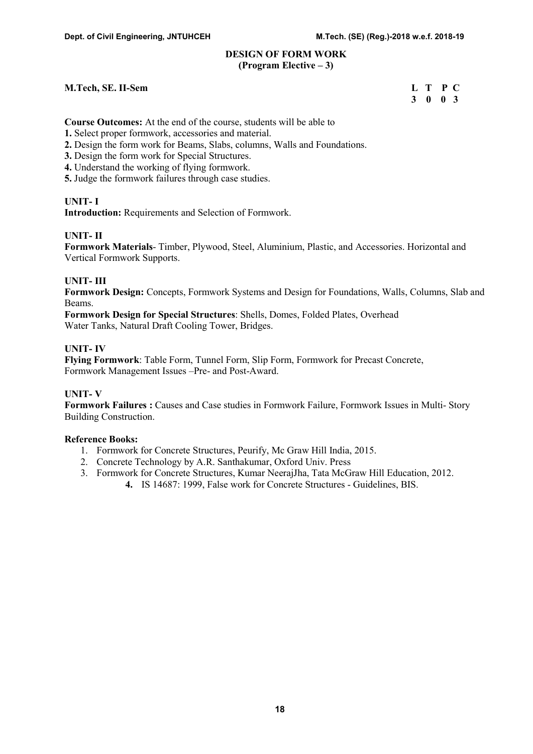## DESIGN OF FORM WORK
**(Program Elective – 3)**

**M.Tech, SE. II-Sem**

| L | T | P | C |
|---|---|---|---|
| 3 | 0 | 0 | 3 |

**Course Outcomes:** At the end of the course, students will be able to

**1.** Select proper formwork, accessories and material.
**2.** Design the form work for Beams, Slabs, columns, Walls and Foundations.
**3.** Design the form work for Special Structures.
**4.** Understand the working of flying formwork.
**5.** Judge the formwork failures through case studies.

### UNIT- I

**Introduction:** Requirements and Selection of Formwork.

### UNIT- II

**Formwork Materials**- Timber, Plywood, Steel, Aluminium, Plastic, and Accessories. Horizontal and Vertical Formwork Supports.

### UNIT- III

**Formwork Design:** Concepts, Formwork Systems and Design for Foundations, Walls, Columns, Slab and Beams.

**Formwork Design for Special Structures**: Shells, Domes, Folded Plates, Overhead Water Tanks, Natural Draft Cooling Tower, Bridges.

### UNIT- IV

**Flying Formwork**: Table Form, Tunnel Form, Slip Form, Formwork for Precast Concrete, Formwork Management Issues –Pre- and Post-Award.

### UNIT- V

**Formwork Failures :** Causes and Case studies in Formwork Failure, Formwork Issues in Multi- Story Building Construction.

**Reference Books:**

1. Formwork for Concrete Structures, Peurify, Mc Graw Hill India, 2015.
2. Concrete Technology by A.R. Santhakumar, Oxford Univ. Press
3. Formwork for Concrete Structures, Kumar NeerajJha, Tata McGraw Hill Education, 2012.
4. IS 14687: 1999, False work for Concrete Structures - Guidelines, BIS.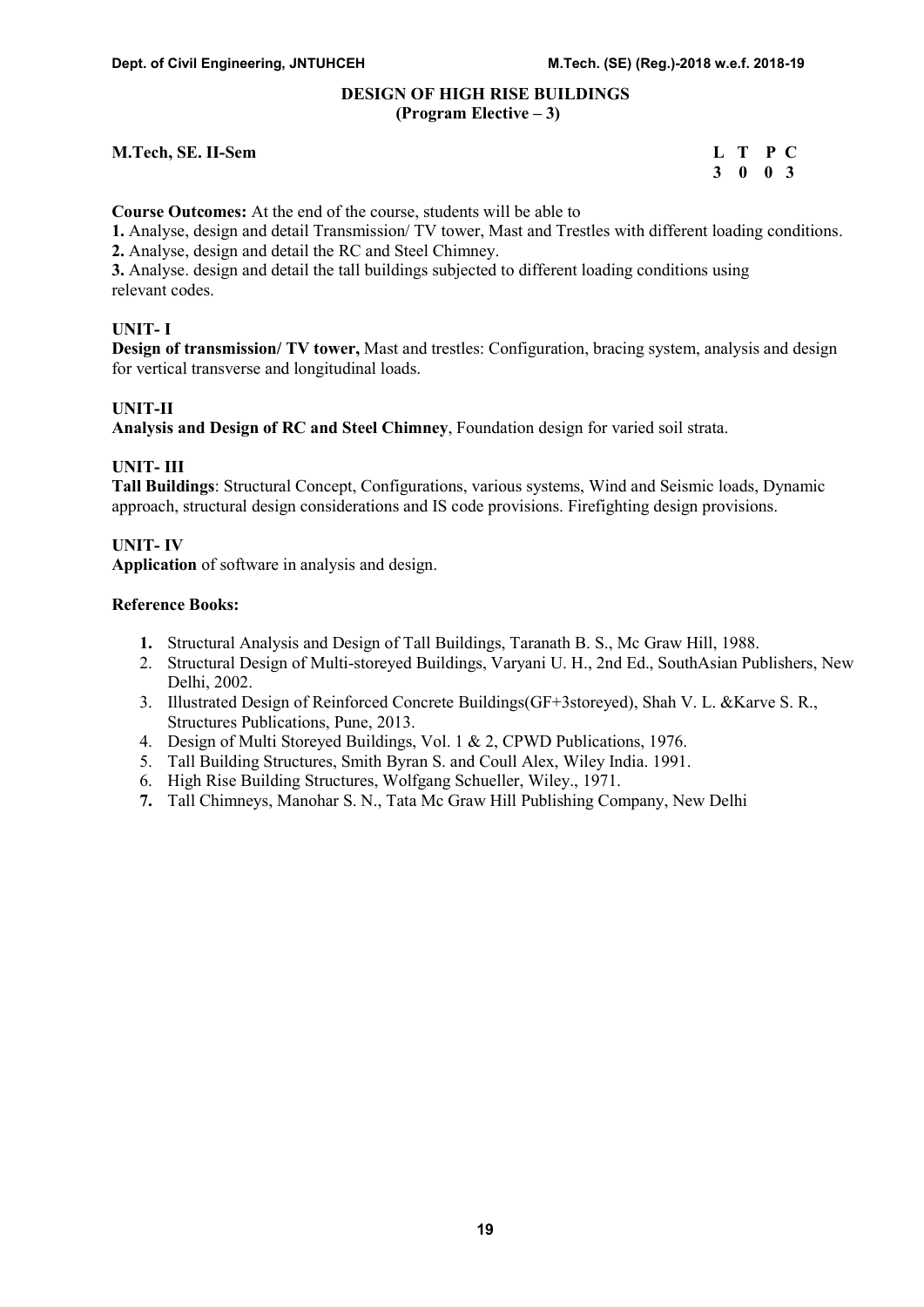# DESIGN OF HIGH RISE BUILDINGS
## (Program Elective – 3)

**M.Tech, SE. II-Sem**

| L | T | P | C |
|---|---|---|---|
| 3 | 0 | 0 | 3 |

**Course Outcomes:** At the end of the course, students will be able to

**1.** Analyse, design and detail Transmission/ TV tower, Mast and Trestles with different loading conditions.
**2.** Analyse, design and detail the RC and Steel Chimney.
**3.** Analyse. design and detail the tall buildings subjected to different loading conditions using relevant codes.

### UNIT- I

**Design of transmission/ TV tower,** Mast and trestles: Configuration, bracing system, analysis and design for vertical transverse and longitudinal loads.

### UNIT-II

**Analysis and Design of RC and Steel Chimney**, Foundation design for varied soil strata.

### UNIT- III

**Tall Buildings**: Structural Concept, Configurations, various systems, Wind and Seismic loads, Dynamic approach, structural design considerations and IS code provisions. Firefighting design provisions.

### UNIT- IV

**Application** of software in analysis and design.

### Reference Books:

1. Structural Analysis and Design of Tall Buildings, Taranath B. S., Mc Graw Hill, 1988.
2. Structural Design of Multi-storeyed Buildings, Varyani U. H., 2nd Ed., SouthAsian Publishers, New Delhi, 2002.
3. Illustrated Design of Reinforced Concrete Buildings(GF+3storeyed), Shah V. L. &Karve S. R., Structures Publications, Pune, 2013.
4. Design of Multi Storeyed Buildings, Vol. 1 & 2, CPWD Publications, 1976.
5. Tall Building Structures, Smith Byran S. and Coull Alex, Wiley India. 1991.
6. High Rise Building Structures, Wolfgang Schueller, Wiley., 1971.
7. Tall Chimneys, Manohar S. N., Tata Mc Graw Hill Publishing Company, New Delhi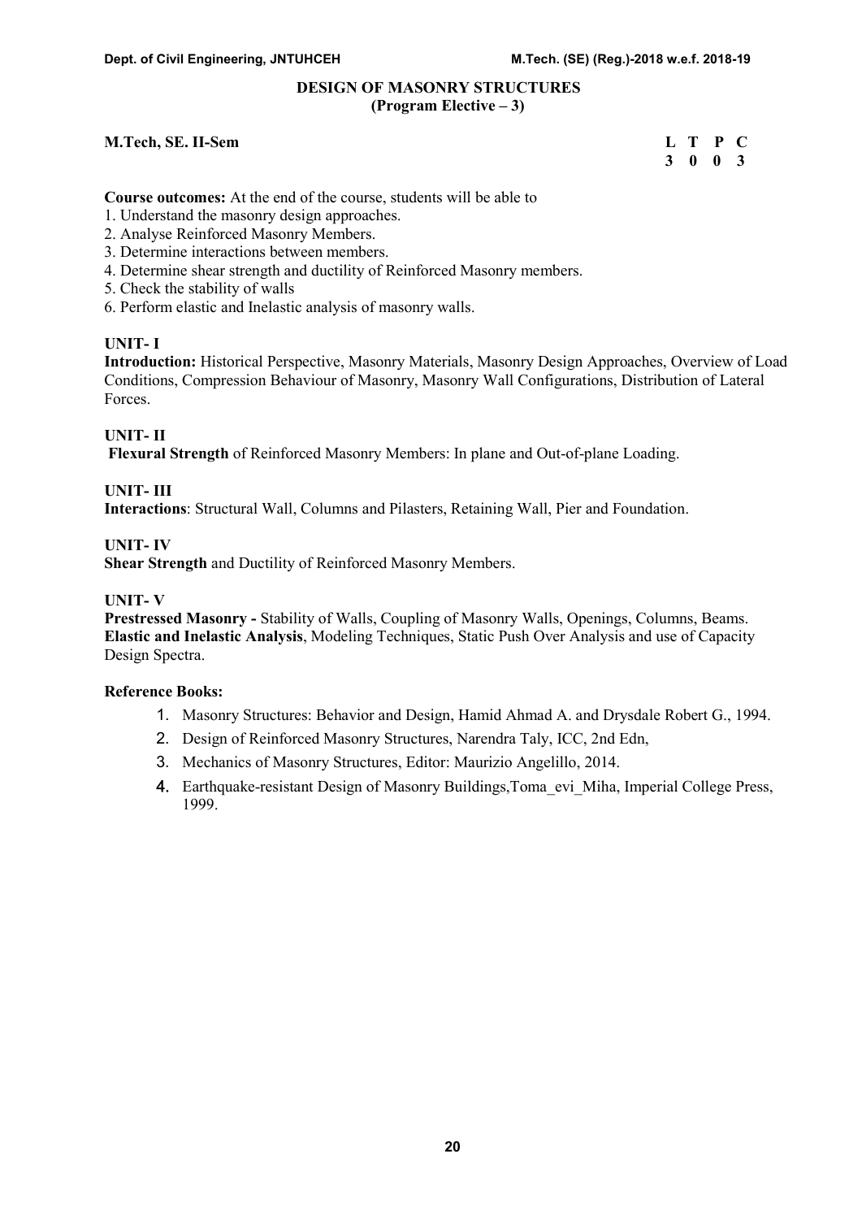## DESIGN OF MASONRY STRUCTURES
### (Program Elective – 3)

**M.Tech, SE. II-Sem**

| L | T | P | C |
|---|---|---|---|
| 3 | 0 | 0 | 3 |

**Course outcomes:** At the end of the course, students will be able to

1. Understand the masonry design approaches.
2. Analyse Reinforced Masonry Members.
3. Determine interactions between members.
4. Determine shear strength and ductility of Reinforced Masonry members.
5. Check the stability of walls
6. Perform elastic and Inelastic analysis of masonry walls.

**UNIT- I**

**Introduction:** Historical Perspective, Masonry Materials, Masonry Design Approaches, Overview of Load Conditions, Compression Behaviour of Masonry, Masonry Wall Configurations, Distribution of Lateral Forces.

**UNIT- II**

**Flexural Strength** of Reinforced Masonry Members: In plane and Out-of-plane Loading.

**UNIT- III**

**Interactions**: Structural Wall, Columns and Pilasters, Retaining Wall, Pier and Foundation.

**UNIT- IV**

**Shear Strength** and Ductility of Reinforced Masonry Members.

**UNIT- V**

**Prestressed Masonry -** Stability of Walls, Coupling of Masonry Walls, Openings, Columns, Beams. **Elastic and Inelastic Analysis**, Modeling Techniques, Static Push Over Analysis and use of Capacity Design Spectra.

**Reference Books:**

1. Masonry Structures: Behavior and Design, Hamid Ahmad A. and Drysdale Robert G., 1994.
2. Design of Reinforced Masonry Structures, Narendra Taly, ICC, 2nd Edn,
3. Mechanics of Masonry Structures, Editor: Maurizio Angelillo, 2014.
4. Earthquake-resistant Design of Masonry Buildings,Toma_evi_Miha, Imperial College Press, 1999.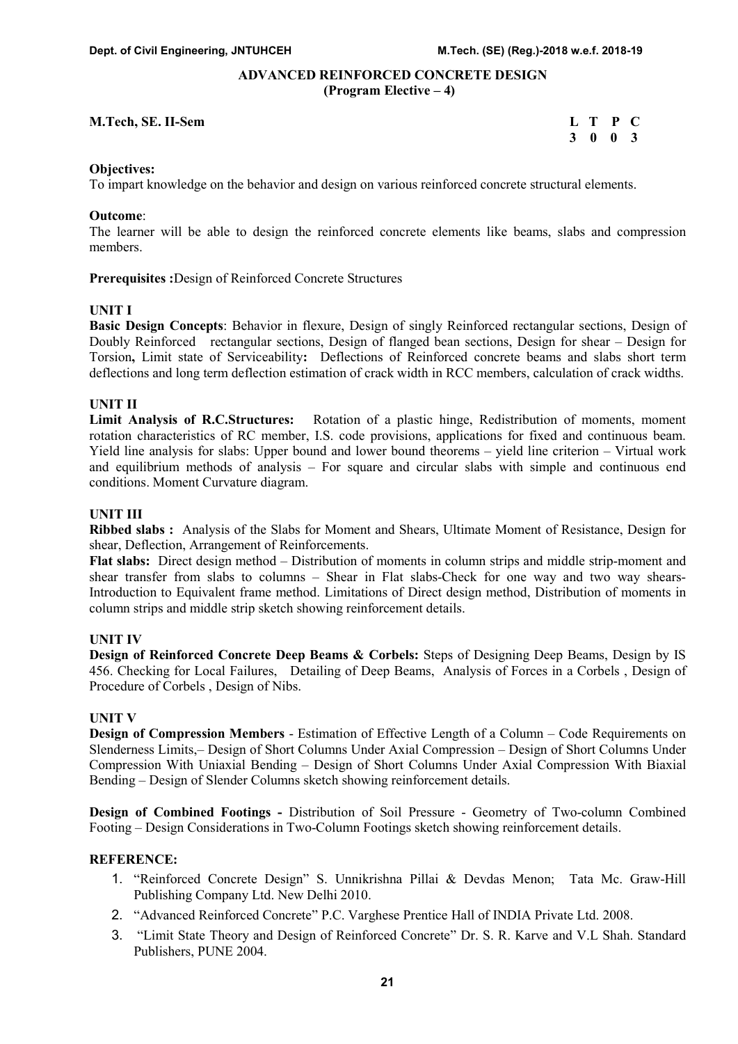## ADVANCED REINFORCED CONCRETE DESIGN
### (Program Elective – 4)

**M.Tech, SE. II-Sem**

| L | T | P | C |
|---|---|---|---|
| 3 | 0 | 0 | 3 |

**Objectives:**
To impart knowledge on the behavior and design on various reinforced concrete structural elements.

**Outcome**:
The learner will be able to design the reinforced concrete elements like beams, slabs and compression members.

**Prerequisites :**Design of Reinforced Concrete Structures

**UNIT I**

**Basic Design Concepts**: Behavior in flexure, Design of singly Reinforced rectangular sections, Design of Doubly Reinforced rectangular sections, Design of flanged bean sections, Design for shear – Design for Torsion**,** Limit state of Serviceability**:** Deflections of Reinforced concrete beams and slabs short term deflections and long term deflection estimation of crack width in RCC members, calculation of crack widths.

**UNIT II**

**Limit Analysis of R.C.Structures:** Rotation of a plastic hinge, Redistribution of moments, moment rotation characteristics of RC member, I.S. code provisions, applications for fixed and continuous beam. Yield line analysis for slabs: Upper bound and lower bound theorems – yield line criterion – Virtual work and equilibrium methods of analysis – For square and circular slabs with simple and continuous end conditions. Moment Curvature diagram.

**UNIT III**

**Ribbed slabs :** Analysis of the Slabs for Moment and Shears, Ultimate Moment of Resistance, Design for shear, Deflection, Arrangement of Reinforcements.

**Flat slabs:** Direct design method – Distribution of moments in column strips and middle strip-moment and shear transfer from slabs to columns – Shear in Flat slabs-Check for one way and two way shears-Introduction to Equivalent frame method. Limitations of Direct design method, Distribution of moments in column strips and middle strip sketch showing reinforcement details.

**UNIT IV**

**Design of Reinforced Concrete Deep Beams & Corbels:** Steps of Designing Deep Beams, Design by IS 456. Checking for Local Failures, Detailing of Deep Beams, Analysis of Forces in a Corbels , Design of Procedure of Corbels , Design of Nibs.

**UNIT V**

**Design of Compression Members** - Estimation of Effective Length of a Column – Code Requirements on Slenderness Limits,– Design of Short Columns Under Axial Compression – Design of Short Columns Under Compression With Uniaxial Bending – Design of Short Columns Under Axial Compression With Biaxial Bending – Design of Slender Columns sketch showing reinforcement details.

**Design of Combined Footings -** Distribution of Soil Pressure - Geometry of Two-column Combined Footing – Design Considerations in Two-Column Footings sketch showing reinforcement details.

**REFERENCE:**

1. "Reinforced Concrete Design" S. Unnikrishna Pillai & Devdas Menon; Tata Mc. Graw-Hill Publishing Company Ltd. New Delhi 2010.
2. "Advanced Reinforced Concrete" P.C. Varghese Prentice Hall of INDIA Private Ltd. 2008.
3. "Limit State Theory and Design of Reinforced Concrete" Dr. S. R. Karve and V.L Shah. Standard Publishers, PUNE 2004.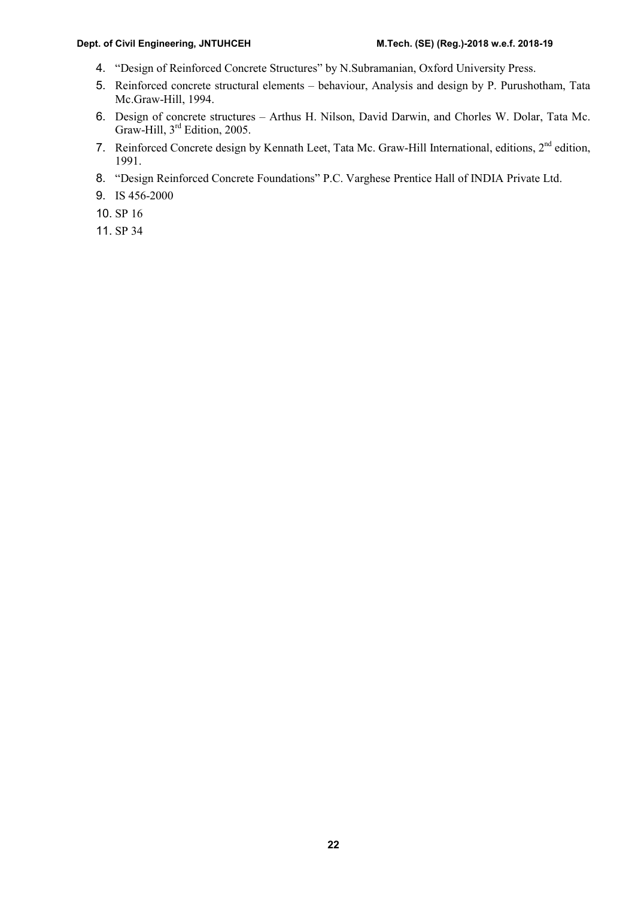4. "Design of Reinforced Concrete Structures" by N.Subramanian, Oxford University Press.
5. Reinforced concrete structural elements – behaviour, Analysis and design by P. Purushotham, Tata Mc.Graw-Hill, 1994.
6. Design of concrete structures – Arthus H. Nilson, David Darwin, and Chorles W. Dolar, Tata Mc. Graw-Hill, 3rd Edition, 2005.
7. Reinforced Concrete design by Kennath Leet, Tata Mc. Graw-Hill International, editions, 2nd edition, 1991.
8. "Design Reinforced Concrete Foundations" P.C. Varghese Prentice Hall of INDIA Private Ltd.
9. IS 456-2000
10. SP 16
11. SP 34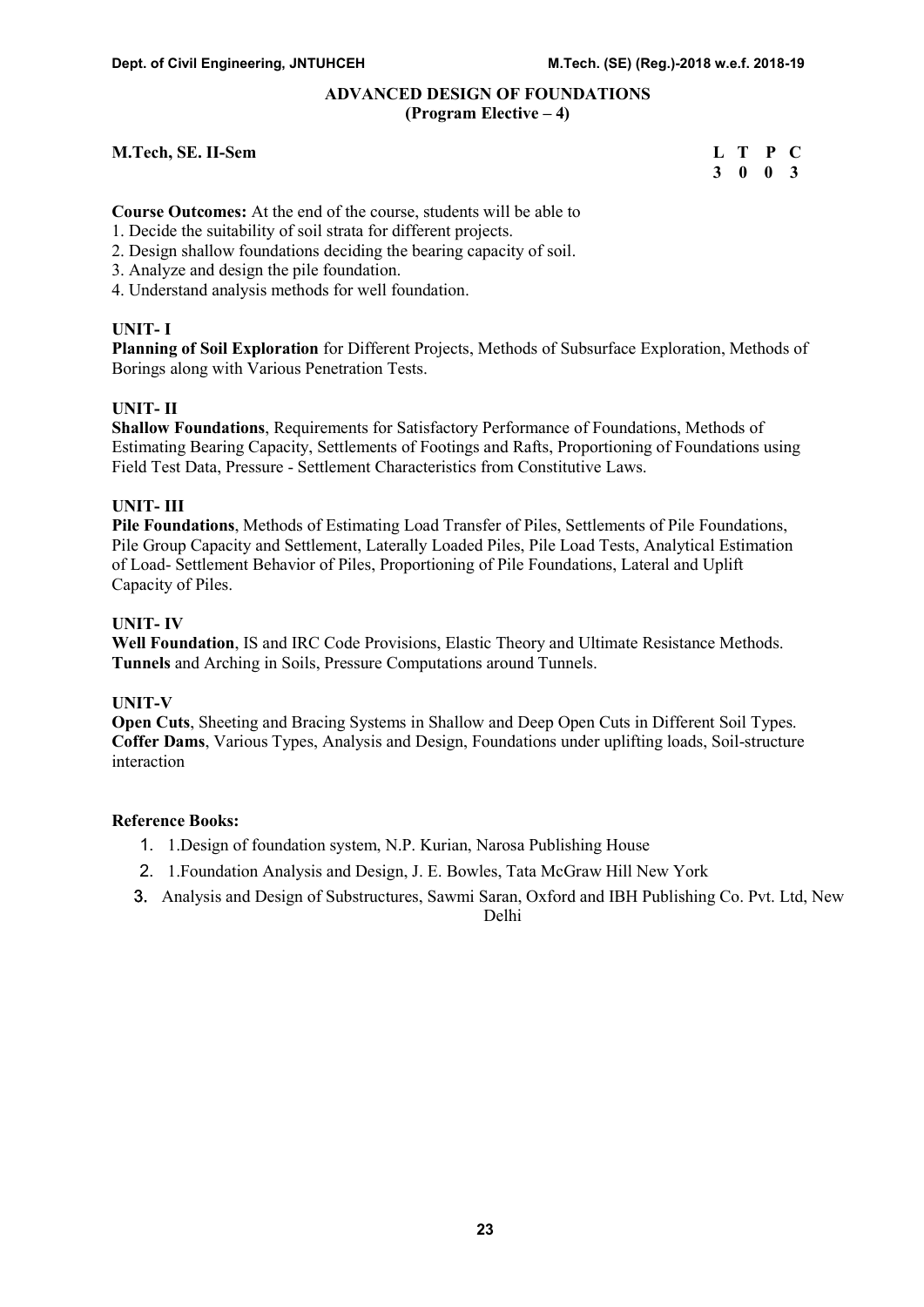# ADVANCED DESIGN OF FOUNDATIONS
## (Program Elective – 4)

**M.Tech, SE. II-Sem**

| L | T | P | C |
|---|---|---|---|
| 3 | 0 | 0 | 3 |

**Course Outcomes:** At the end of the course, students will be able to

1. Decide the suitability of soil strata for different projects.
2. Design shallow foundations deciding the bearing capacity of soil.
3. Analyze and design the pile foundation.
4. Understand analysis methods for well foundation.

### UNIT- I

**Planning of Soil Exploration** for Different Projects, Methods of Subsurface Exploration, Methods of Borings along with Various Penetration Tests.

### UNIT- II

**Shallow Foundations**, Requirements for Satisfactory Performance of Foundations, Methods of Estimating Bearing Capacity, Settlements of Footings and Rafts, Proportioning of Foundations using Field Test Data, Pressure - Settlement Characteristics from Constitutive Laws.

### UNIT- III

**Pile Foundations**, Methods of Estimating Load Transfer of Piles, Settlements of Pile Foundations, Pile Group Capacity and Settlement, Laterally Loaded Piles, Pile Load Tests, Analytical Estimation of Load- Settlement Behavior of Piles, Proportioning of Pile Foundations, Lateral and Uplift Capacity of Piles.

### UNIT- IV

**Well Foundation**, IS and IRC Code Provisions, Elastic Theory and Ultimate Resistance Methods. **Tunnels** and Arching in Soils, Pressure Computations around Tunnels.

### UNIT-V

**Open Cuts**, Sheeting and Bracing Systems in Shallow and Deep Open Cuts in Different Soil Types. **Coffer Dams**, Various Types, Analysis and Design, Foundations under uplifting loads, Soil-structure interaction

**Reference Books:**

1. 1.Design of foundation system, N.P. Kurian, Narosa Publishing House
2. 1.Foundation Analysis and Design, J. E. Bowles, Tata McGraw Hill New York
3. Analysis and Design of Substructures, Sawmi Saran, Oxford and IBH Publishing Co. Pvt. Ltd, New Delhi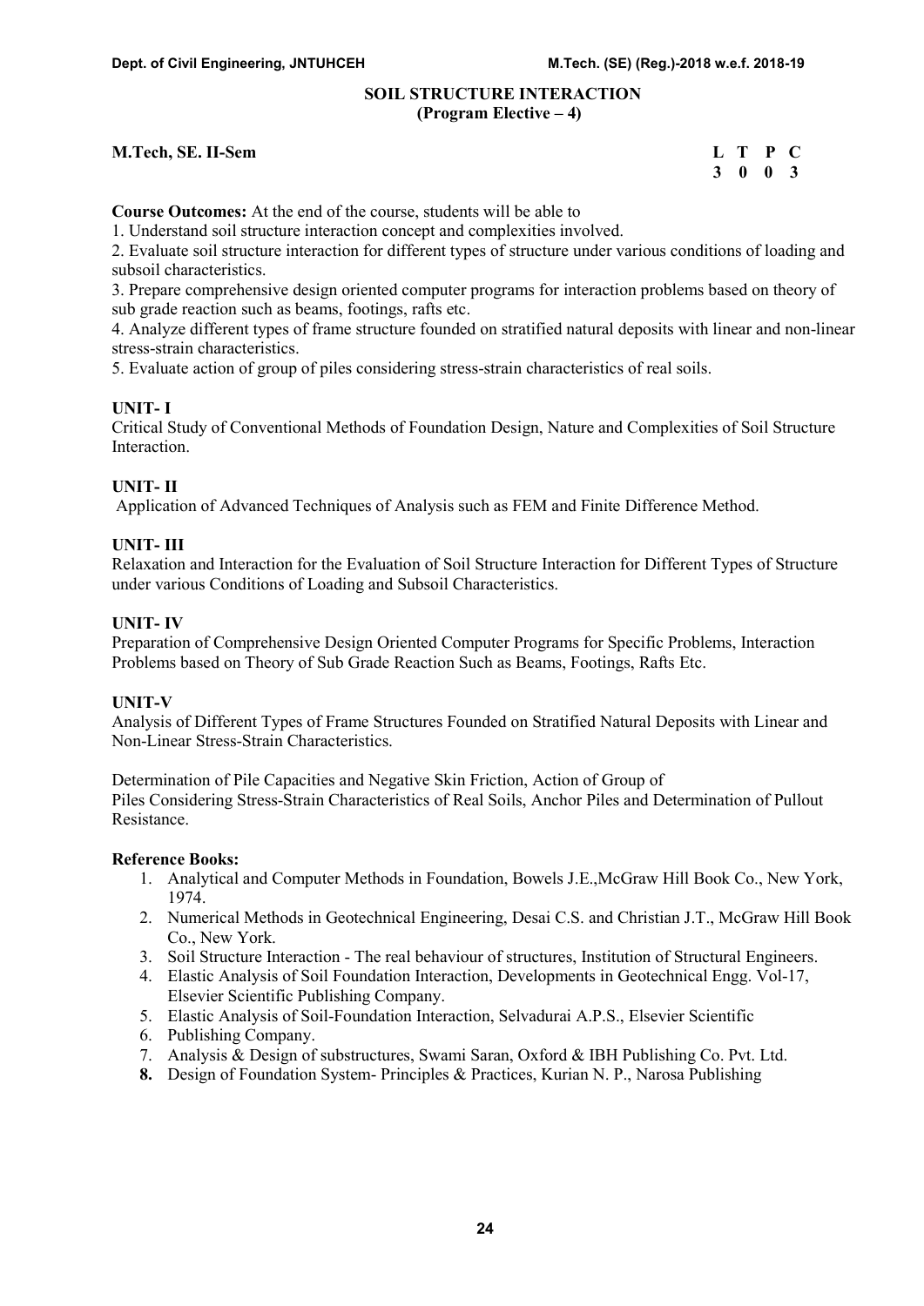# SOIL STRUCTURE INTERACTION
## (Program Elective – 4)

**M.Tech, SE. II-Sem**

| L | T | P | C |
|---|---|---|---|
| 3 | 0 | 0 | 3 |

**Course Outcomes:** At the end of the course, students will be able to

1. Understand soil structure interaction concept and complexities involved.
2. Evaluate soil structure interaction for different types of structure under various conditions of loading and subsoil characteristics.
3. Prepare comprehensive design oriented computer programs for interaction problems based on theory of sub grade reaction such as beams, footings, rafts etc.
4. Analyze different types of frame structure founded on stratified natural deposits with linear and non-linear stress-strain characteristics.
5. Evaluate action of group of piles considering stress-strain characteristics of real soils.

### UNIT- I

Critical Study of Conventional Methods of Foundation Design, Nature and Complexities of Soil Structure Interaction.

### UNIT- II

Application of Advanced Techniques of Analysis such as FEM and Finite Difference Method.

### UNIT- III

Relaxation and Interaction for the Evaluation of Soil Structure Interaction for Different Types of Structure under various Conditions of Loading and Subsoil Characteristics.

### UNIT- IV

Preparation of Comprehensive Design Oriented Computer Programs for Specific Problems, Interaction Problems based on Theory of Sub Grade Reaction Such as Beams, Footings, Rafts Etc.

### UNIT-V

Analysis of Different Types of Frame Structures Founded on Stratified Natural Deposits with Linear and Non-Linear Stress-Strain Characteristics.

Determination of Pile Capacities and Negative Skin Friction, Action of Group of Piles Considering Stress-Strain Characteristics of Real Soils, Anchor Piles and Determination of Pullout Resistance.

**Reference Books:**

1. Analytical and Computer Methods in Foundation, Bowels J.E.,McGraw Hill Book Co., New York, 1974.
2. Numerical Methods in Geotechnical Engineering, Desai C.S. and Christian J.T., McGraw Hill Book Co., New York.
3. Soil Structure Interaction - The real behaviour of structures, Institution of Structural Engineers.
4. Elastic Analysis of Soil Foundation Interaction, Developments in Geotechnical Engg. Vol-17, Elsevier Scientific Publishing Company.
5. Elastic Analysis of Soil-Foundation Interaction, Selvadurai A.P.S., Elsevier Scientific
6. Publishing Company.
7. Analysis & Design of substructures, Swami Saran, Oxford & IBH Publishing Co. Pvt. Ltd.
8. Design of Foundation System- Principles & Practices, Kurian N. P., Narosa Publishing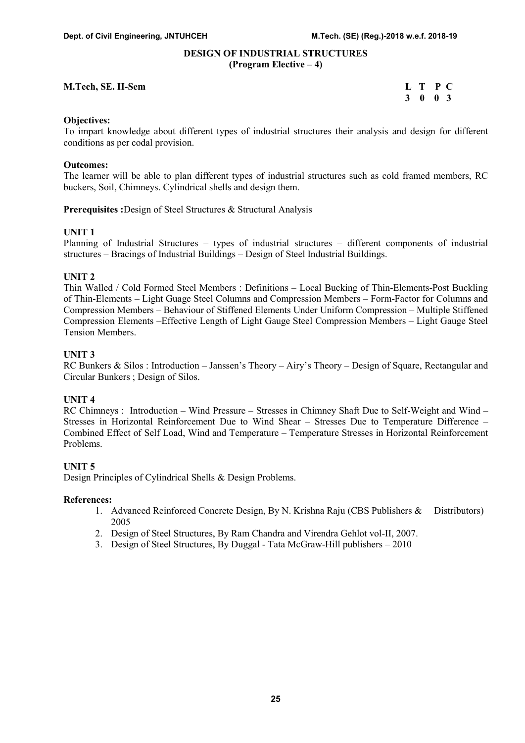# DESIGN OF INDUSTRIAL STRUCTURES
## (Program Elective – 4)

**M.Tech, SE. II-Sem**

| L | T | P | C |
|---|---|---|---|
| 3 | 0 | 0 | 3 |

**Objectives:**
To impart knowledge about different types of industrial structures their analysis and design for different conditions as per codal provision.

**Outcomes:**
The learner will be able to plan different types of industrial structures such as cold framed members, RC buckers, Soil, Chimneys. Cylindrical shells and design them.

**Prerequisites :**Design of Steel Structures & Structural Analysis

**UNIT 1**
Planning of Industrial Structures – types of industrial structures – different components of industrial structures – Bracings of Industrial Buildings – Design of Steel Industrial Buildings.

**UNIT 2**
Thin Walled / Cold Formed Steel Members : Definitions – Local Bucking of Thin-Elements-Post Buckling of Thin-Elements – Light Guage Steel Columns and Compression Members – Form-Factor for Columns and Compression Members – Behaviour of Stiffened Elements Under Uniform Compression – Multiple Stiffened Compression Elements –Effective Length of Light Gauge Steel Compression Members – Light Gauge Steel Tension Members.

**UNIT 3**
RC Bunkers & Silos : Introduction – Janssen's Theory – Airy's Theory – Design of Square, Rectangular and Circular Bunkers ; Design of Silos.

**UNIT 4**
RC Chimneys : Introduction – Wind Pressure – Stresses in Chimney Shaft Due to Self-Weight and Wind – Stresses in Horizontal Reinforcement Due to Wind Shear – Stresses Due to Temperature Difference – Combined Effect of Self Load, Wind and Temperature – Temperature Stresses in Horizontal Reinforcement Problems.

**UNIT 5**
Design Principles of Cylindrical Shells & Design Problems.

**References:**

1. Advanced Reinforced Concrete Design, By N. Krishna Raju (CBS Publishers & Distributors) 2005
2. Design of Steel Structures, By Ram Chandra and Virendra Gehlot vol-II, 2007.
3. Design of Steel Structures, By Duggal - Tata McGraw-Hill publishers – 2010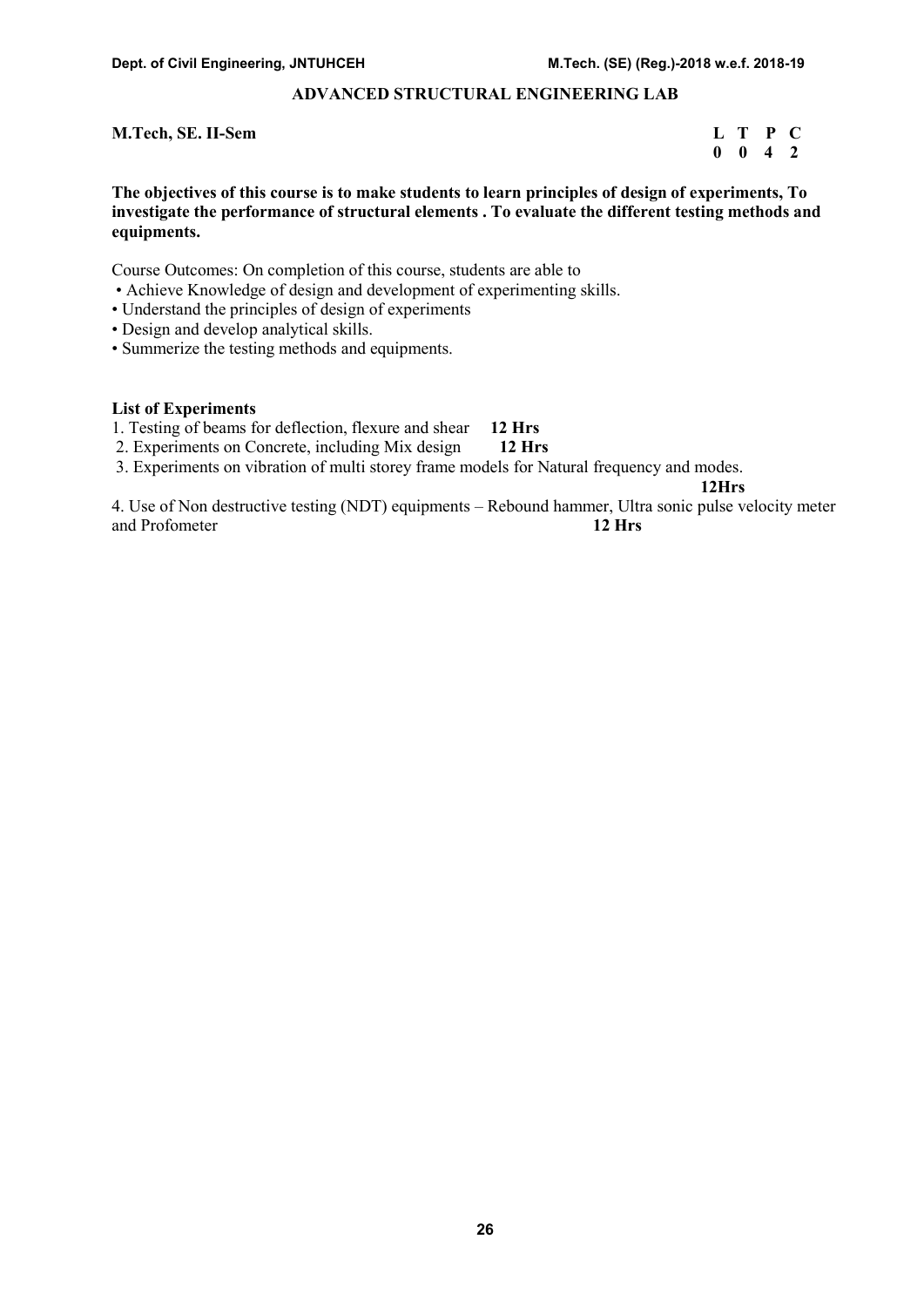## ADVANCED STRUCTURAL ENGINEERING LAB

**M.Tech, SE. II-Sem**

| L | T | P | C |
|---|---|---|---|
| 0 | 0 | 4 | 2 |

**The objectives of this course is to make students to learn principles of design of experiments, To investigate the performance of structural elements . To evaluate the different testing methods and equipments.**

Course Outcomes: On completion of this course, students are able to

- Achieve Knowledge of design and development of experimenting skills.
- Understand the principles of design of experiments
- Design and develop analytical skills.
- Summerize the testing methods and equipments.

**List of Experiments**

1. Testing of beams for deflection, flexure and shear **12 Hrs**
2. Experiments on Concrete, including Mix design **12 Hrs**
3. Experiments on vibration of multi storey frame models for Natural frequency and modes. **12Hrs**
4. Use of Non destructive testing (NDT) equipments – Rebound hammer, Ultra sonic pulse velocity meter and Profometer **12 Hrs**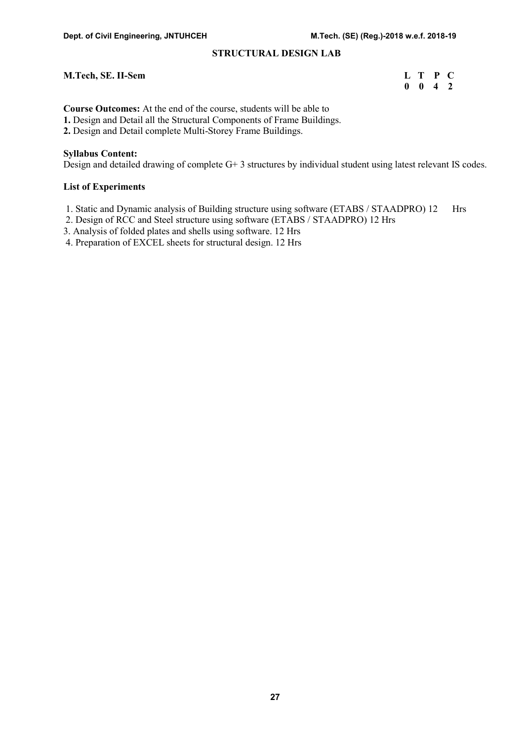## STRUCTURAL DESIGN LAB

**M.Tech, SE. II-Sem**

| L | T | P | C |
|---|---|---|---|
| 0 | 0 | 4 | 2 |

**Course Outcomes:** At the end of the course, students will be able to

**1.** Design and Detail all the Structural Components of Frame Buildings.

**2.** Design and Detail complete Multi-Storey Frame Buildings.

**Syllabus Content:**

Design and detailed drawing of complete G+ 3 structures by individual student using latest relevant IS codes.

**List of Experiments**

1. Static and Dynamic analysis of Building structure using software (ETABS / STAADPRO) 12 Hrs
2. Design of RCC and Steel structure using software (ETABS / STAADPRO) 12 Hrs
3. Analysis of folded plates and shells using software. 12 Hrs
4. Preparation of EXCEL sheets for structural design. 12 Hrs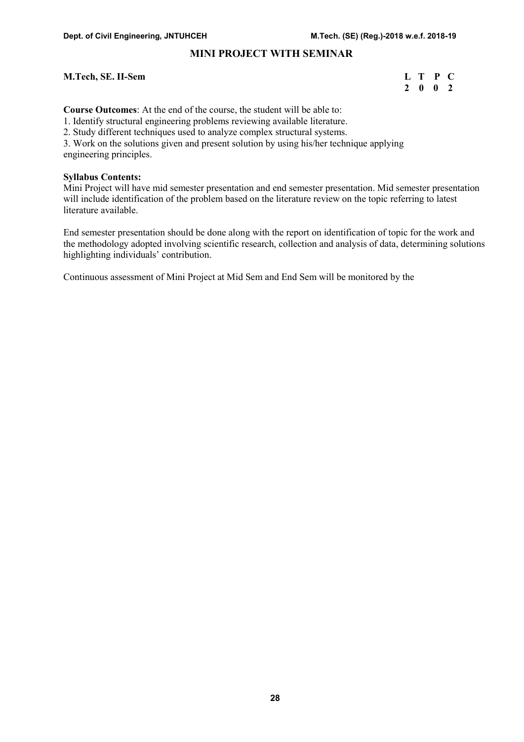## MINI PROJECT WITH SEMINAR

**M.Tech, SE. II-Sem**

| L | T | P | C |
|---|---|---|---|
| 2 | 0 | 0 | 2 |

**Course Outcomes**: At the end of the course, the student will be able to:

1. Identify structural engineering problems reviewing available literature.
2. Study different techniques used to analyze complex structural systems.
3. Work on the solutions given and present solution by using his/her technique applying engineering principles.

**Syllabus Contents:**

Mini Project will have mid semester presentation and end semester presentation. Mid semester presentation will include identification of the problem based on the literature review on the topic referring to latest literature available.

End semester presentation should be done along with the report on identification of topic for the work and the methodology adopted involving scientific research, collection and analysis of data, determining solutions highlighting individuals' contribution.

Continuous assessment of Mini Project at Mid Sem and End Sem will be monitored by the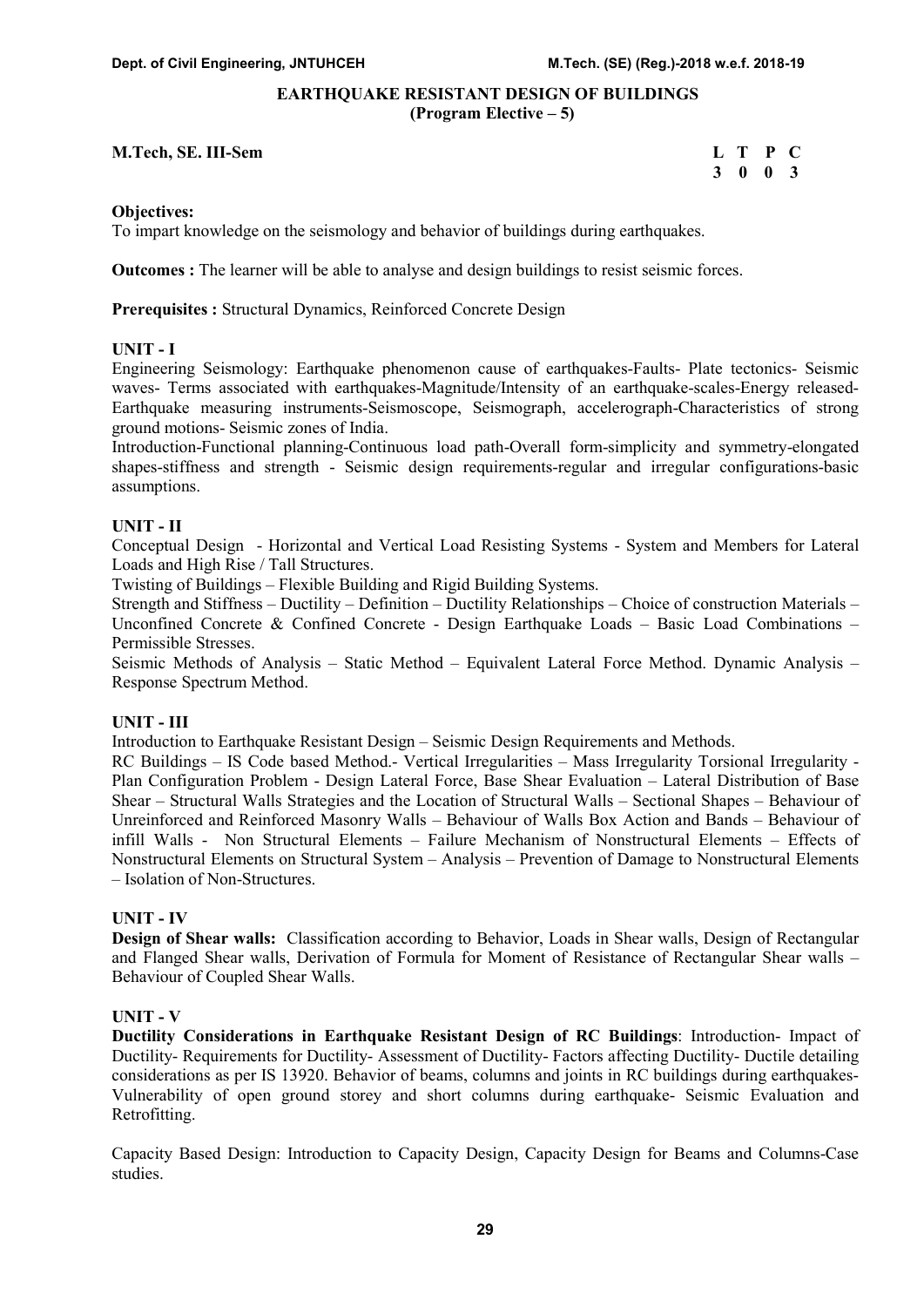# EARTHQUAKE RESISTANT DESIGN OF BUILDINGS
## (Program Elective – 5)

**M.Tech, SE. III-Sem**

| L | T | P | C |
|---|---|---|---|
| 3 | 0 | 0 | 3 |

**Objectives:**
To impart knowledge on the seismology and behavior of buildings during earthquakes.

**Outcomes :** The learner will be able to analyse and design buildings to resist seismic forces.

**Prerequisites :** Structural Dynamics, Reinforced Concrete Design

### UNIT - I

Engineering Seismology: Earthquake phenomenon cause of earthquakes-Faults- Plate tectonics- Seismic waves- Terms associated with earthquakes-Magnitude/Intensity of an earthquake-scales-Energy released-Earthquake measuring instruments-Seismoscope, Seismograph, accelerograph-Characteristics of strong ground motions- Seismic zones of India.

Introduction-Functional planning-Continuous load path-Overall form-simplicity and symmetry-elongated shapes-stiffness and strength - Seismic design requirements-regular and irregular configurations-basic assumptions.

### UNIT - II

Conceptual Design - Horizontal and Vertical Load Resisting Systems - System and Members for Lateral Loads and High Rise / Tall Structures.

Twisting of Buildings – Flexible Building and Rigid Building Systems.

Strength and Stiffness – Ductility – Definition – Ductility Relationships – Choice of construction Materials – Unconfined Concrete & Confined Concrete - Design Earthquake Loads – Basic Load Combinations – Permissible Stresses.

Seismic Methods of Analysis – Static Method – Equivalent Lateral Force Method. Dynamic Analysis – Response Spectrum Method.

### UNIT - III

Introduction to Earthquake Resistant Design – Seismic Design Requirements and Methods.

RC Buildings – IS Code based Method.- Vertical Irregularities – Mass Irregularity Torsional Irregularity - Plan Configuration Problem - Design Lateral Force, Base Shear Evaluation – Lateral Distribution of Base Shear – Structural Walls Strategies and the Location of Structural Walls – Sectional Shapes – Behaviour of Unreinforced and Reinforced Masonry Walls – Behaviour of Walls Box Action and Bands – Behaviour of infill Walls - Non Structural Elements – Failure Mechanism of Nonstructural Elements – Effects of Nonstructural Elements on Structural System – Analysis – Prevention of Damage to Nonstructural Elements – Isolation of Non-Structures.

### UNIT - IV

**Design of Shear walls:** Classification according to Behavior, Loads in Shear walls, Design of Rectangular and Flanged Shear walls, Derivation of Formula for Moment of Resistance of Rectangular Shear walls – Behaviour of Coupled Shear Walls.

### UNIT - V

**Ductility Considerations in Earthquake Resistant Design of RC Buildings**: Introduction- Impact of Ductility- Requirements for Ductility- Assessment of Ductility- Factors affecting Ductility- Ductile detailing considerations as per IS 13920. Behavior of beams, columns and joints in RC buildings during earthquakes- Vulnerability of open ground storey and short columns during earthquake- Seismic Evaluation and Retrofitting.

Capacity Based Design: Introduction to Capacity Design, Capacity Design for Beams and Columns-Case studies.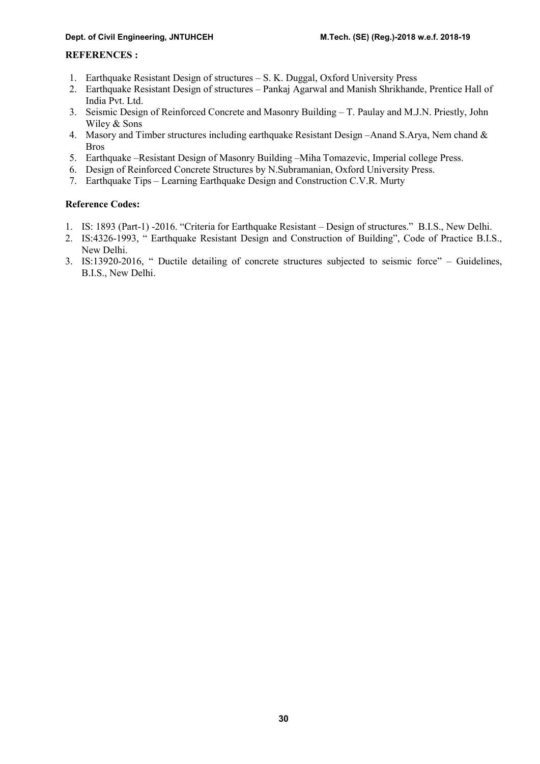**REFERENCES :**

1. Earthquake Resistant Design of structures – S. K. Duggal, Oxford University Press
2. Earthquake Resistant Design of structures – Pankaj Agarwal and Manish Shrikhande, Prentice Hall of India Pvt. Ltd.
3. Seismic Design of Reinforced Concrete and Masonry Building – T. Paulay and M.J.N. Priestly, John Wiley & Sons
4. Masory and Timber structures including earthquake Resistant Design –Anand S.Arya, Nem chand & Bros
5. Earthquake –Resistant Design of Masonry Building –Miha Tomazevic, Imperial college Press.
6. Design of Reinforced Concrete Structures by N.Subramanian, Oxford University Press.
7. Earthquake Tips – Learning Earthquake Design and Construction C.V.R. Murty

**Reference Codes:**

1. IS: 1893 (Part-1) -2016. "Criteria for Earthquake Resistant – Design of structures." B.I.S., New Delhi.
2. IS:4326-1993, " Earthquake Resistant Design and Construction of Building", Code of Practice B.I.S., New Delhi.
3. IS:13920-2016, " Ductile detailing of concrete structures subjected to seismic force" – Guidelines, B.I.S., New Delhi.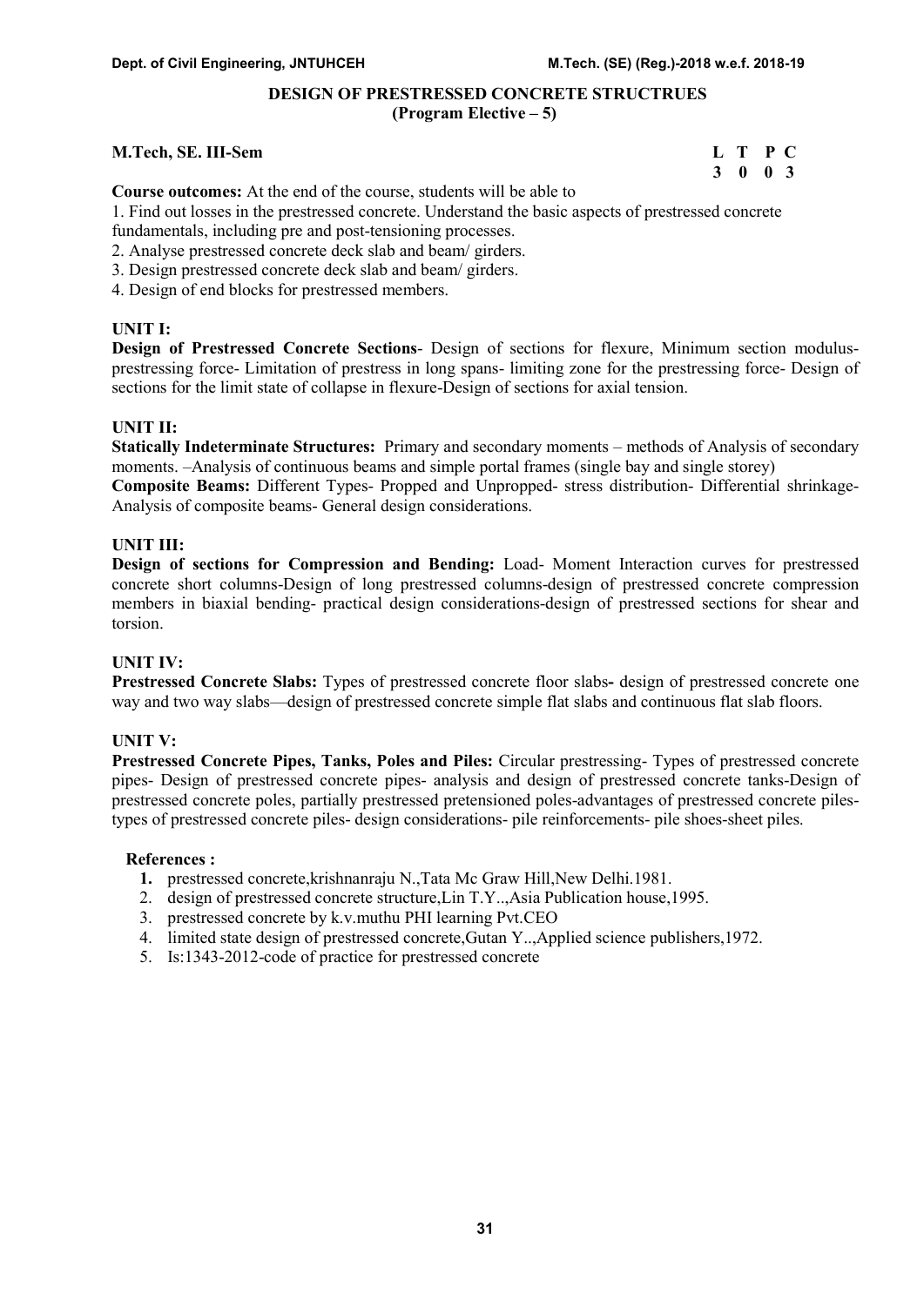## DESIGN OF PRESTRESSED CONCRETE STRUCTRUES
### (Program Elective – 5)

**M.Tech, SE. III-Sem**

| L | T | P | C |
|---|---|---|---|
| 3 | 0 | 0 | 3 |

**Course outcomes:** At the end of the course, students will be able to

1. Find out losses in the prestressed concrete. Understand the basic aspects of prestressed concrete fundamentals, including pre and post-tensioning processes.
2. Analyse prestressed concrete deck slab and beam/ girders.
3. Design prestressed concrete deck slab and beam/ girders.
4. Design of end blocks for prestressed members.

**UNIT I:**

**Design of Prestressed Concrete Sections**- Design of sections for flexure, Minimum section modulus-prestressing force- Limitation of prestress in long spans- limiting zone for the prestressing force- Design of sections for the limit state of collapse in flexure-Design of sections for axial tension.

**UNIT II:**

**Statically Indeterminate Structures:** Primary and secondary moments – methods of Analysis of secondary moments. –Analysis of continuous beams and simple portal frames (single bay and single storey)

**Composite Beams:** Different Types- Propped and Unpropped- stress distribution- Differential shrinkage- Analysis of composite beams- General design considerations.

**UNIT III:**

**Design of sections for Compression and Bending:** Load- Moment Interaction curves for prestressed concrete short columns-Design of long prestressed columns-design of prestressed concrete compression members in biaxial bending- practical design considerations-design of prestressed sections for shear and torsion.

**UNIT IV:**

**Prestressed Concrete Slabs:** Types of prestressed concrete floor slabs**-** design of prestressed concrete one way and two way slabs—design of prestressed concrete simple flat slabs and continuous flat slab floors.

**UNIT V:**

**Prestressed Concrete Pipes, Tanks, Poles and Piles:** Circular prestressing- Types of prestressed concrete pipes- Design of prestressed concrete pipes- analysis and design of prestressed concrete tanks-Design of prestressed concrete poles, partially prestressed pretensioned poles-advantages of prestressed concrete piles-types of prestressed concrete piles- design considerations- pile reinforcements- pile shoes-sheet piles.

**References :**

1. prestressed concrete,krishnanraju N.,Tata Mc Graw Hill,New Delhi.1981.
2. design of prestressed concrete structure,Lin T.Y..,Asia Publication house,1995.
3. prestressed concrete by k.v.muthu PHI learning Pvt.CEO
4. limited state design of prestressed concrete,Gutan Y..,Applied science publishers,1972.
5. Is:1343-2012-code of practice for prestressed concrete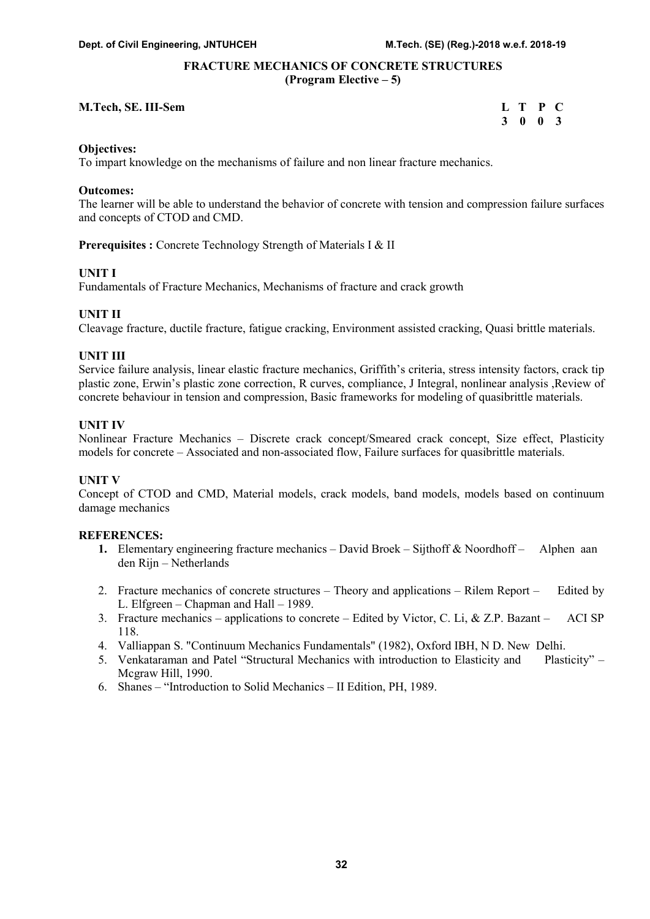## FRACTURE MECHANICS OF CONCRETE STRUCTURES
**(Program Elective – 5)**

**M.Tech, SE. III-Sem**

| L | T | P | C |
|---|---|---|---|
| 3 | 0 | 0 | 3 |

**Objectives:**
To impart knowledge on the mechanisms of failure and non linear fracture mechanics.

**Outcomes:**
The learner will be able to understand the behavior of concrete with tension and compression failure surfaces and concepts of CTOD and CMD.

**Prerequisites :** Concrete Technology Strength of Materials I & II

**UNIT I**
Fundamentals of Fracture Mechanics, Mechanisms of fracture and crack growth

**UNIT II**
Cleavage fracture, ductile fracture, fatigue cracking, Environment assisted cracking, Quasi brittle materials.

**UNIT III**
Service failure analysis, linear elastic fracture mechanics, Griffith's criteria, stress intensity factors, crack tip plastic zone, Erwin's plastic zone correction, R curves, compliance, J Integral, nonlinear analysis ,Review of concrete behaviour in tension and compression, Basic frameworks for modeling of quasibrittle materials.

**UNIT IV**
Nonlinear Fracture Mechanics – Discrete crack concept/Smeared crack concept, Size effect, Plasticity models for concrete – Associated and non-associated flow, Failure surfaces for quasibrittle materials.

**UNIT V**
Concept of CTOD and CMD, Material models, crack models, band models, models based on continuum damage mechanics

**REFERENCES:**

1. Elementary engineering fracture mechanics – David Broek – Sijthoff & Noordhoff – Alphen aan den Rijn – Netherlands
2. Fracture mechanics of concrete structures – Theory and applications – Rilem Report – Edited by L. Elfgreen – Chapman and Hall – 1989.
3. Fracture mechanics – applications to concrete – Edited by Victor, C. Li, & Z.P. Bazant – ACI SP 118.
4. Valliappan S. "Continuum Mechanics Fundamentals" (1982), Oxford IBH, N D. New Delhi.
5. Venkataraman and Patel "Structural Mechanics with introduction to Elasticity and Plasticity" – Mcgraw Hill, 1990.
6. Shanes – "Introduction to Solid Mechanics – II Edition, PH, 1989.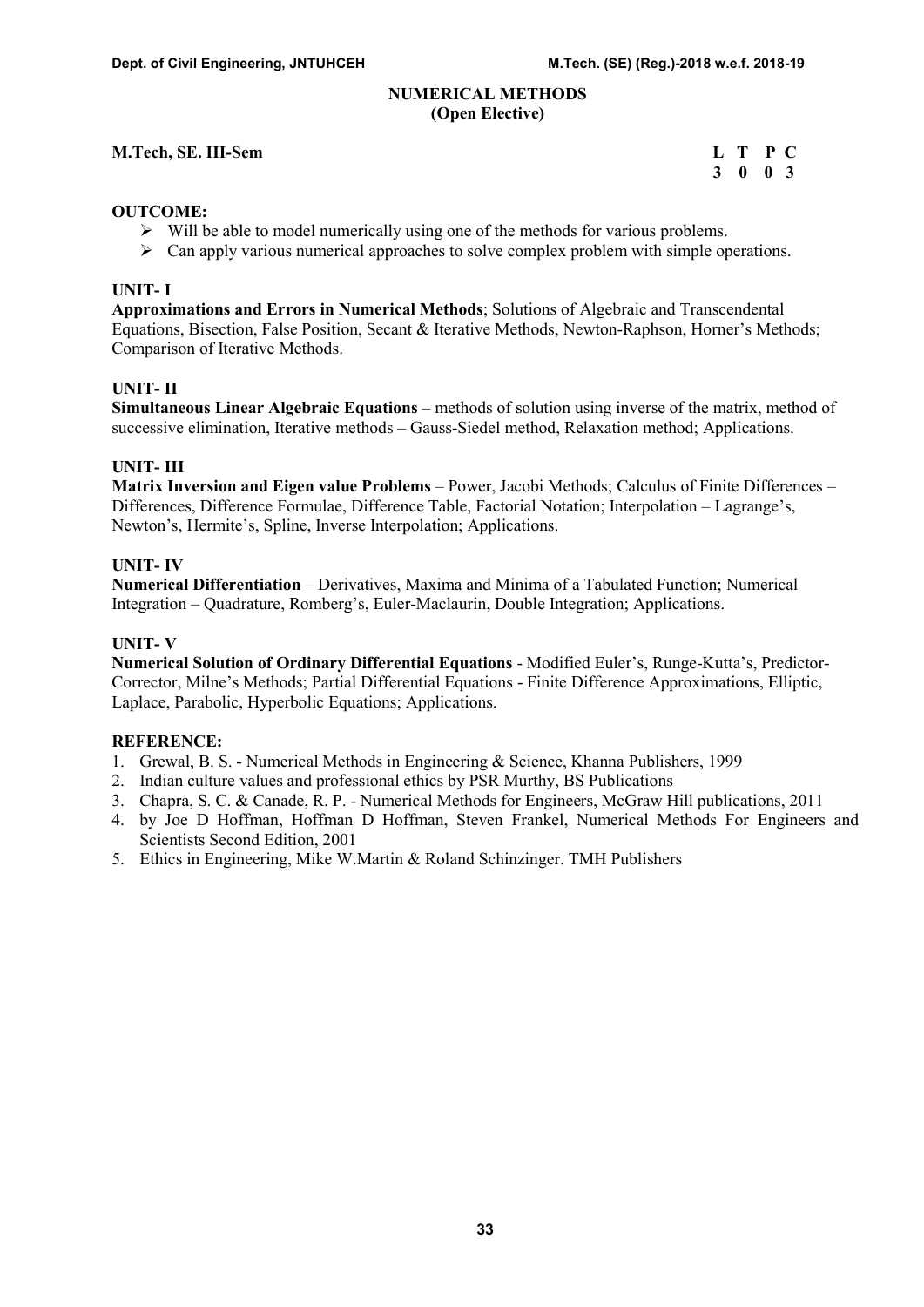# NUMERICAL METHODS
## (Open Elective)

**M.Tech, SE. III-Sem**

| L | T | P | C |
|---|---|---|---|
| 3 | 0 | 0 | 3 |

**OUTCOME:**

- Will be able to model numerically using one of the methods for various problems.
- Can apply various numerical approaches to solve complex problem with simple operations.

**UNIT- I**

**Approximations and Errors in Numerical Methods**; Solutions of Algebraic and Transcendental Equations, Bisection, False Position, Secant & Iterative Methods, Newton-Raphson, Horner's Methods; Comparison of Iterative Methods.

**UNIT- II**

**Simultaneous Linear Algebraic Equations** – methods of solution using inverse of the matrix, method of successive elimination, Iterative methods – Gauss-Siedel method, Relaxation method; Applications.

**UNIT- III**

**Matrix Inversion and Eigen value Problems** – Power, Jacobi Methods; Calculus of Finite Differences – Differences, Difference Formulae, Difference Table, Factorial Notation; Interpolation – Lagrange's, Newton's, Hermite's, Spline, Inverse Interpolation; Applications.

**UNIT- IV**

**Numerical Differentiation** – Derivatives, Maxima and Minima of a Tabulated Function; Numerical Integration – Quadrature, Romberg's, Euler-Maclaurin, Double Integration; Applications.

**UNIT- V**

**Numerical Solution of Ordinary Differential Equations** - Modified Euler's, Runge-Kutta's, Predictor-Corrector, Milne's Methods; Partial Differential Equations - Finite Difference Approximations, Elliptic, Laplace, Parabolic, Hyperbolic Equations; Applications.

**REFERENCE:**

1. Grewal, B. S. - Numerical Methods in Engineering & Science, Khanna Publishers, 1999
2. Indian culture values and professional ethics by PSR Murthy, BS Publications
3. Chapra, S. C. & Canade, R. P. - Numerical Methods for Engineers, McGraw Hill publications, 2011
4. by Joe D Hoffman, Hoffman D Hoffman, Steven Frankel, Numerical Methods For Engineers and Scientists Second Edition, 2001
5. Ethics in Engineering, Mike W.Martin & Roland Schinzinger. TMH Publishers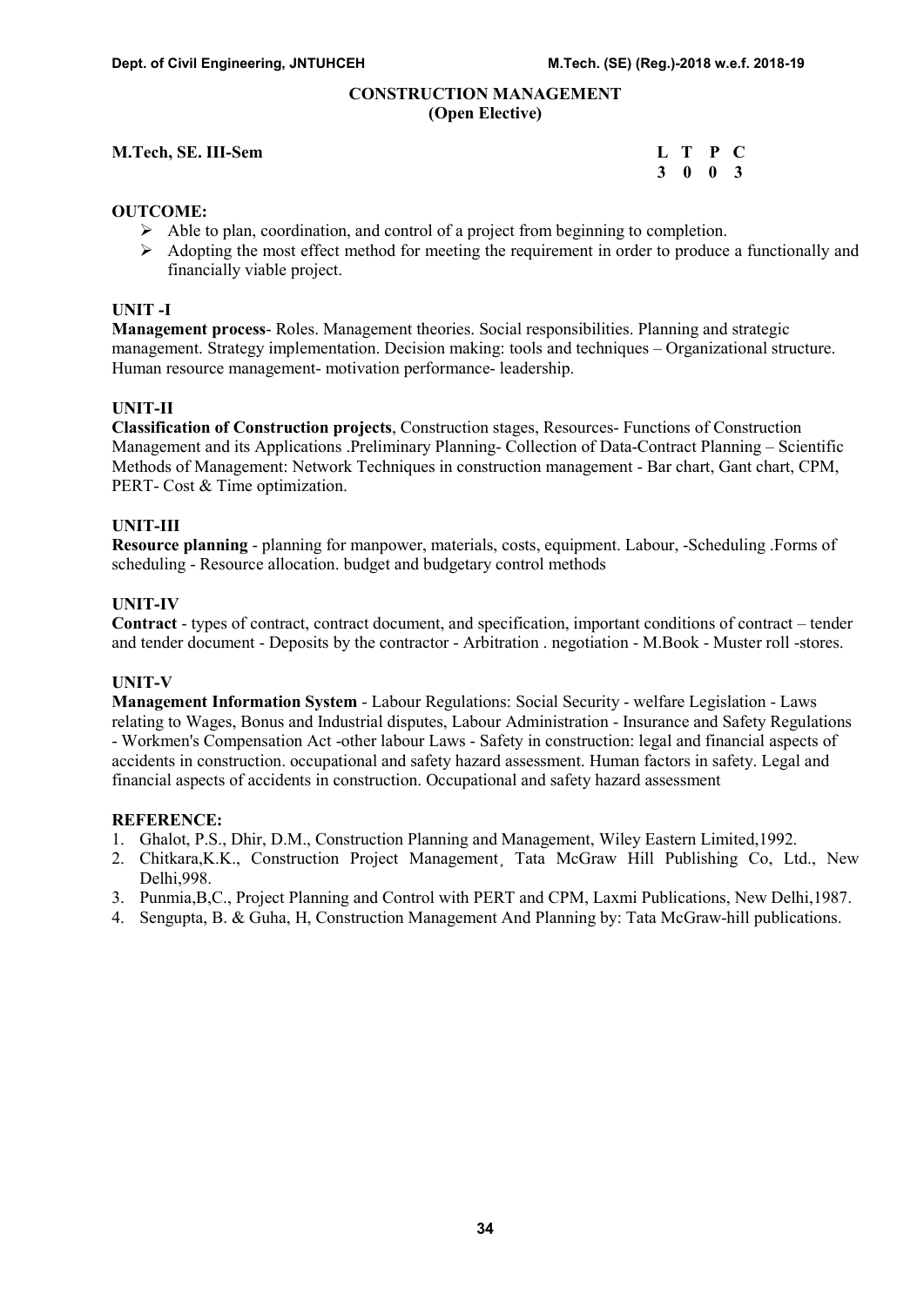# CONSTRUCTION MANAGEMENT
## (Open Elective)

**M.Tech, SE. III-Sem**

| L | T | P | C |
|---|---|---|---|
| 3 | 0 | 0 | 3 |

### OUTCOME:

- Able to plan, coordination, and control of a project from beginning to completion.
- Adopting the most effect method for meeting the requirement in order to produce a functionally and financially viable project.

### UNIT -I

**Management process**- Roles. Management theories. Social responsibilities. Planning and strategic management. Strategy implementation. Decision making: tools and techniques – Organizational structure. Human resource management- motivation performance- leadership.

### UNIT-II

**Classification of Construction projects**, Construction stages, Resources- Functions of Construction Management and its Applications .Preliminary Planning- Collection of Data-Contract Planning – Scientific Methods of Management: Network Techniques in construction management - Bar chart, Gant chart, CPM, PERT- Cost & Time optimization.

### UNIT-III

**Resource planning** - planning for manpower, materials, costs, equipment. Labour, -Scheduling .Forms of scheduling - Resource allocation. budget and budgetary control methods

### UNIT-IV

**Contract** - types of contract, contract document, and specification, important conditions of contract – tender and tender document - Deposits by the contractor - Arbitration . negotiation - M.Book - Muster roll -stores.

### UNIT-V

**Management Information System** - Labour Regulations: Social Security - welfare Legislation - Laws relating to Wages, Bonus and Industrial disputes, Labour Administration - Insurance and Safety Regulations - Workmen's Compensation Act -other labour Laws - Safety in construction: legal and financial aspects of accidents in construction. occupational and safety hazard assessment. Human factors in safety. Legal and financial aspects of accidents in construction. Occupational and safety hazard assessment

### REFERENCE:

1. Ghalot, P.S., Dhir, D.M., Construction Planning and Management, Wiley Eastern Limited,1992.
2. Chitkara,K.K., Construction Project Management¸ Tata McGraw Hill Publishing Co, Ltd., New Delhi,998.
3. Punmia,B,C., Project Planning and Control with PERT and CPM, Laxmi Publications, New Delhi,1987.
4. Sengupta, B. & Guha, H, Construction Management And Planning by: Tata McGraw-hill publications.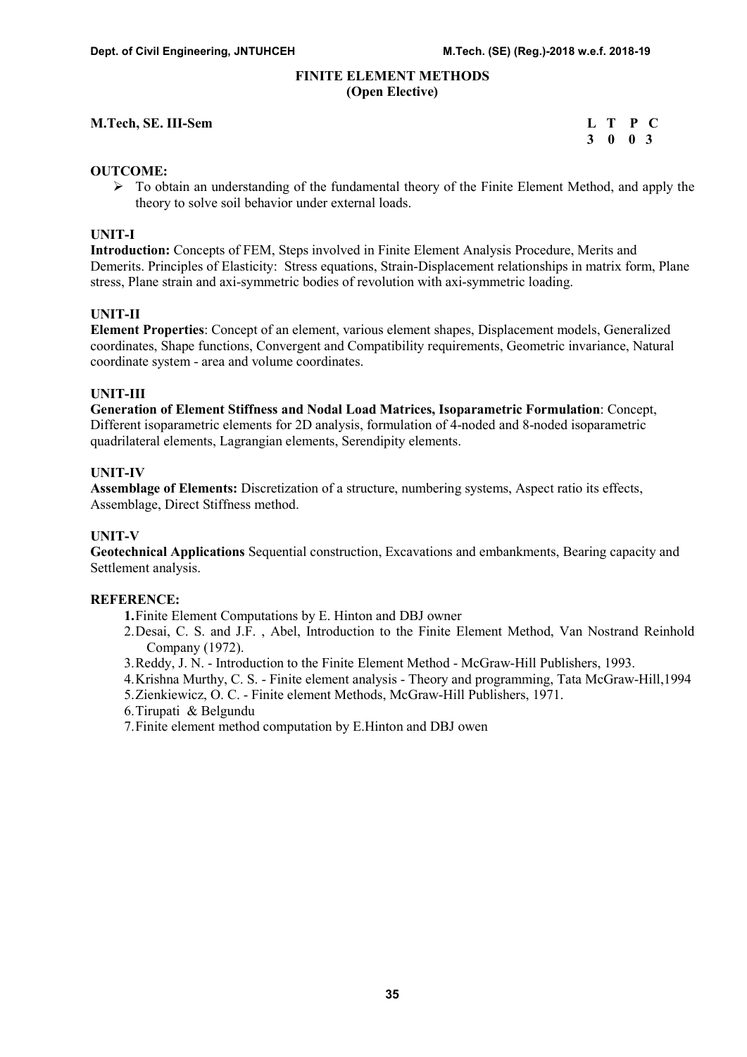# FINITE ELEMENT METHODS
## (Open Elective)

**M.Tech, SE. III-Sem**

| L | T | P | C |
|---|---|---|---|
| 3 | 0 | 0 | 3 |

**OUTCOME:**

- To obtain an understanding of the fundamental theory of the Finite Element Method, and apply the theory to solve soil behavior under external loads.

**UNIT-I**

**Introduction:** Concepts of FEM, Steps involved in Finite Element Analysis Procedure, Merits and Demerits. Principles of Elasticity: Stress equations, Strain-Displacement relationships in matrix form, Plane stress, Plane strain and axi-symmetric bodies of revolution with axi-symmetric loading.

**UNIT-II**

**Element Properties**: Concept of an element, various element shapes, Displacement models, Generalized coordinates, Shape functions, Convergent and Compatibility requirements, Geometric invariance, Natural coordinate system - area and volume coordinates.

**UNIT-III**

**Generation of Element Stiffness and Nodal Load Matrices, Isoparametric Formulation**: Concept, Different isoparametric elements for 2D analysis, formulation of 4-noded and 8-noded isoparametric quadrilateral elements, Lagrangian elements, Serendipity elements.

**UNIT-IV**

**Assemblage of Elements:** Discretization of a structure, numbering systems, Aspect ratio its effects, Assemblage, Direct Stiffness method.

**UNIT-V**

**Geotechnical Applications** Sequential construction, Excavations and embankments, Bearing capacity and Settlement analysis.

**REFERENCE:**

1. Finite Element Computations by E. Hinton and DBJ owner
2. Desai, C. S. and J.F. , Abel, Introduction to the Finite Element Method, Van Nostrand Reinhold Company (1972).
3. Reddy, J. N. - Introduction to the Finite Element Method - McGraw-Hill Publishers, 1993.
4. Krishna Murthy, C. S. - Finite element analysis - Theory and programming, Tata McGraw-Hill,1994
5. Zienkiewicz, O. C. - Finite element Methods, McGraw-Hill Publishers, 1971.
6. Tirupati & Belgundu
7. Finite element method computation by E.Hinton and DBJ owen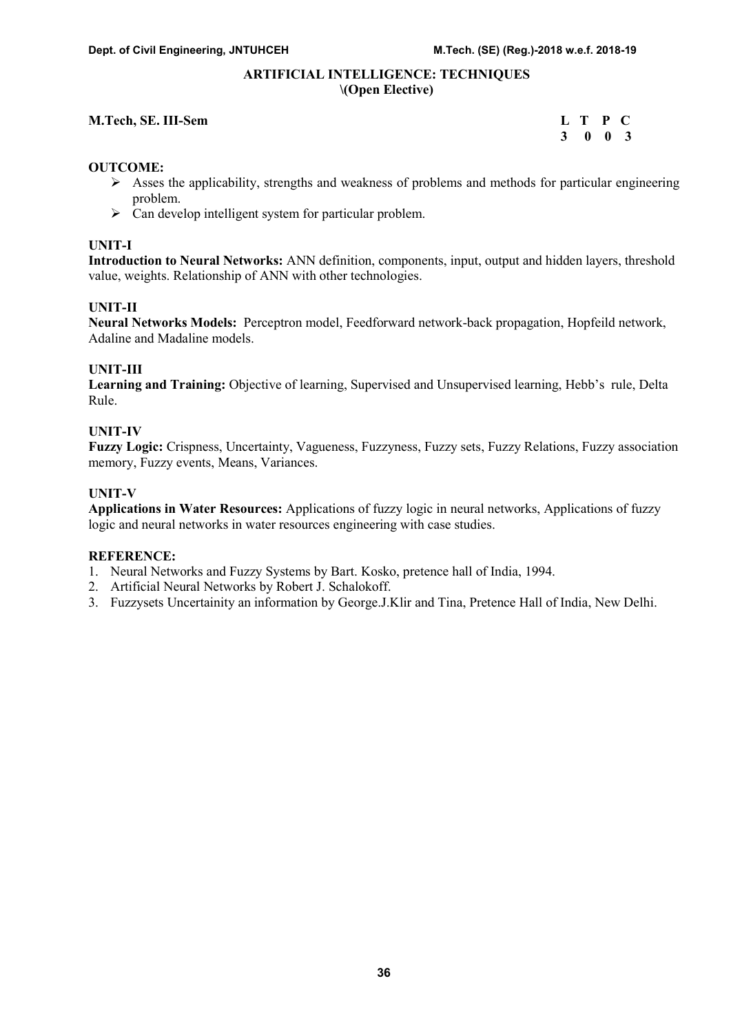## ARTIFICIAL INTELLIGENCE: TECHNIQUES
\(Open Elective)

**M.Tech, SE. III-Sem**

| L | T | P | C |
|---|---|---|---|
| 3 | 0 | 0 | 3 |

**OUTCOME:**

- Asses the applicability, strengths and weakness of problems and methods for particular engineering problem.
- Can develop intelligent system for particular problem.

**UNIT-I**

**Introduction to Neural Networks:** ANN definition, components, input, output and hidden layers, threshold value, weights. Relationship of ANN with other technologies.

**UNIT-II**

**Neural Networks Models:** Perceptron model, Feedforward network-back propagation, Hopfeild network, Adaline and Madaline models.

**UNIT-III**

**Learning and Training:** Objective of learning, Supervised and Unsupervised learning, Hebb's rule, Delta Rule.

**UNIT-IV**

**Fuzzy Logic:** Crispness, Uncertainty, Vagueness, Fuzzyness, Fuzzy sets, Fuzzy Relations, Fuzzy association memory, Fuzzy events, Means, Variances.

**UNIT-V**

**Applications in Water Resources:** Applications of fuzzy logic in neural networks, Applications of fuzzy logic and neural networks in water resources engineering with case studies.

**REFERENCE:**

1. Neural Networks and Fuzzy Systems by Bart. Kosko, pretence hall of India, 1994.
2. Artificial Neural Networks by Robert J. Schalokoff.
3. Fuzzysets Uncertainity an information by George.J.Klir and Tina, Pretence Hall of India, New Delhi.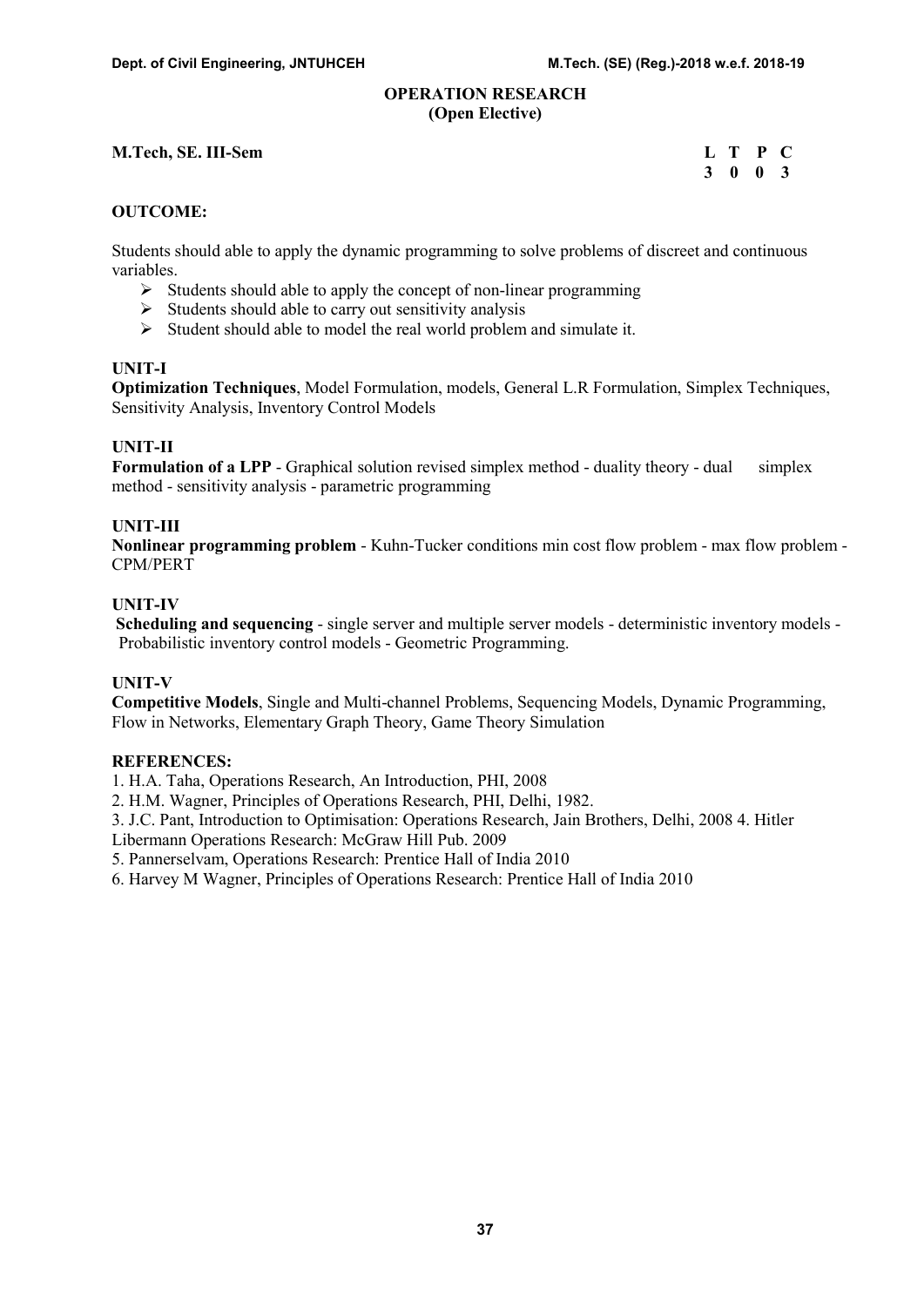## OPERATION RESEARCH
### (Open Elective)

**M.Tech, SE. III-Sem**

| L | T | P | C |
|---|---|---|---|
| 3 | 0 | 0 | 3 |

**OUTCOME:**

Students should able to apply the dynamic programming to solve problems of discreet and continuous variables.

- Students should able to apply the concept of non-linear programming
- Students should able to carry out sensitivity analysis
- Student should able to model the real world problem and simulate it.

**UNIT-I**

**Optimization Techniques**, Model Formulation, models, General L.R Formulation, Simplex Techniques, Sensitivity Analysis, Inventory Control Models

**UNIT-II**

**Formulation of a LPP** - Graphical solution revised simplex method - duality theory - dual simplex method - sensitivity analysis - parametric programming

**UNIT-III**

**Nonlinear programming problem** - Kuhn-Tucker conditions min cost flow problem - max flow problem - CPM/PERT

**UNIT-IV**

**Scheduling and sequencing** - single server and multiple server models - deterministic inventory models - Probabilistic inventory control models - Geometric Programming.

**UNIT-V**

**Competitive Models**, Single and Multi-channel Problems, Sequencing Models, Dynamic Programming, Flow in Networks, Elementary Graph Theory, Game Theory Simulation

**REFERENCES:**

1. H.A. Taha, Operations Research, An Introduction, PHI, 2008
2. H.M. Wagner, Principles of Operations Research, PHI, Delhi, 1982.
3. J.C. Pant, Introduction to Optimisation: Operations Research, Jain Brothers, Delhi, 2008
4. Hitler Libermann Operations Research: McGraw Hill Pub. 2009
5. Pannerselvam, Operations Research: Prentice Hall of India 2010
6. Harvey M Wagner, Principles of Operations Research: Prentice Hall of India 2010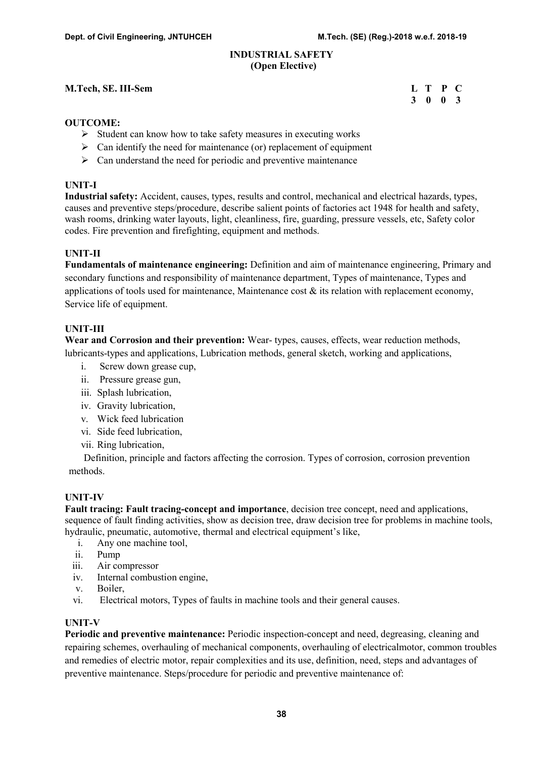## INDUSTRIAL SAFETY
### (Open Elective)

**M.Tech, SE. III-Sem**

| L | T | P | C |
|---|---|---|---|
| 3 | 0 | 0 | 3 |

**OUTCOME:**

- Student can know how to take safety measures in executing works
- Can identify the need for maintenance (or) replacement of equipment
- Can understand the need for periodic and preventive maintenance

**UNIT-I**

**Industrial safety:** Accident, causes, types, results and control, mechanical and electrical hazards, types, causes and preventive steps/procedure, describe salient points of factories act 1948 for health and safety, wash rooms, drinking water layouts, light, cleanliness, fire, guarding, pressure vessels, etc, Safety color codes. Fire prevention and firefighting, equipment and methods.

**UNIT-II**

**Fundamentals of maintenance engineering:** Definition and aim of maintenance engineering, Primary and secondary functions and responsibility of maintenance department, Types of maintenance, Types and applications of tools used for maintenance, Maintenance cost & its relation with replacement economy, Service life of equipment.

**UNIT-III**

**Wear and Corrosion and their prevention:** Wear- types, causes, effects, wear reduction methods, lubricants-types and applications, Lubrication methods, general sketch, working and applications,

i. Screw down grease cup,
ii. Pressure grease gun,
iii. Splash lubrication,
iv. Gravity lubrication,
v. Wick feed lubrication
vi. Side feed lubrication,
vii. Ring lubrication,

Definition, principle and factors affecting the corrosion. Types of corrosion, corrosion prevention methods.

**UNIT-IV**

**Fault tracing: Fault tracing-concept and importance**, decision tree concept, need and applications, sequence of fault finding activities, show as decision tree, draw decision tree for problems in machine tools, hydraulic, pneumatic, automotive, thermal and electrical equipment's like,

i. Any one machine tool,
ii. Pump
iii. Air compressor
iv. Internal combustion engine,
v. Boiler,
vi. Electrical motors, Types of faults in machine tools and their general causes.

**UNIT-V**

**Periodic and preventive maintenance:** Periodic inspection-concept and need, degreasing, cleaning and repairing schemes, overhauling of mechanical components, overhauling of electricalmotor, common troubles and remedies of electric motor, repair complexities and its use, definition, need, steps and advantages of preventive maintenance. Steps/procedure for periodic and preventive maintenance of: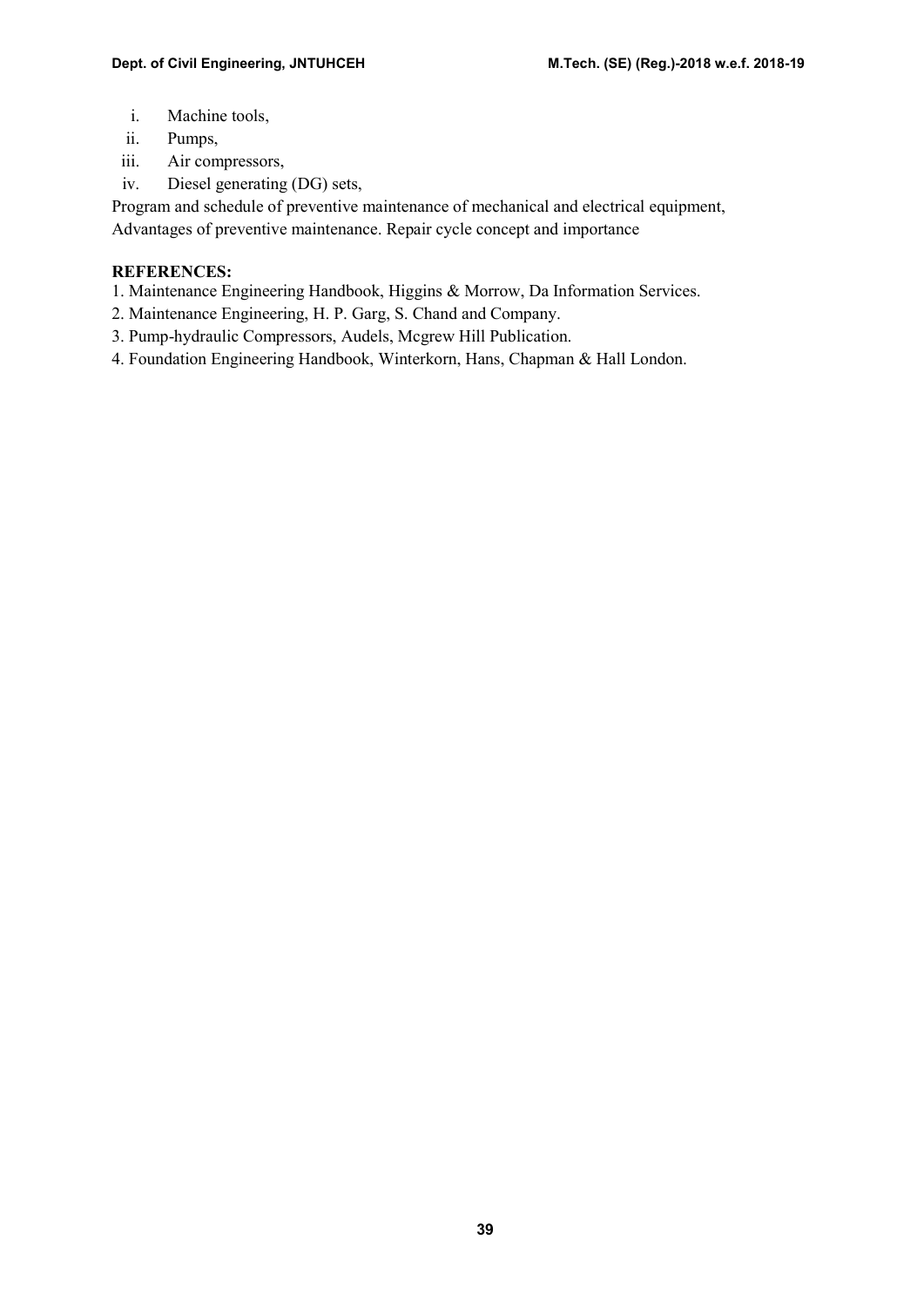i. Machine tools,
ii. Pumps,
iii. Air compressors,
iv. Diesel generating (DG) sets,

Program and schedule of preventive maintenance of mechanical and electrical equipment, Advantages of preventive maintenance. Repair cycle concept and importance

**REFERENCES:**

1. Maintenance Engineering Handbook, Higgins & Morrow, Da Information Services.
2. Maintenance Engineering, H. P. Garg, S. Chand and Company.
3. Pump-hydraulic Compressors, Audels, Mcgrew Hill Publication.
4. Foundation Engineering Handbook, Winterkorn, Hans, Chapman & Hall London.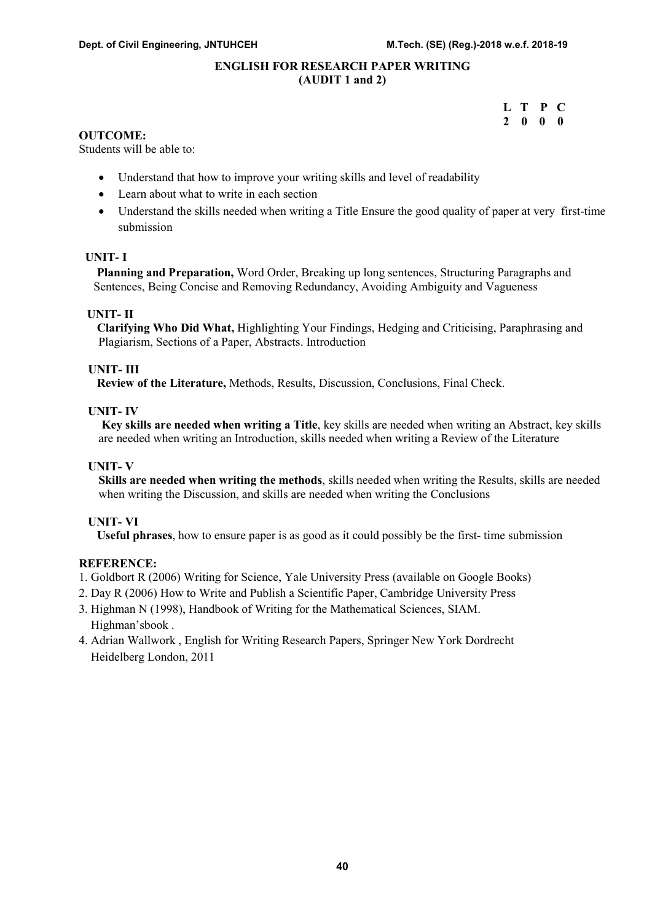## ENGLISH FOR RESEARCH PAPER WRITING
### (AUDIT 1 and 2)

| L | T | P | C |
|---|---|---|---|
| 2 | 0 | 0 | 0 |

**OUTCOME:**

Students will be able to:

- Understand that how to improve your writing skills and level of readability
- Learn about what to write in each section
- Understand the skills needed when writing a Title Ensure the good quality of paper at very first-time submission

**UNIT- I**

**Planning and Preparation,** Word Order, Breaking up long sentences, Structuring Paragraphs and Sentences, Being Concise and Removing Redundancy, Avoiding Ambiguity and Vagueness

**UNIT- II**

**Clarifying Who Did What,** Highlighting Your Findings, Hedging and Criticising, Paraphrasing and Plagiarism, Sections of a Paper, Abstracts. Introduction

**UNIT- III**

**Review of the Literature,** Methods, Results, Discussion, Conclusions, Final Check.

**UNIT- IV**

**Key skills are needed when writing a Title**, key skills are needed when writing an Abstract, key skills are needed when writing an Introduction, skills needed when writing a Review of the Literature

**UNIT- V**

**Skills are needed when writing the methods**, skills needed when writing the Results, skills are needed when writing the Discussion, and skills are needed when writing the Conclusions

**UNIT- VI**

**Useful phrases**, how to ensure paper is as good as it could possibly be the first- time submission

**REFERENCE:**

1. Goldbort R (2006) Writing for Science, Yale University Press (available on Google Books)
2. Day R (2006) How to Write and Publish a Scientific Paper, Cambridge University Press
3. Highman N (1998), Handbook of Writing for the Mathematical Sciences, SIAM. Highman'sbook .
4. Adrian Wallwork , English for Writing Research Papers, Springer New York Dordrecht Heidelberg London, 2011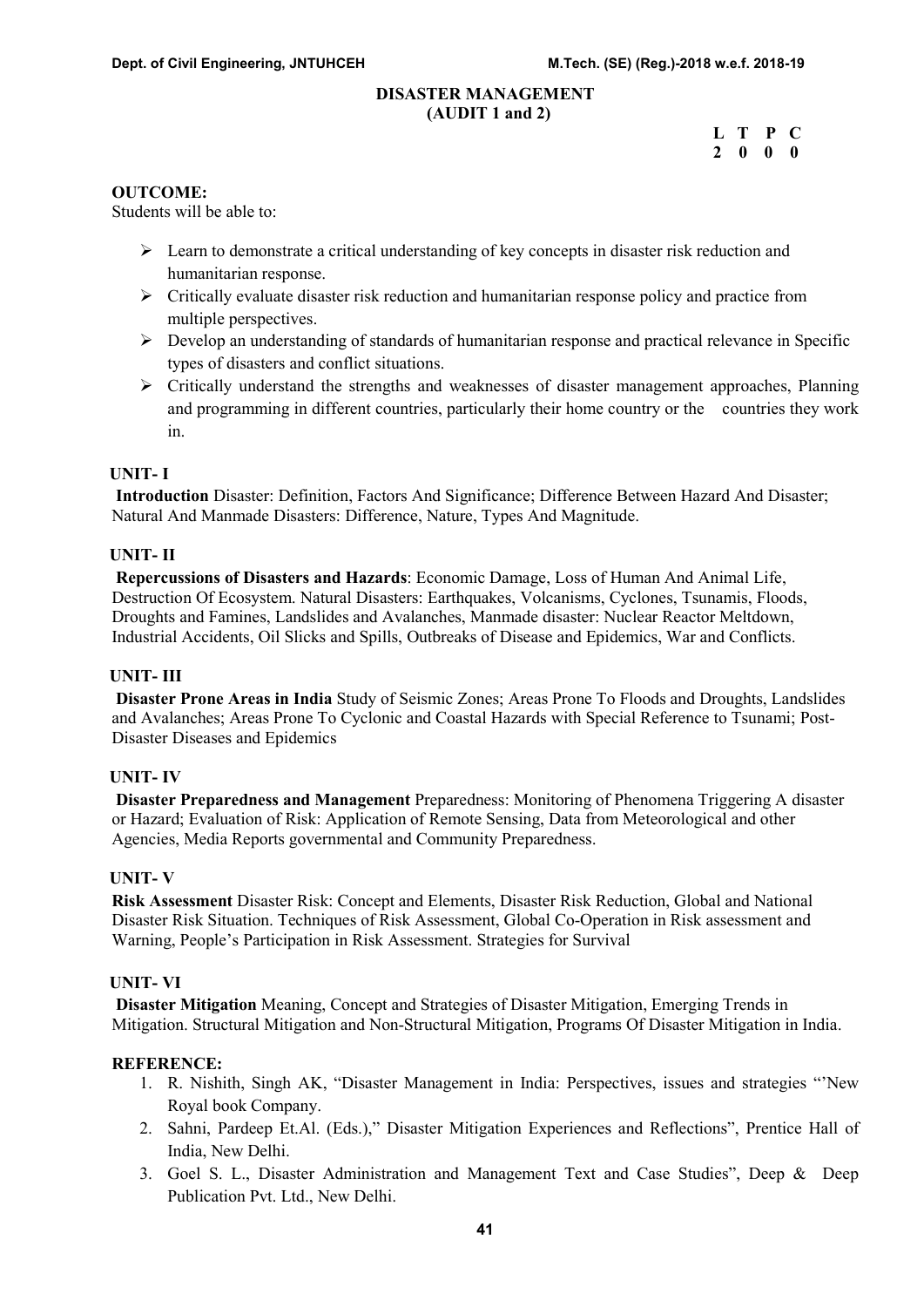# DISASTER MANAGEMENT
## (AUDIT 1 and 2)

| L | T | P | C |
|---|---|---|---|
| 2 | 0 | 0 | 0 |

**OUTCOME:**

Students will be able to:

- Learn to demonstrate a critical understanding of key concepts in disaster risk reduction and humanitarian response.
- Critically evaluate disaster risk reduction and humanitarian response policy and practice from multiple perspectives.
- Develop an understanding of standards of humanitarian response and practical relevance in Specific types of disasters and conflict situations.
- Critically understand the strengths and weaknesses of disaster management approaches, Planning and programming in different countries, particularly their home country or the countries they work in.

**UNIT- I**

**Introduction** Disaster: Definition, Factors And Significance; Difference Between Hazard And Disaster; Natural And Manmade Disasters: Difference, Nature, Types And Magnitude.

**UNIT- II**

**Repercussions of Disasters and Hazards**: Economic Damage, Loss of Human And Animal Life, Destruction Of Ecosystem. Natural Disasters: Earthquakes, Volcanisms, Cyclones, Tsunamis, Floods, Droughts and Famines, Landslides and Avalanches, Manmade disaster: Nuclear Reactor Meltdown, Industrial Accidents, Oil Slicks and Spills, Outbreaks of Disease and Epidemics, War and Conflicts.

**UNIT- III**

**Disaster Prone Areas in India** Study of Seismic Zones; Areas Prone To Floods and Droughts, Landslides and Avalanches; Areas Prone To Cyclonic and Coastal Hazards with Special Reference to Tsunami; Post-Disaster Diseases and Epidemics

**UNIT- IV**

**Disaster Preparedness and Management** Preparedness: Monitoring of Phenomena Triggering A disaster or Hazard; Evaluation of Risk: Application of Remote Sensing, Data from Meteorological and other Agencies, Media Reports governmental and Community Preparedness.

**UNIT- V**

**Risk Assessment** Disaster Risk: Concept and Elements, Disaster Risk Reduction, Global and National Disaster Risk Situation. Techniques of Risk Assessment, Global Co-Operation in Risk assessment and Warning, People's Participation in Risk Assessment. Strategies for Survival

**UNIT- VI**

**Disaster Mitigation** Meaning, Concept and Strategies of Disaster Mitigation, Emerging Trends in Mitigation. Structural Mitigation and Non-Structural Mitigation, Programs Of Disaster Mitigation in India.

**REFERENCE:**

1. R. Nishith, Singh AK, "Disaster Management in India: Perspectives, issues and strategies "'New Royal book Company.
2. Sahni, Pardeep Et.Al. (Eds.)," Disaster Mitigation Experiences and Reflections", Prentice Hall of India, New Delhi.
3. Goel S. L., Disaster Administration and Management Text and Case Studies", Deep & Deep Publication Pvt. Ltd., New Delhi.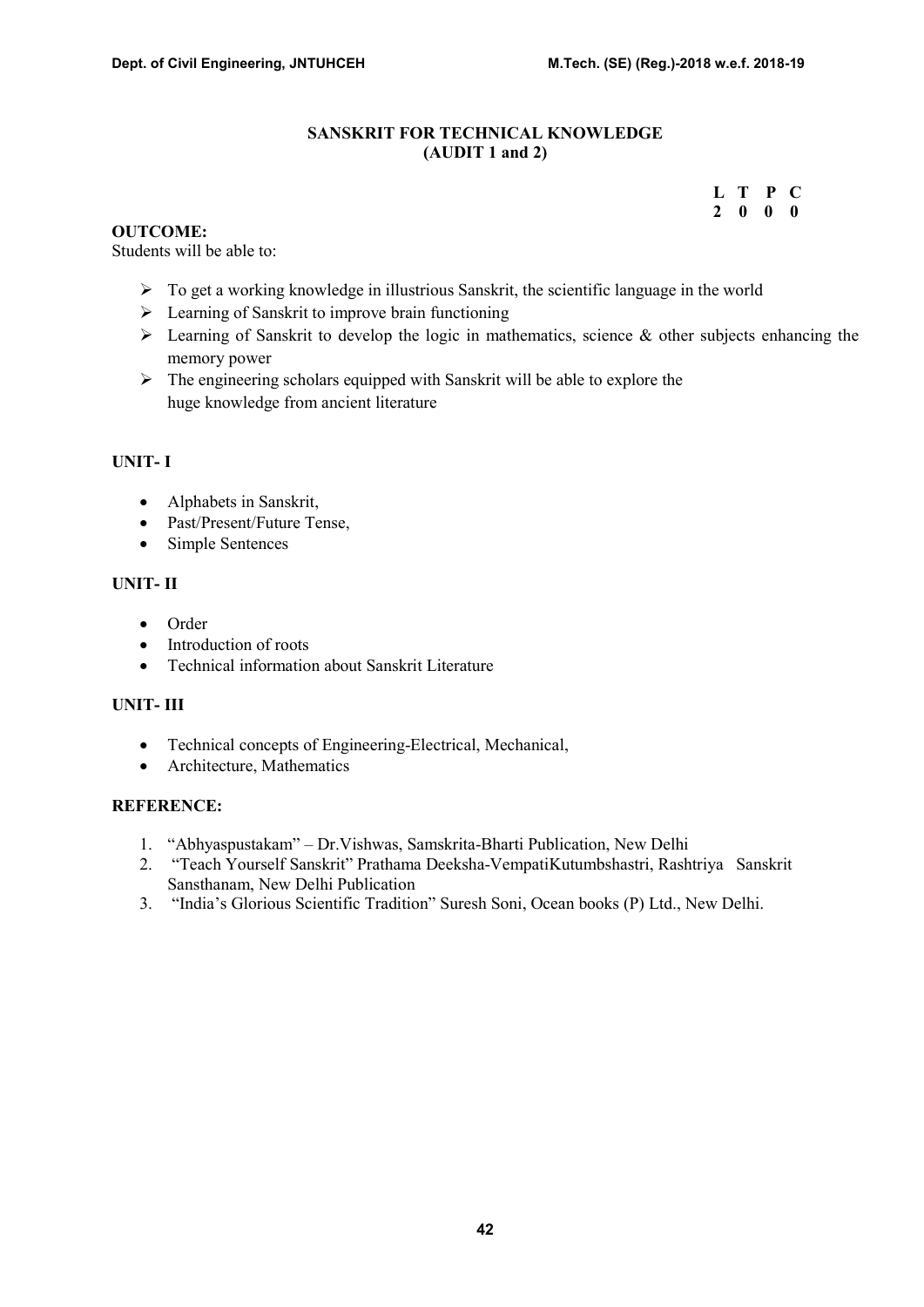# SANSKRIT FOR TECHNICAL KNOWLEDGE
## (AUDIT 1 and 2)

| L | T | P | C |
|---|---|---|---|
| 2 | 0 | 0 | 0 |

**OUTCOME:**

Students will be able to:

- To get a working knowledge in illustrious Sanskrit, the scientific language in the world
- Learning of Sanskrit to improve brain functioning
- Learning of Sanskrit to develop the logic in mathematics, science & other subjects enhancing the memory power
- The engineering scholars equipped with Sanskrit will be able to explore the huge knowledge from ancient literature

**UNIT- I**

- Alphabets in Sanskrit,
- Past/Present/Future Tense,
- Simple Sentences

**UNIT- II**

- Order
- Introduction of roots
- Technical information about Sanskrit Literature

**UNIT- III**

- Technical concepts of Engineering-Electrical, Mechanical,
- Architecture, Mathematics

**REFERENCE:**

1. "Abhyaspustakam" – Dr.Vishwas, Samskrita-Bharti Publication, New Delhi
2. "Teach Yourself Sanskrit" Prathama Deeksha-VempatiKutumbshastri, Rashtriya Sanskrit Sansthanam, New Delhi Publication
3. "India's Glorious Scientific Tradition" Suresh Soni, Ocean books (P) Ltd., New Delhi.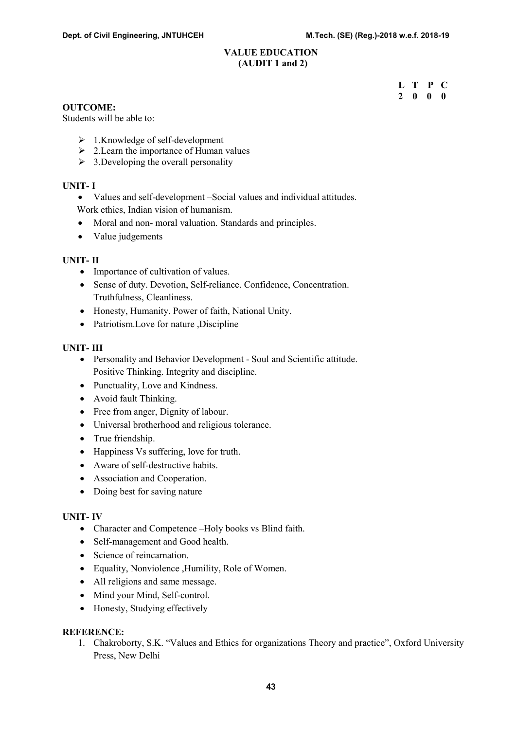# VALUE EDUCATION
## (AUDIT 1 and 2)

| L | T | P | C |
|---|---|---|---|
| 2 | 0 | 0 | 0 |

**OUTCOME:**
Students will be able to:

- 1.Knowledge of self-development
- 2.Learn the importance of Human values
- 3.Developing the overall personality

**UNIT- I**

- Values and self-development –Social values and individual attitudes.
  Work ethics, Indian vision of humanism.
- Moral and non- moral valuation. Standards and principles.
- Value judgements

**UNIT- II**

- Importance of cultivation of values.
- Sense of duty. Devotion, Self-reliance. Confidence, Concentration. Truthfulness, Cleanliness.
- Honesty, Humanity. Power of faith, National Unity.
- Patriotism.Love for nature ,Discipline

**UNIT- III**

- Personality and Behavior Development - Soul and Scientific attitude. Positive Thinking. Integrity and discipline.
- Punctuality, Love and Kindness.
- Avoid fault Thinking.
- Free from anger, Dignity of labour.
- Universal brotherhood and religious tolerance.
- True friendship.
- Happiness Vs suffering, love for truth.
- Aware of self-destructive habits.
- Association and Cooperation.
- Doing best for saving nature

**UNIT- IV**

- Character and Competence –Holy books vs Blind faith.
- Self-management and Good health.
- Science of reincarnation.
- Equality, Nonviolence ,Humility, Role of Women.
- All religions and same message.
- Mind your Mind, Self-control.
- Honesty, Studying effectively

**REFERENCE:**

1. Chakroborty, S.K. “Values and Ethics for organizations Theory and practice”, Oxford University Press, New Delhi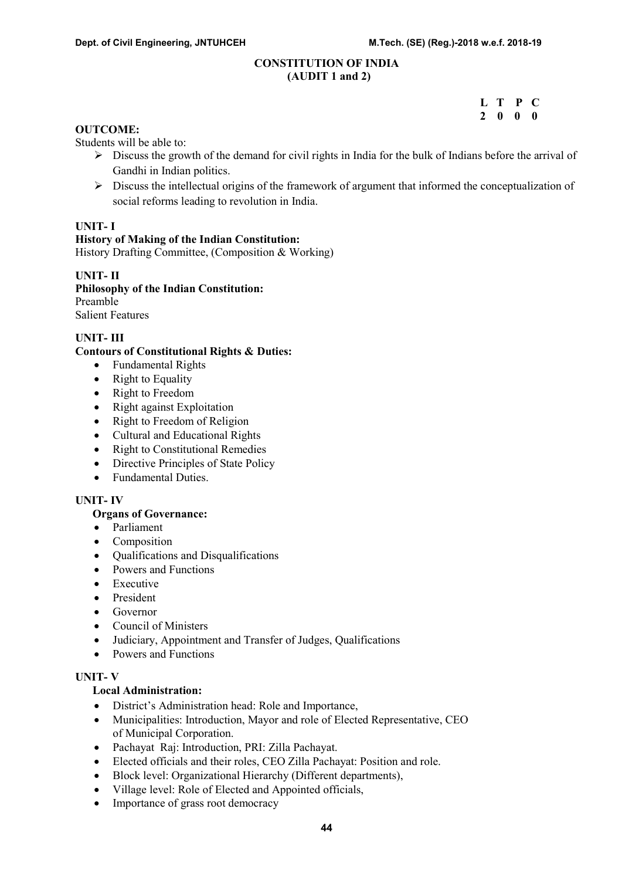## CONSTITUTION OF INDIA
## (AUDIT 1 and 2)

| L | T | P | C |
|---|---|---|---|
| 2 | 0 | 0 | 0 |

**OUTCOME:**

Students will be able to:

- Discuss the growth of the demand for civil rights in India for the bulk of Indians before the arrival of Gandhi in Indian politics.
- Discuss the intellectual origins of the framework of argument that informed the conceptualization of social reforms leading to revolution in India.

**UNIT- I**

**History of Making of the Indian Constitution:**

History Drafting Committee, (Composition & Working)

**UNIT- II**

**Philosophy of the Indian Constitution:**

Preamble

Salient Features

**UNIT- III**

**Contours of Constitutional Rights & Duties:**

- Fundamental Rights
- Right to Equality
- Right to Freedom
- Right against Exploitation
- Right to Freedom of Religion
- Cultural and Educational Rights
- Right to Constitutional Remedies
- Directive Principles of State Policy
- Fundamental Duties.

**UNIT- IV**

**Organs of Governance:**

- Parliament
- Composition
- Qualifications and Disqualifications
- Powers and Functions
- Executive
- President
- Governor
- Council of Ministers
- Judiciary, Appointment and Transfer of Judges, Qualifications
- Powers and Functions

**UNIT- V**

**Local Administration:**

- District's Administration head: Role and Importance,
- Municipalities: Introduction, Mayor and role of Elected Representative, CEO of Municipal Corporation.
- Pachayat Raj: Introduction, PRI: Zilla Pachayat.
- Elected officials and their roles, CEO Zilla Pachayat: Position and role.
- Block level: Organizational Hierarchy (Different departments),
- Village level: Role of Elected and Appointed officials,
- Importance of grass root democracy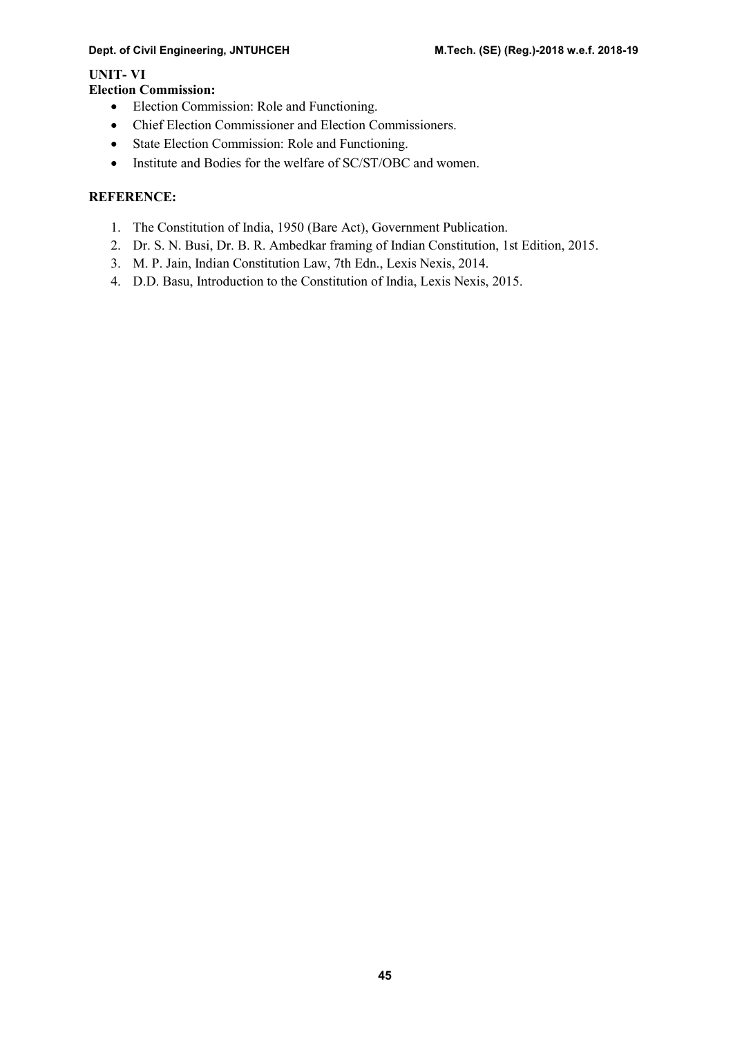**UNIT- VI**

**Election Commission:**

- Election Commission: Role and Functioning.
- Chief Election Commissioner and Election Commissioners.
- State Election Commission: Role and Functioning.
- Institute and Bodies for the welfare of SC/ST/OBC and women.

**REFERENCE:**

1. The Constitution of India, 1950 (Bare Act), Government Publication.
2. Dr. S. N. Busi, Dr. B. R. Ambedkar framing of Indian Constitution, 1st Edition, 2015.
3. M. P. Jain, Indian Constitution Law, 7th Edn., Lexis Nexis, 2014.
4. D.D. Basu, Introduction to the Constitution of India, Lexis Nexis, 2015.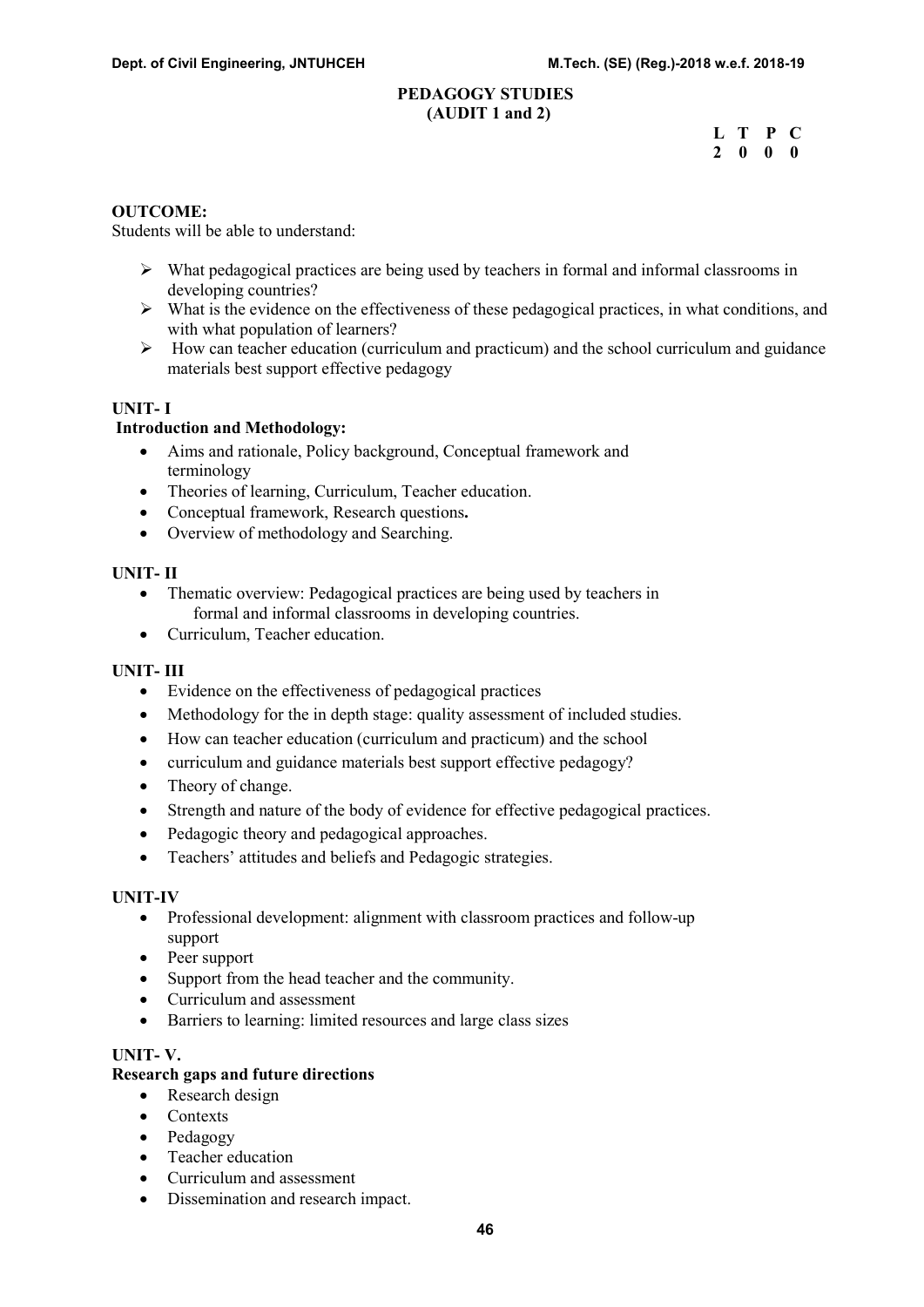# PEDAGOGY STUDIES
## (AUDIT 1 and 2)

| L | T | P | C |
|---|---|---|---|
| 2 | 0 | 0 | 0 |

**OUTCOME:**

Students will be able to understand:

- What pedagogical practices are being used by teachers in formal and informal classrooms in developing countries?
- What is the evidence on the effectiveness of these pedagogical practices, in what conditions, and with what population of learners?
- How can teacher education (curriculum and practicum) and the school curriculum and guidance materials best support effective pedagogy

**UNIT- I**

**Introduction and Methodology:**

- Aims and rationale, Policy background, Conceptual framework and terminology
- Theories of learning, Curriculum, Teacher education.
- Conceptual framework, Research questions**.**
- Overview of methodology and Searching.

**UNIT- II**

- Thematic overview: Pedagogical practices are being used by teachers in formal and informal classrooms in developing countries.
- Curriculum, Teacher education.

**UNIT- III**

- Evidence on the effectiveness of pedagogical practices
- Methodology for the in depth stage: quality assessment of included studies.
- How can teacher education (curriculum and practicum) and the school
- curriculum and guidance materials best support effective pedagogy?
- Theory of change.
- Strength and nature of the body of evidence for effective pedagogical practices.
- Pedagogic theory and pedagogical approaches.
- Teachers' attitudes and beliefs and Pedagogic strategies.

**UNIT-IV**

- Professional development: alignment with classroom practices and follow-up support
- Peer support
- Support from the head teacher and the community.
- Curriculum and assessment
- Barriers to learning: limited resources and large class sizes

**UNIT- V.**

**Research gaps and future directions**

- Research design
- Contexts
- Pedagogy
- Teacher education
- Curriculum and assessment
- Dissemination and research impact.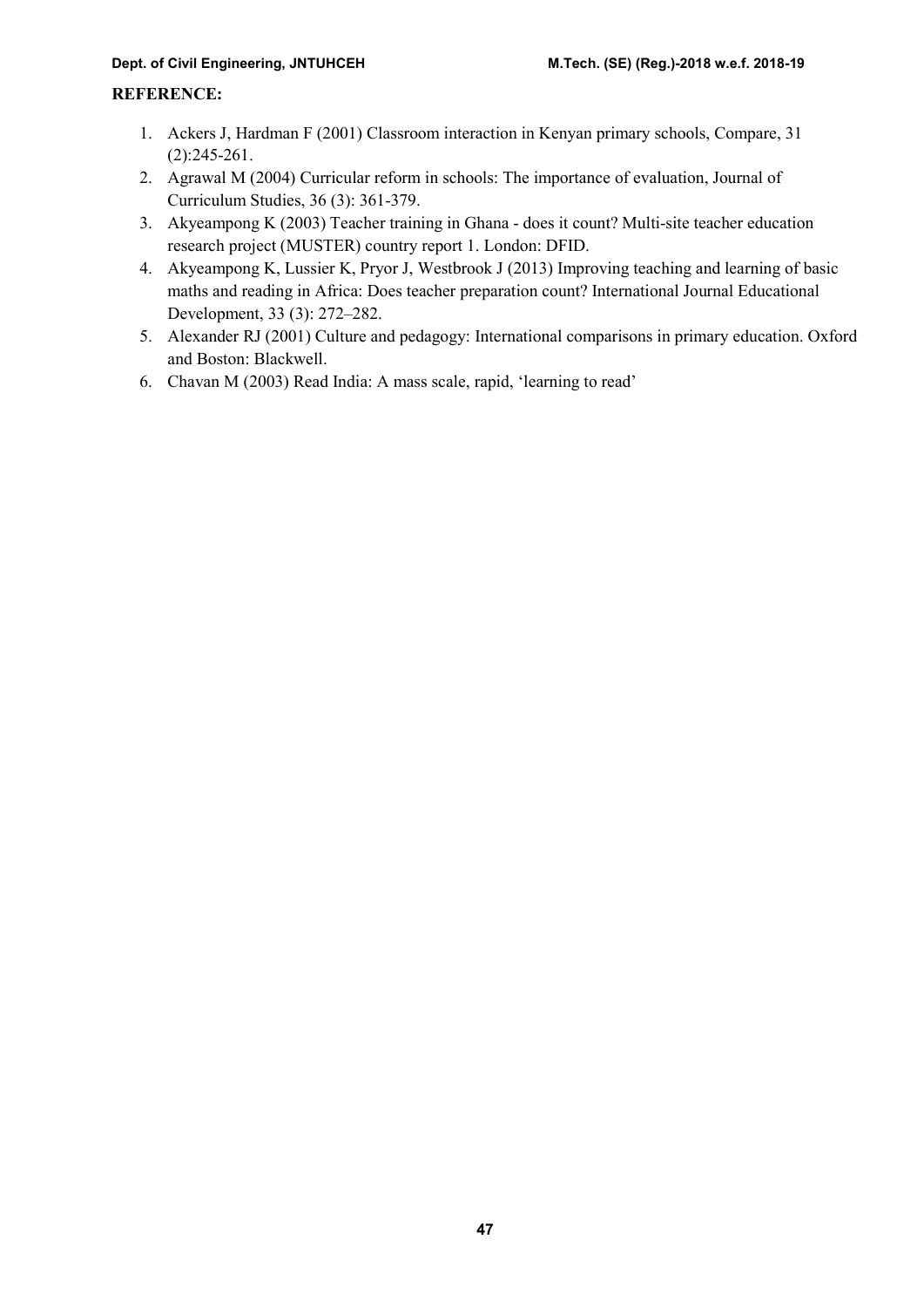**REFERENCE:**

1. Ackers J, Hardman F (2001) Classroom interaction in Kenyan primary schools, Compare, 31 (2):245-261.
2. Agrawal M (2004) Curricular reform in schools: The importance of evaluation, Journal of Curriculum Studies, 36 (3): 361-379.
3. Akyeampong K (2003) Teacher training in Ghana - does it count? Multi-site teacher education research project (MUSTER) country report 1. London: DFID.
4. Akyeampong K, Lussier K, Pryor J, Westbrook J (2013) Improving teaching and learning of basic maths and reading in Africa: Does teacher preparation count? International Journal Educational Development, 33 (3): 272–282.
5. Alexander RJ (2001) Culture and pedagogy: International comparisons in primary education. Oxford and Boston: Blackwell.
6. Chavan M (2003) Read India: A mass scale, rapid, 'learning to read'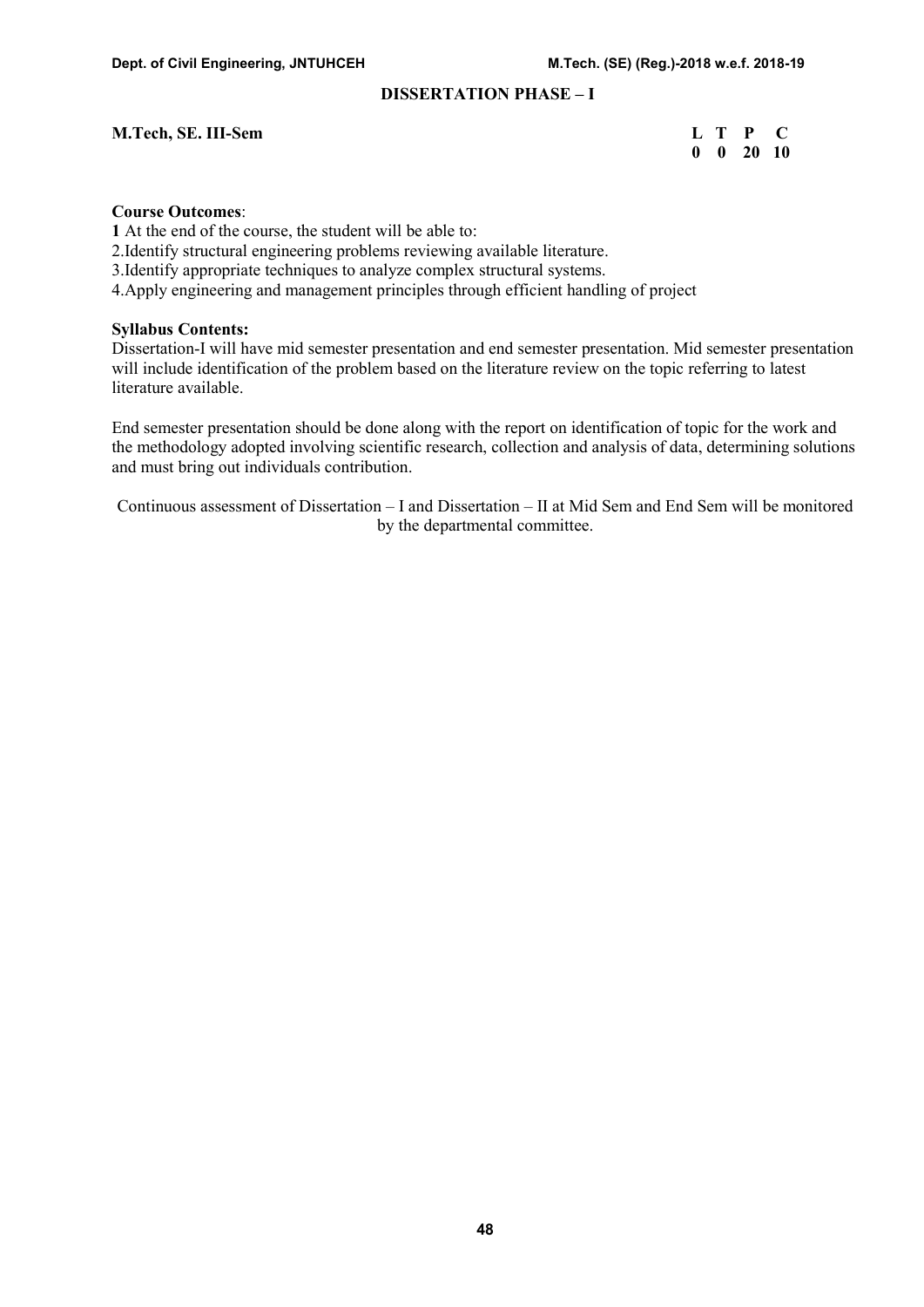## DISSERTATION PHASE – I

**M.Tech, SE. III-Sem**

| L | T | P | C |
|---|---|---|---|
| 0 | 0 | 20 | 10 |

**Course Outcomes**:

**1** At the end of the course, the student will be able to:

2.Identify structural engineering problems reviewing available literature.

3.Identify appropriate techniques to analyze complex structural systems.

4.Apply engineering and management principles through efficient handling of project

**Syllabus Contents:**

Dissertation-I will have mid semester presentation and end semester presentation. Mid semester presentation will include identification of the problem based on the literature review on the topic referring to latest literature available.

End semester presentation should be done along with the report on identification of topic for the work and the methodology adopted involving scientific research, collection and analysis of data, determining solutions and must bring out individuals contribution.

Continuous assessment of Dissertation – I and Dissertation – II at Mid Sem and End Sem will be monitored by the departmental committee.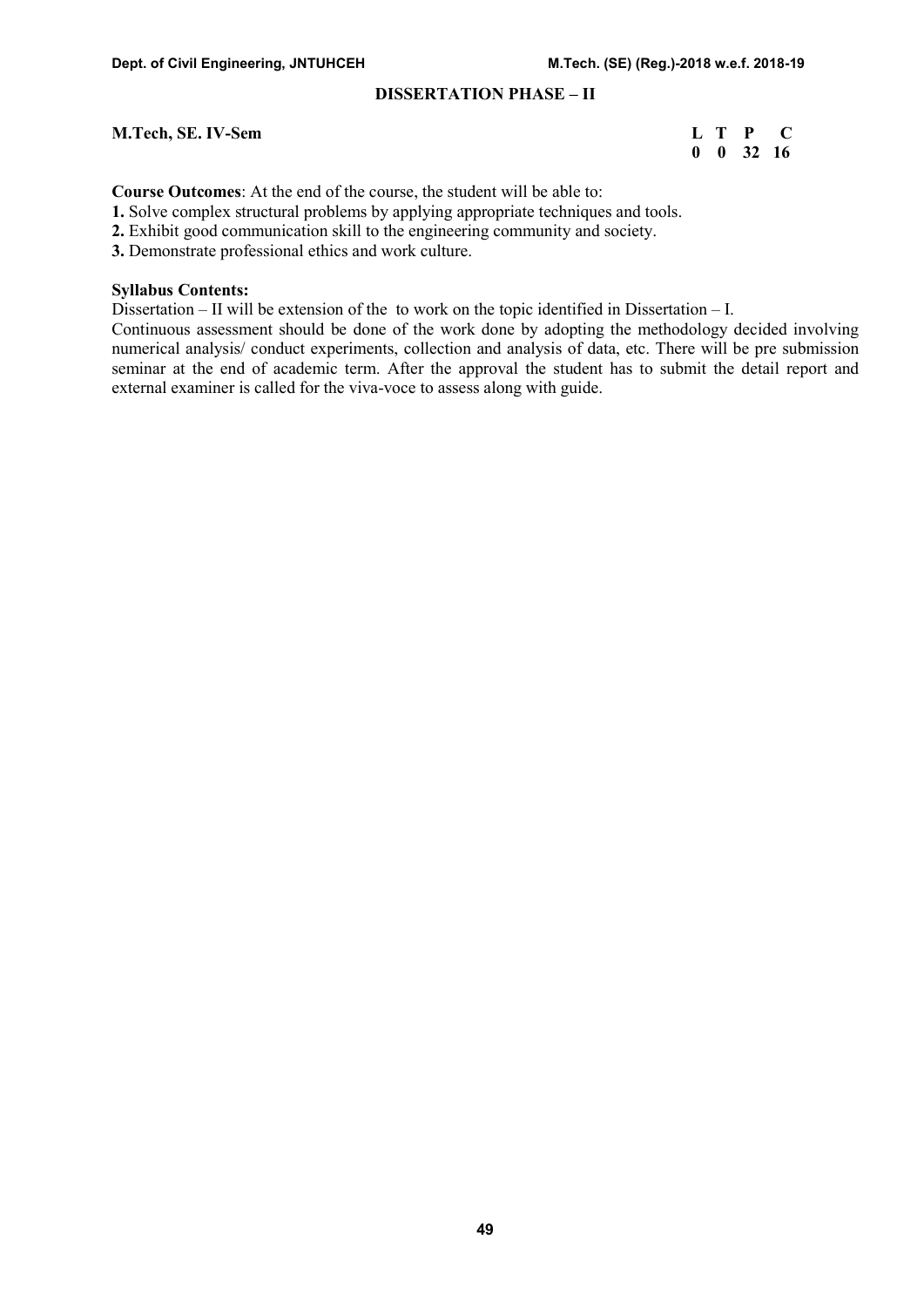## DISSERTATION PHASE – II

**M.Tech, SE. IV-Sem**

| L | T | P | C |
|---|---|---|---|
| 0 | 0 | 32 | 16 |

**Course Outcomes**: At the end of the course, the student will be able to:

**1.** Solve complex structural problems by applying appropriate techniques and tools.
**2.** Exhibit good communication skill to the engineering community and society.
**3.** Demonstrate professional ethics and work culture.

**Syllabus Contents:**

Dissertation – II will be extension of the to work on the topic identified in Dissertation – I.

Continuous assessment should be done of the work done by adopting the methodology decided involving numerical analysis/ conduct experiments, collection and analysis of data, etc. There will be pre submission seminar at the end of academic term. After the approval the student has to submit the detail report and external examiner is called for the viva-voce to assess along with guide.